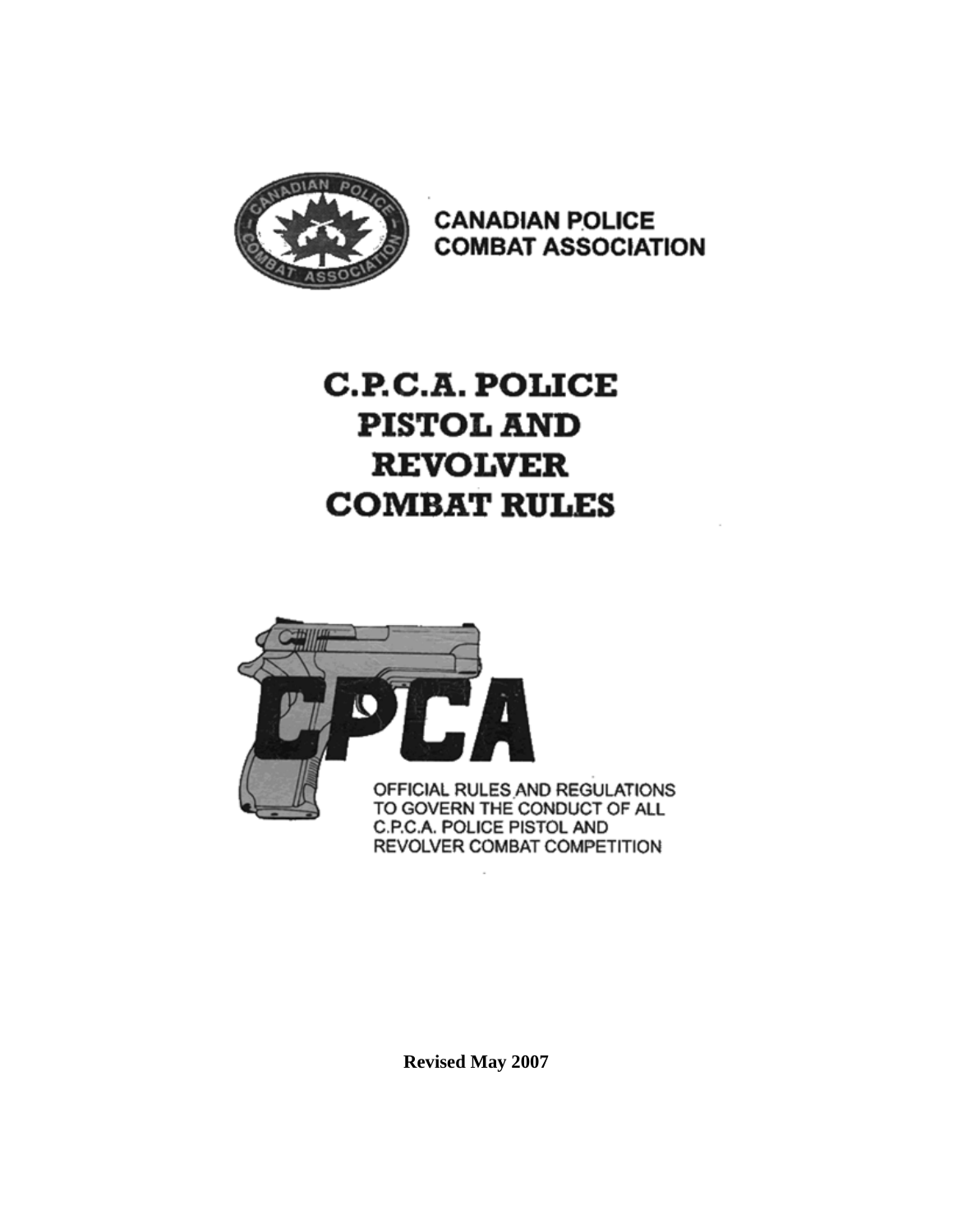CANADIAN POLICE
COMBAT ASSOCIATION

# C.P.C.A. POLICE PISTOL AND REVOLVER COMBAT RULES

CPCA

OFFICIAL RULES AND REGULATIONS TO GOVERN THE CONDUCT OF ALL C.P.C.A. POLICE PISTOL AND REVOLVER COMBAT COMPETITION

**Revised May 2007**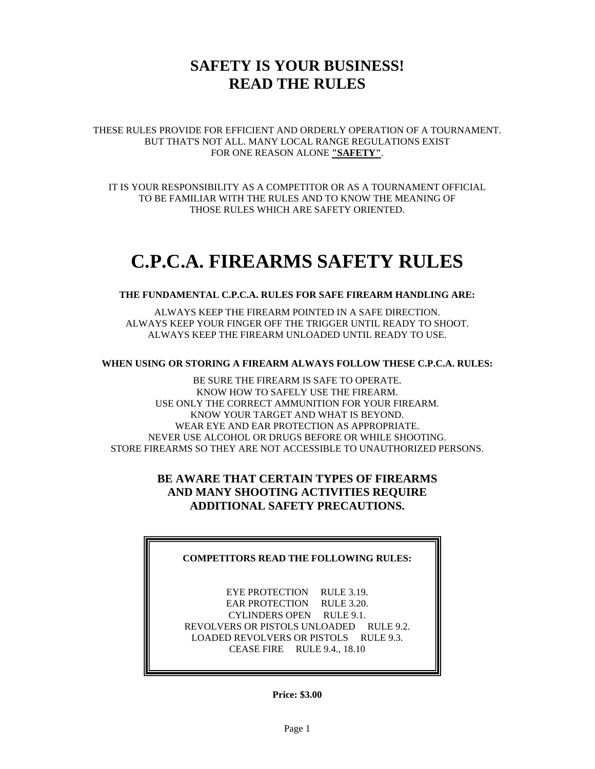# SAFETY IS YOUR BUSINESS!
# READ THE RULES

THESE RULES PROVIDE FOR EFFICIENT AND ORDERLY OPERATION OF A TOURNAMENT.
BUT THAT'S NOT ALL. MANY LOCAL RANGE REGULATIONS EXIST
FOR ONE REASON ALONE **"SAFETY"**.

IT IS YOUR RESPONSIBILITY AS A COMPETITOR OR AS A TOURNAMENT OFFICIAL
TO BE FAMILIAR WITH THE RULES AND TO KNOW THE MEANING OF
THOSE RULES WHICH ARE SAFETY ORIENTED.

# C.P.C.A. FIREARMS SAFETY RULES

**THE FUNDAMENTAL C.P.C.A. RULES FOR SAFE FIREARM HANDLING ARE:**

ALWAYS KEEP THE FIREARM POINTED IN A SAFE DIRECTION.
ALWAYS KEEP YOUR FINGER OFF THE TRIGGER UNTIL READY TO SHOOT.
ALWAYS KEEP THE FIREARM UNLOADED UNTIL READY TO USE.

**WHEN USING OR STORING A FIREARM ALWAYS FOLLOW THESE C.P.C.A. RULES:**

BE SURE THE FIREARM IS SAFE TO OPERATE.
KNOW HOW TO SAFELY USE THE FIREARM.
USE ONLY THE CORRECT AMMUNITION FOR YOUR FIREARM.
KNOW YOUR TARGET AND WHAT IS BEYOND.
WEAR EYE AND EAR PROTECTION AS APPROPRIATE.
NEVER USE ALCOHOL OR DRUGS BEFORE OR WHILE SHOOTING.
STORE FIREARMS SO THEY ARE NOT ACCESSIBLE TO UNAUTHORIZED PERSONS.

### BE AWARE THAT CERTAIN TYPES OF FIREARMS AND MANY SHOOTING ACTIVITIES REQUIRE ADDITIONAL SAFETY PRECAUTIONS.

**COMPETITORS READ THE FOLLOWING RULES:**

EYE PROTECTION RULE 3.19.
EAR PROTECTION RULE 3.20.
CYLINDERS OPEN RULE 9.1.
REVOLVERS OR PISTOLS UNLOADED RULE 9.2.
LOADED REVOLVERS OR PISTOLS RULE 9.3.
CEASE FIRE RULE 9.4., 18.10

**Price: $3.00**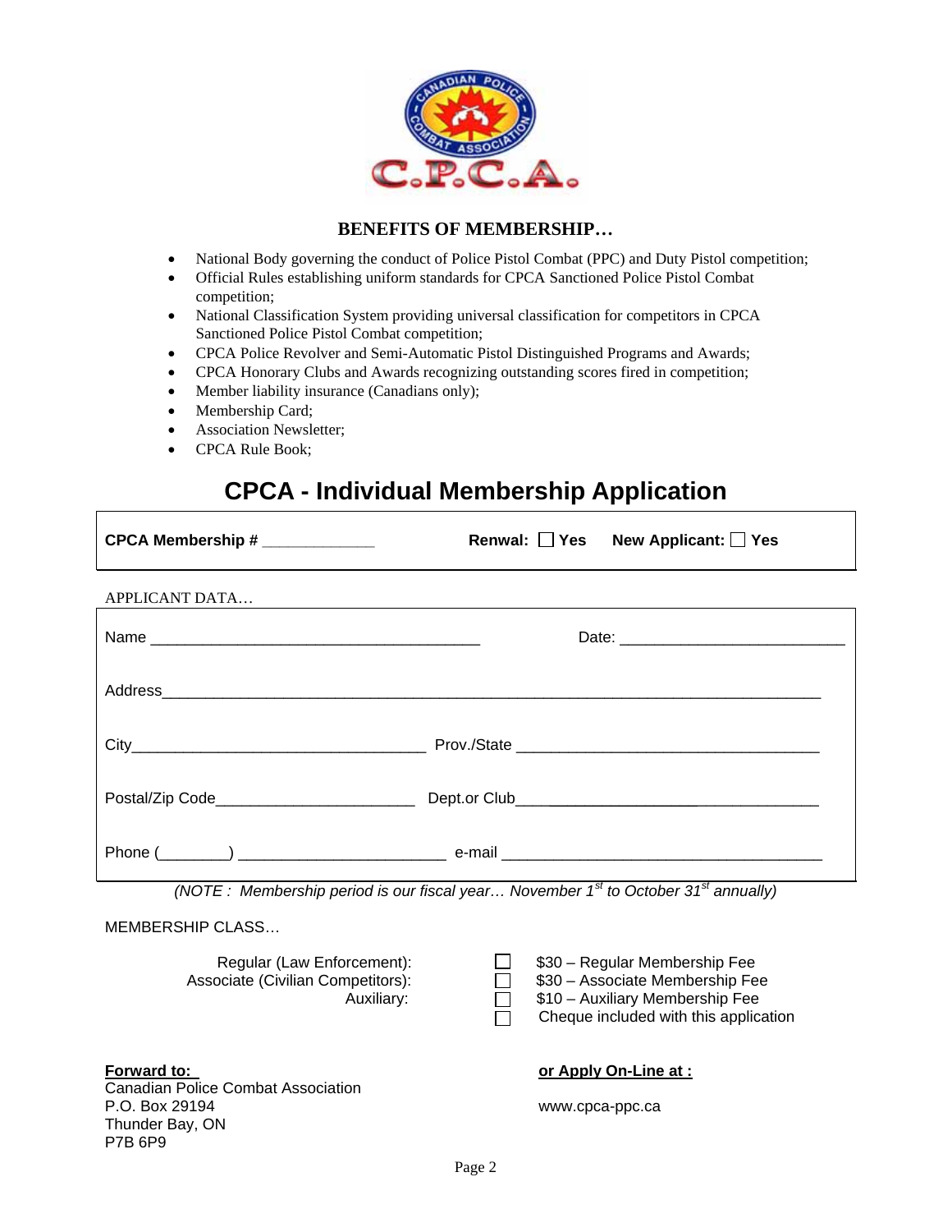## BENEFITS OF MEMBERSHIP…

- National Body governing the conduct of Police Pistol Combat (PPC) and Duty Pistol competition;
- Official Rules establishing uniform standards for CPCA Sanctioned Police Pistol Combat competition;
- National Classification System providing universal classification for competitors in CPCA Sanctioned Police Pistol Combat competition;
- CPCA Police Revolver and Semi-Automatic Pistol Distinguished Programs and Awards;
- CPCA Honorary Clubs and Awards recognizing outstanding scores fired in competition;
- Member liability insurance (Canadians only);
- Membership Card;
- Association Newsletter;
- CPCA Rule Book;

# CPCA - Individual Membership Application

**CPCA Membership #** _____________ **Renwal:** ☐ **Yes** **New Applicant:** ☐ **Yes**

APPLICANT DATA…

Name ______________________________________ Date: _________________________

Address___________________________________________________________________________

City_________________________________ Prov./State __________________________________

Postal/Zip Code______________________ Dept.or Club__________________________________

Phone (_______) ______________________ e-mail ____________________________________

*(NOTE : Membership period is our fiscal year… November 1st to October 31st annually)*

MEMBERSHIP CLASS…

| | | |
|---|---|---|
| Regular (Law Enforcement): | ☐ | $30 – Regular Membership Fee |
| Associate (Civilian Competitors): | ☐ | $30 – Associate Membership Fee |
| Auxiliary: | ☐ | $10 – Auxiliary Membership Fee |
| | ☐ | Cheque included with this application |

**Forward to:**
Canadian Police Combat Association
P.O. Box 29194
Thunder Bay, ON
P7B 6P9

**or Apply On-Line at :**

www.cpca-ppc.ca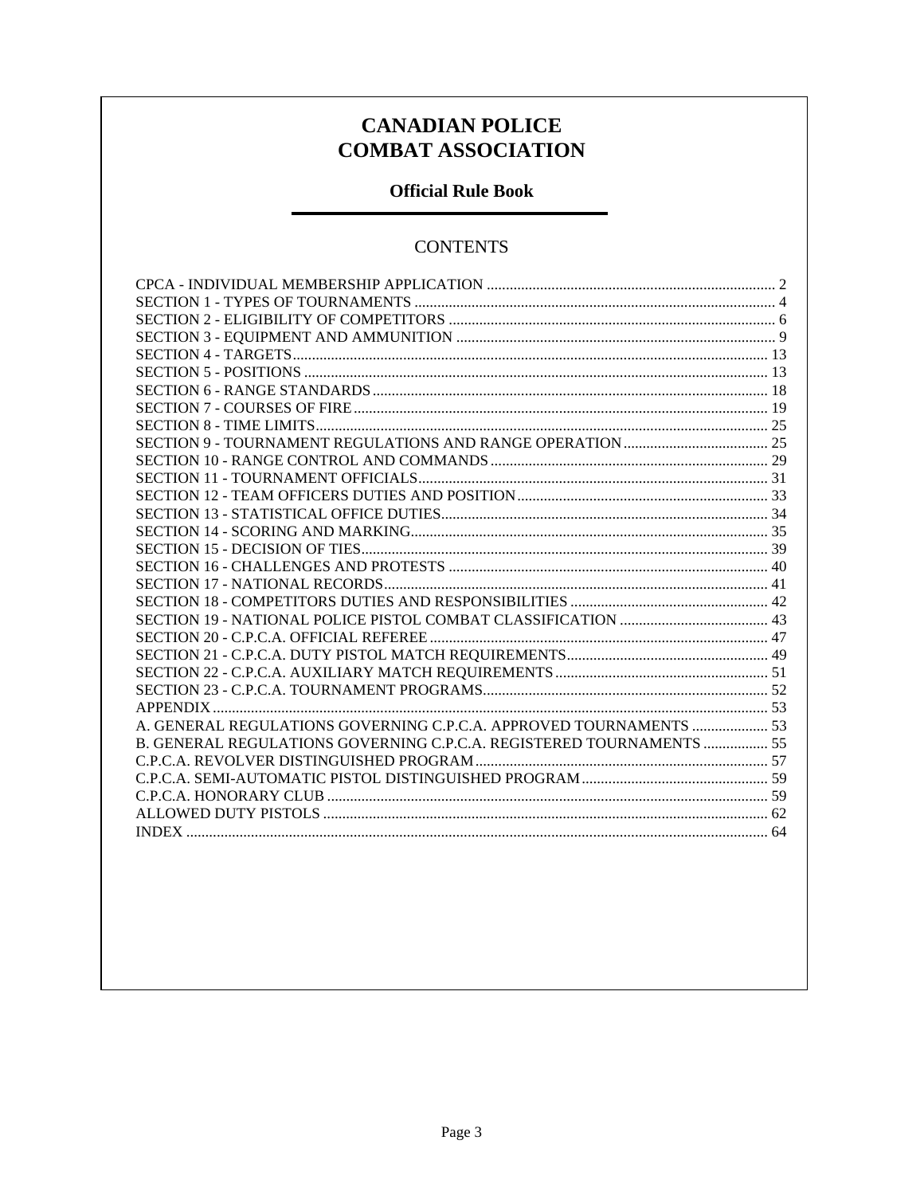# CANADIAN POLICE COMBAT ASSOCIATION

## Official Rule Book

## CONTENTS

CPCA - INDIVIDUAL MEMBERSHIP APPLICATION .......... 2
SECTION 1 - TYPES OF TOURNAMENTS .......... 4
SECTION 2 - ELIGIBILITY OF COMPETITORS .......... 6
SECTION 3 - EQUIPMENT AND AMMUNITION .......... 9
SECTION 4 - TARGETS .......... 13
SECTION 5 - POSITIONS .......... 13
SECTION 6 - RANGE STANDARDS .......... 18
SECTION 7 - COURSES OF FIRE .......... 19
SECTION 8 - TIME LIMITS .......... 25
SECTION 9 - TOURNAMENT REGULATIONS AND RANGE OPERATION .......... 25
SECTION 10 - RANGE CONTROL AND COMMANDS .......... 29
SECTION 11 - TOURNAMENT OFFICIALS .......... 31
SECTION 12 - TEAM OFFICERS DUTIES AND POSITION .......... 33
SECTION 13 - STATISTICAL OFFICE DUTIES .......... 34
SECTION 14 - SCORING AND MARKING .......... 35
SECTION 15 - DECISION OF TIES .......... 39
SECTION 16 - CHALLENGES AND PROTESTS .......... 40
SECTION 17 - NATIONAL RECORDS .......... 41
SECTION 18 - COMPETITORS DUTIES AND RESPONSIBILITIES .......... 42
SECTION 19 - NATIONAL POLICE PISTOL COMBAT CLASSIFICATION .......... 43
SECTION 20 - C.P.C.A. OFFICIAL REFEREE .......... 47
SECTION 21 - C.P.C.A. DUTY PISTOL MATCH REQUIREMENTS .......... 49
SECTION 22 - C.P.C.A. AUXILIARY MATCH REQUIREMENTS .......... 51
SECTION 23 - C.P.C.A. TOURNAMENT PROGRAMS .......... 52
APPENDIX .......... 53
A. GENERAL REGULATIONS GOVERNING C.P.C.A. APPROVED TOURNAMENTS .......... 53
B. GENERAL REGULATIONS GOVERNING C.P.C.A. REGISTERED TOURNAMENTS .......... 55
C.P.C.A. REVOLVER DISTINGUISHED PROGRAM .......... 57
C.P.C.A. SEMI-AUTOMATIC PISTOL DISTINGUISHED PROGRAM .......... 59
C.P.C.A. HONORARY CLUB .......... 59
ALLOWED DUTY PISTOLS .......... 62
INDEX .......... 64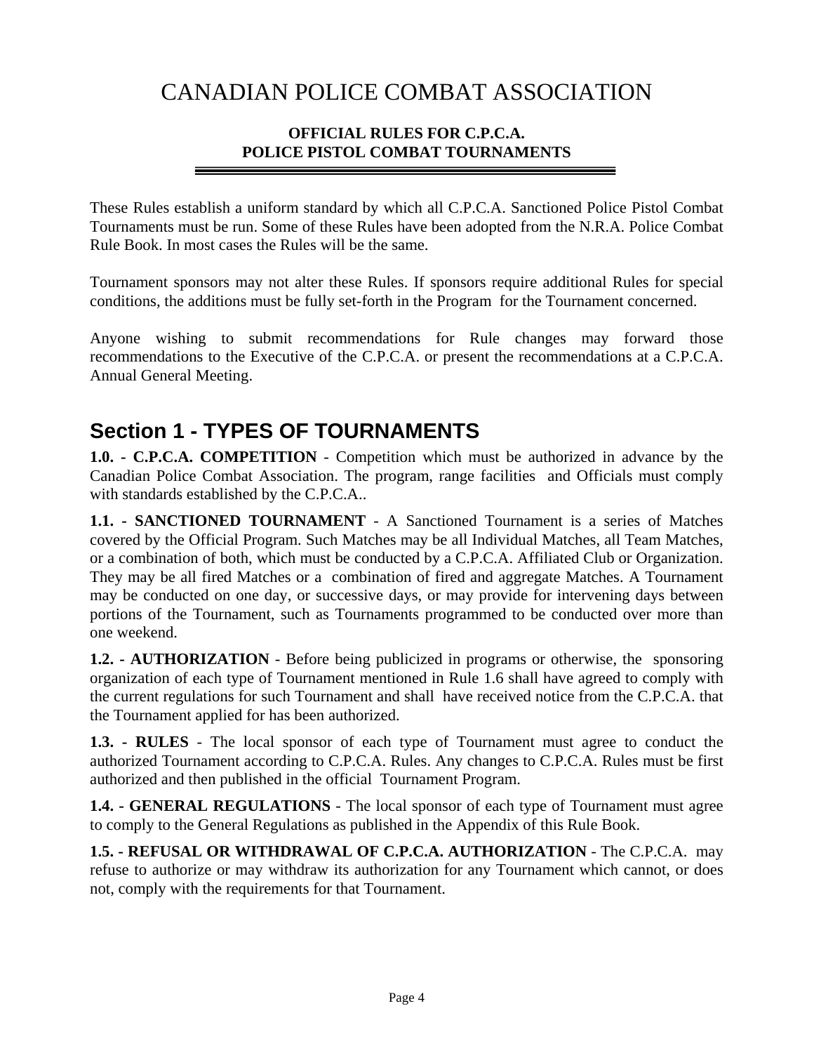# CANADIAN POLICE COMBAT ASSOCIATION

**OFFICIAL RULES FOR C.P.C.A.**
**POLICE PISTOL COMBAT TOURNAMENTS**

These Rules establish a uniform standard by which all C.P.C.A. Sanctioned Police Pistol Combat Tournaments must be run. Some of these Rules have been adopted from the N.R.A. Police Combat Rule Book. In most cases the Rules will be the same.

Tournament sponsors may not alter these Rules. If sponsors require additional Rules for special conditions, the additions must be fully set-forth in the Program for the Tournament concerned.

Anyone wishing to submit recommendations for Rule changes may forward those recommendations to the Executive of the C.P.C.A. or present the recommendations at a C.P.C.A. Annual General Meeting.

## Section 1 - TYPES OF TOURNAMENTS

**1.0. - C.P.C.A. COMPETITION** - Competition which must be authorized in advance by the Canadian Police Combat Association. The program, range facilities and Officials must comply with standards established by the C.P.C.A..

**1.1. - SANCTIONED TOURNAMENT** - A Sanctioned Tournament is a series of Matches covered by the Official Program. Such Matches may be all Individual Matches, all Team Matches, or a combination of both, which must be conducted by a C.P.C.A. Affiliated Club or Organization. They may be all fired Matches or a combination of fired and aggregate Matches. A Tournament may be conducted on one day, or successive days, or may provide for intervening days between portions of the Tournament, such as Tournaments programmed to be conducted over more than one weekend.

**1.2. - AUTHORIZATION** - Before being publicized in programs or otherwise, the sponsoring organization of each type of Tournament mentioned in Rule 1.6 shall have agreed to comply with the current regulations for such Tournament and shall have received notice from the C.P.C.A. that the Tournament applied for has been authorized.

**1.3. - RULES** - The local sponsor of each type of Tournament must agree to conduct the authorized Tournament according to C.P.C.A. Rules. Any changes to C.P.C.A. Rules must be first authorized and then published in the official Tournament Program.

**1.4. - GENERAL REGULATIONS** - The local sponsor of each type of Tournament must agree to comply to the General Regulations as published in the Appendix of this Rule Book.

**1.5. - REFUSAL OR WITHDRAWAL OF C.P.C.A. AUTHORIZATION** - The C.P.C.A. may refuse to authorize or may withdraw its authorization for any Tournament which cannot, or does not, comply with the requirements for that Tournament.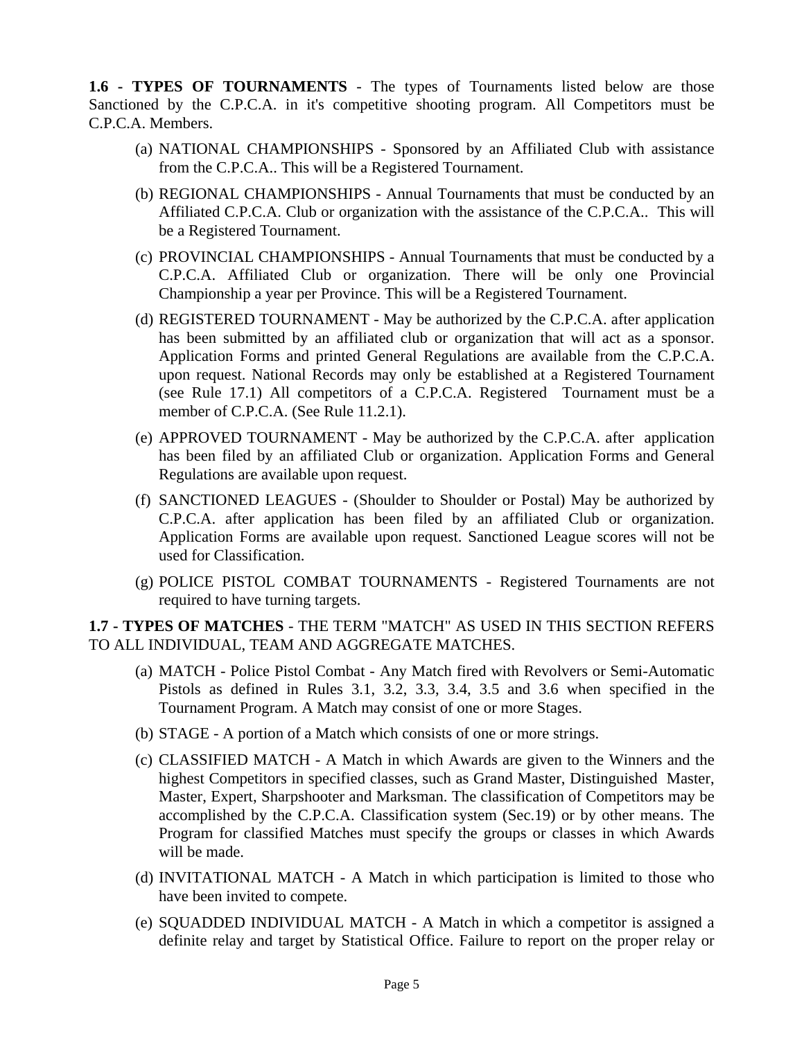**1.6 - TYPES OF TOURNAMENTS** - The types of Tournaments listed below are those Sanctioned by the C.P.C.A. in it's competitive shooting program. All Competitors must be C.P.C.A. Members.

(a) NATIONAL CHAMPIONSHIPS - Sponsored by an Affiliated Club with assistance from the C.P.C.A.. This will be a Registered Tournament.

(b) REGIONAL CHAMPIONSHIPS - Annual Tournaments that must be conducted by an Affiliated C.P.C.A. Club or organization with the assistance of the C.P.C.A.. This will be a Registered Tournament.

(c) PROVINCIAL CHAMPIONSHIPS - Annual Tournaments that must be conducted by a C.P.C.A. Affiliated Club or organization. There will be only one Provincial Championship a year per Province. This will be a Registered Tournament.

(d) REGISTERED TOURNAMENT - May be authorized by the C.P.C.A. after application has been submitted by an affiliated club or organization that will act as a sponsor. Application Forms and printed General Regulations are available from the C.P.C.A. upon request. National Records may only be established at a Registered Tournament (see Rule 17.1) All competitors of a C.P.C.A. Registered Tournament must be a member of C.P.C.A. (See Rule 11.2.1).

(e) APPROVED TOURNAMENT - May be authorized by the C.P.C.A. after application has been filed by an affiliated Club or organization. Application Forms and General Regulations are available upon request.

(f) SANCTIONED LEAGUES - (Shoulder to Shoulder or Postal) May be authorized by C.P.C.A. after application has been filed by an affiliated Club or organization. Application Forms are available upon request. Sanctioned League scores will not be used for Classification.

(g) POLICE PISTOL COMBAT TOURNAMENTS - Registered Tournaments are not required to have turning targets.

**1.7 - TYPES OF MATCHES** - THE TERM "MATCH" AS USED IN THIS SECTION REFERS TO ALL INDIVIDUAL, TEAM AND AGGREGATE MATCHES.

(a) MATCH - Police Pistol Combat - Any Match fired with Revolvers or Semi-Automatic Pistols as defined in Rules 3.1, 3.2, 3.3, 3.4, 3.5 and 3.6 when specified in the Tournament Program. A Match may consist of one or more Stages.

(b) STAGE - A portion of a Match which consists of one or more strings.

(c) CLASSIFIED MATCH - A Match in which Awards are given to the Winners and the highest Competitors in specified classes, such as Grand Master, Distinguished Master, Master, Expert, Sharpshooter and Marksman. The classification of Competitors may be accomplished by the C.P.C.A. Classification system (Sec.19) or by other means. The Program for classified Matches must specify the groups or classes in which Awards will be made.

(d) INVITATIONAL MATCH - A Match in which participation is limited to those who have been invited to compete.

(e) SQUADDED INDIVIDUAL MATCH - A Match in which a competitor is assigned a definite relay and target by Statistical Office. Failure to report on the proper relay or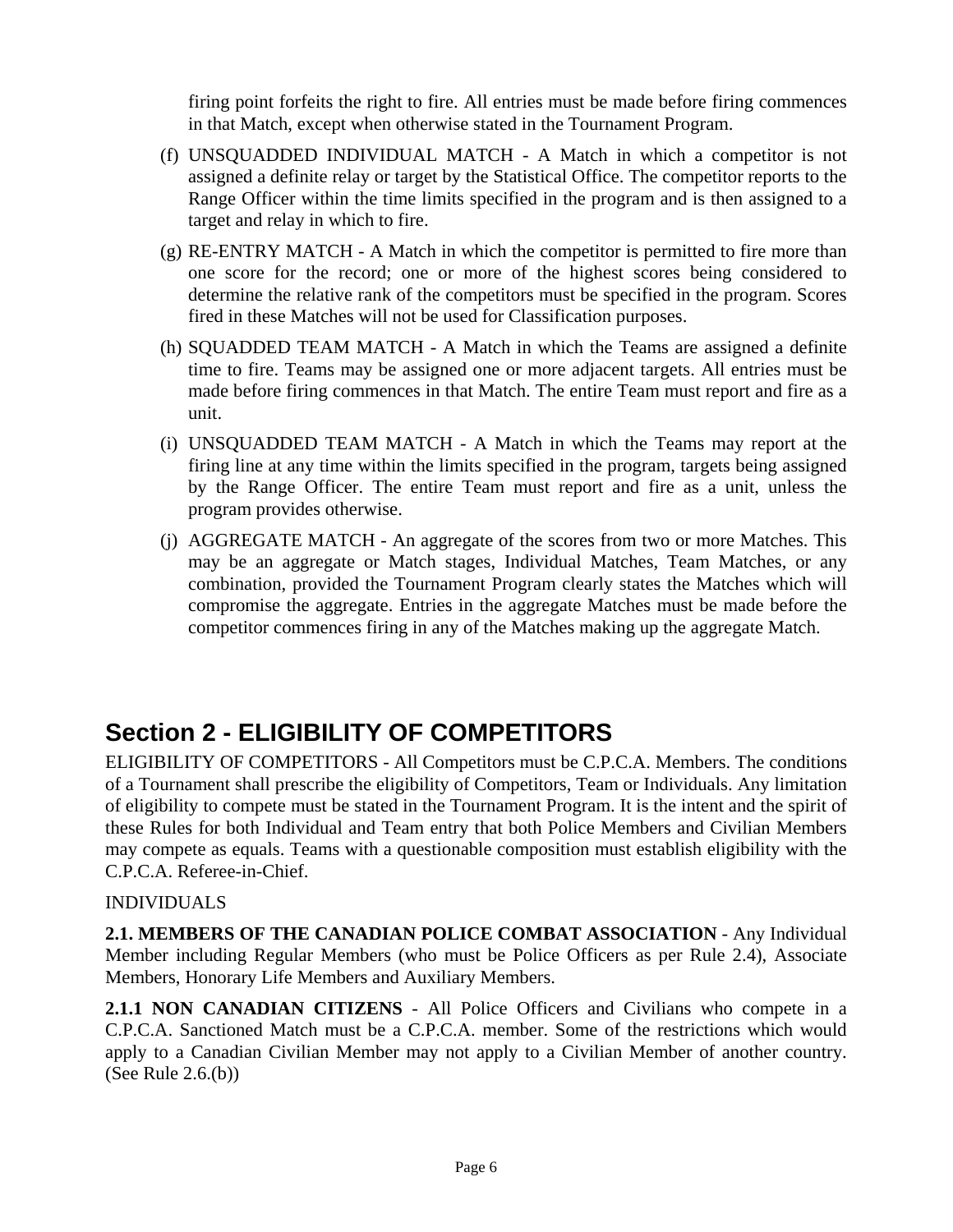firing point forfeits the right to fire. All entries must be made before firing commences in that Match, except when otherwise stated in the Tournament Program.

(f) UNSQUADDED INDIVIDUAL MATCH - A Match in which a competitor is not assigned a definite relay or target by the Statistical Office. The competitor reports to the Range Officer within the time limits specified in the program and is then assigned to a target and relay in which to fire.

(g) RE-ENTRY MATCH - A Match in which the competitor is permitted to fire more than one score for the record; one or more of the highest scores being considered to determine the relative rank of the competitors must be specified in the program. Scores fired in these Matches will not be used for Classification purposes.

(h) SQUADDED TEAM MATCH - A Match in which the Teams are assigned a definite time to fire. Teams may be assigned one or more adjacent targets. All entries must be made before firing commences in that Match. The entire Team must report and fire as a unit.

(i) UNSQUADDED TEAM MATCH - A Match in which the Teams may report at the firing line at any time within the limits specified in the program, targets being assigned by the Range Officer. The entire Team must report and fire as a unit, unless the program provides otherwise.

(j) AGGREGATE MATCH - An aggregate of the scores from two or more Matches. This may be an aggregate or Match stages, Individual Matches, Team Matches, or any combination, provided the Tournament Program clearly states the Matches which will compromise the aggregate. Entries in the aggregate Matches must be made before the competitor commences firing in any of the Matches making up the aggregate Match.

## Section 2 - ELIGIBILITY OF COMPETITORS

ELIGIBILITY OF COMPETITORS - All Competitors must be C.P.C.A. Members. The conditions of a Tournament shall prescribe the eligibility of Competitors, Team or Individuals. Any limitation of eligibility to compete must be stated in the Tournament Program. It is the intent and the spirit of these Rules for both Individual and Team entry that both Police Members and Civilian Members may compete as equals. Teams with a questionable composition must establish eligibility with the C.P.C.A. Referee-in-Chief.

INDIVIDUALS

**2.1. MEMBERS OF THE CANADIAN POLICE COMBAT ASSOCIATION** - Any Individual Member including Regular Members (who must be Police Officers as per Rule 2.4), Associate Members, Honorary Life Members and Auxiliary Members.

**2.1.1 NON CANADIAN CITIZENS** - All Police Officers and Civilians who compete in a C.P.C.A. Sanctioned Match must be a C.P.C.A. member. Some of the restrictions which would apply to a Canadian Civilian Member may not apply to a Civilian Member of another country. (See Rule 2.6.(b))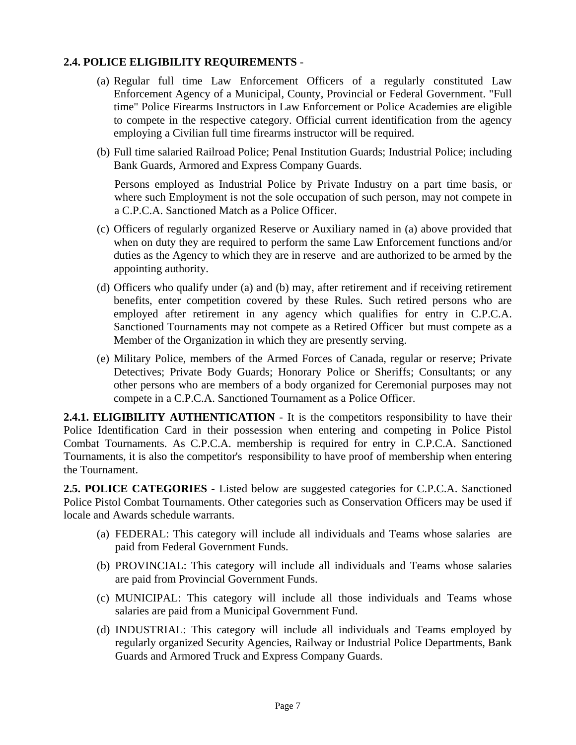**2.4. POLICE ELIGIBILITY REQUIREMENTS** -

(a) Regular full time Law Enforcement Officers of a regularly constituted Law Enforcement Agency of a Municipal, County, Provincial or Federal Government. "Full time" Police Firearms Instructors in Law Enforcement or Police Academies are eligible to compete in the respective category. Official current identification from the agency employing a Civilian full time firearms instructor will be required.

(b) Full time salaried Railroad Police; Penal Institution Guards; Industrial Police; including Bank Guards, Armored and Express Company Guards.

Persons employed as Industrial Police by Private Industry on a part time basis, or where such Employment is not the sole occupation of such person, may not compete in a C.P.C.A. Sanctioned Match as a Police Officer.

(c) Officers of regularly organized Reserve or Auxiliary named in (a) above provided that when on duty they are required to perform the same Law Enforcement functions and/or duties as the Agency to which they are in reserve and are authorized to be armed by the appointing authority.

(d) Officers who qualify under (a) and (b) may, after retirement and if receiving retirement benefits, enter competition covered by these Rules. Such retired persons who are employed after retirement in any agency which qualifies for entry in C.P.C.A. Sanctioned Tournaments may not compete as a Retired Officer but must compete as a Member of the Organization in which they are presently serving.

(e) Military Police, members of the Armed Forces of Canada, regular or reserve; Private Detectives; Private Body Guards; Honorary Police or Sheriffs; Consultants; or any other persons who are members of a body organized for Ceremonial purposes may not compete in a C.P.C.A. Sanctioned Tournament as a Police Officer.

**2.4.1. ELIGIBILITY AUTHENTICATION** - It is the competitors responsibility to have their Police Identification Card in their possession when entering and competing in Police Pistol Combat Tournaments. As C.P.C.A. membership is required for entry in C.P.C.A. Sanctioned Tournaments, it is also the competitor's responsibility to have proof of membership when entering the Tournament.

**2.5. POLICE CATEGORIES** - Listed below are suggested categories for C.P.C.A. Sanctioned Police Pistol Combat Tournaments. Other categories such as Conservation Officers may be used if locale and Awards schedule warrants.

(a) FEDERAL: This category will include all individuals and Teams whose salaries are paid from Federal Government Funds.

(b) PROVINCIAL: This category will include all individuals and Teams whose salaries are paid from Provincial Government Funds.

(c) MUNICIPAL: This category will include all those individuals and Teams whose salaries are paid from a Municipal Government Fund.

(d) INDUSTRIAL: This category will include all individuals and Teams employed by regularly organized Security Agencies, Railway or Industrial Police Departments, Bank Guards and Armored Truck and Express Company Guards.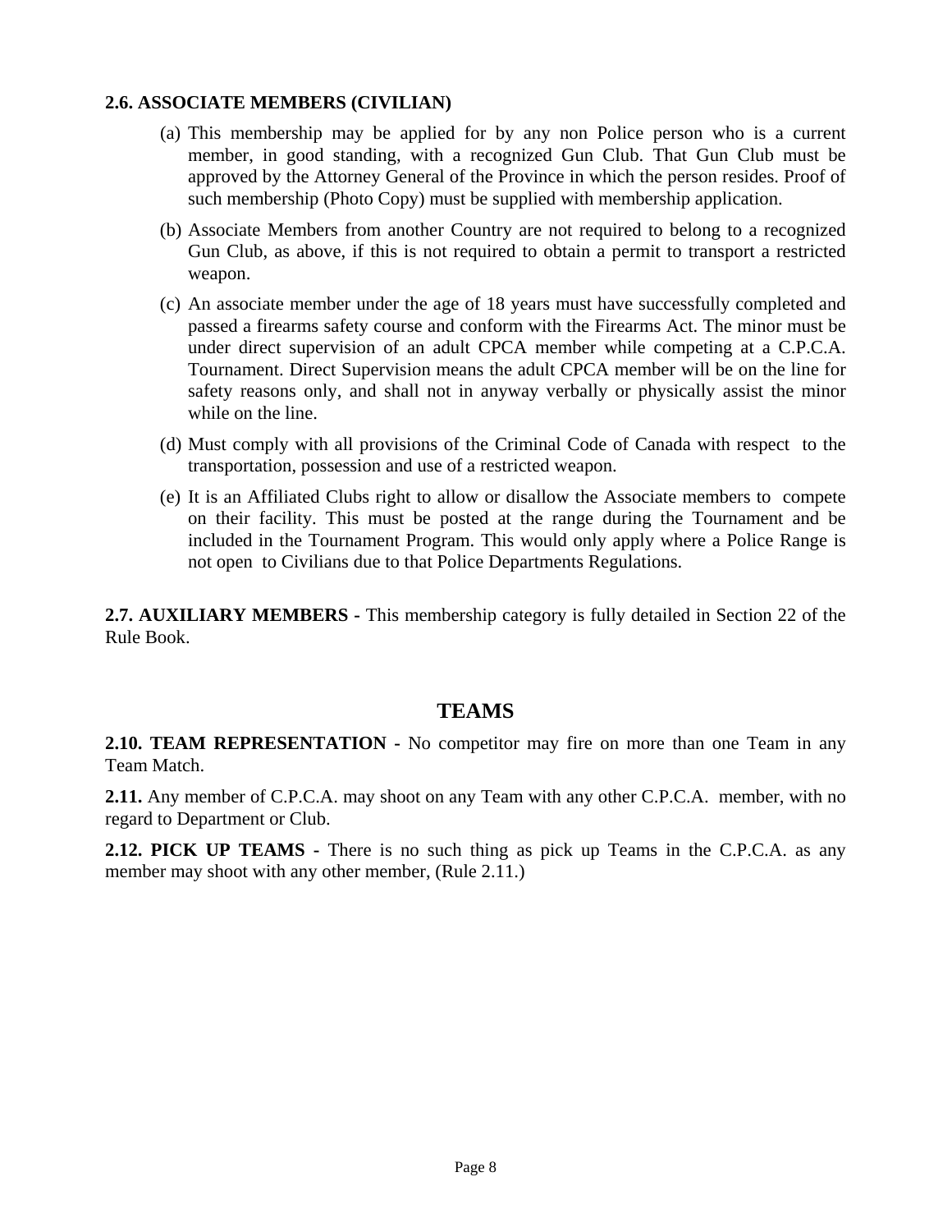**2.6. ASSOCIATE MEMBERS (CIVILIAN)**

(a) This membership may be applied for by any non Police person who is a current member, in good standing, with a recognized Gun Club. That Gun Club must be approved by the Attorney General of the Province in which the person resides. Proof of such membership (Photo Copy) must be supplied with membership application.

(b) Associate Members from another Country are not required to belong to a recognized Gun Club, as above, if this is not required to obtain a permit to transport a restricted weapon.

(c) An associate member under the age of 18 years must have successfully completed and passed a firearms safety course and conform with the Firearms Act. The minor must be under direct supervision of an adult CPCA member while competing at a C.P.C.A. Tournament. Direct Supervision means the adult CPCA member will be on the line for safety reasons only, and shall not in anyway verbally or physically assist the minor while on the line.

(d) Must comply with all provisions of the Criminal Code of Canada with respect to the transportation, possession and use of a restricted weapon.

(e) It is an Affiliated Clubs right to allow or disallow the Associate members to compete on their facility. This must be posted at the range during the Tournament and be included in the Tournament Program. This would only apply where a Police Range is not open to Civilians due to that Police Departments Regulations.

**2.7. AUXILIARY MEMBERS -** This membership category is fully detailed in Section 22 of the Rule Book.

## TEAMS

**2.10. TEAM REPRESENTATION -** No competitor may fire on more than one Team in any Team Match.

**2.11.** Any member of C.P.C.A. may shoot on any Team with any other C.P.C.A. member, with no regard to Department or Club.

**2.12. PICK UP TEAMS -** There is no such thing as pick up Teams in the C.P.C.A. as any member may shoot with any other member, (Rule 2.11.)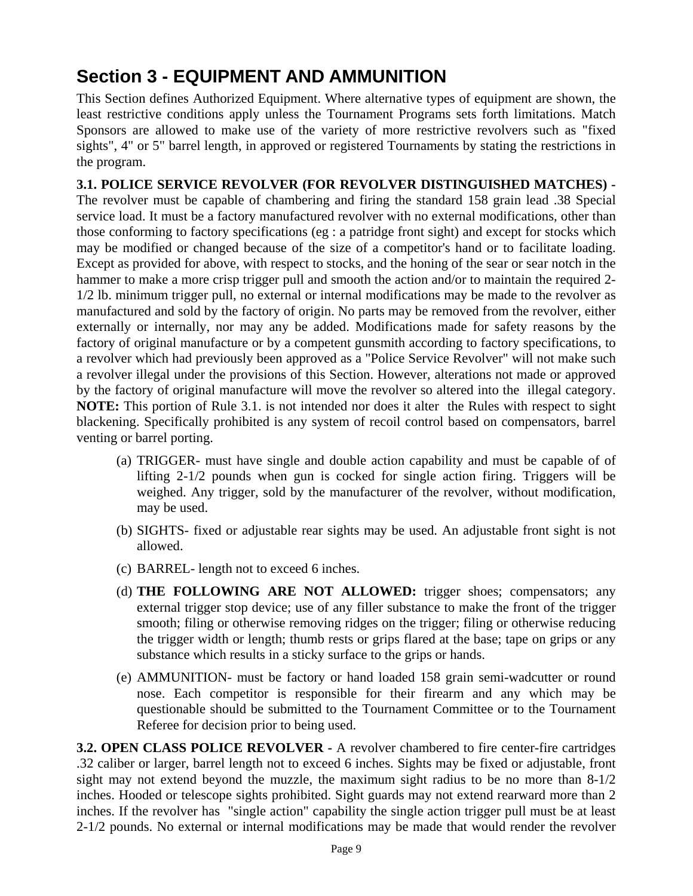# Section 3 - EQUIPMENT AND AMMUNITION

This Section defines Authorized Equipment. Where alternative types of equipment are shown, the least restrictive conditions apply unless the Tournament Programs sets forth limitations. Match Sponsors are allowed to make use of the variety of more restrictive revolvers such as "fixed sights", 4" or 5" barrel length, in approved or registered Tournaments by stating the restrictions in the program.

**3.1. POLICE SERVICE REVOLVER (FOR REVOLVER DISTINGUISHED MATCHES) -** The revolver must be capable of chambering and firing the standard 158 grain lead .38 Special service load. It must be a factory manufactured revolver with no external modifications, other than those conforming to factory specifications (eg : a patridge front sight) and except for stocks which may be modified or changed because of the size of a competitor's hand or to facilitate loading. Except as provided for above, with respect to stocks, and the honing of the sear or sear notch in the hammer to make a more crisp trigger pull and smooth the action and/or to maintain the required 2-1/2 lb. minimum trigger pull, no external or internal modifications may be made to the revolver as manufactured and sold by the factory of origin. No parts may be removed from the revolver, either externally or internally, nor may any be added. Modifications made for safety reasons by the factory of original manufacture or by a competent gunsmith according to factory specifications, to a revolver which had previously been approved as a "Police Service Revolver" will not make such a revolver illegal under the provisions of this Section. However, alterations not made or approved by the factory of original manufacture will move the revolver so altered into the illegal category. **NOTE:** This portion of Rule 3.1. is not intended nor does it alter the Rules with respect to sight blackening. Specifically prohibited is any system of recoil control based on compensators, barrel venting or barrel porting.

(a) TRIGGER- must have single and double action capability and must be capable of of lifting 2-1/2 pounds when gun is cocked for single action firing. Triggers will be weighed. Any trigger, sold by the manufacturer of the revolver, without modification, may be used.

(b) SIGHTS- fixed or adjustable rear sights may be used. An adjustable front sight is not allowed.

(c) BARREL- length not to exceed 6 inches.

(d) **THE FOLLOWING ARE NOT ALLOWED:** trigger shoes; compensators; any external trigger stop device; use of any filler substance to make the front of the trigger smooth; filing or otherwise removing ridges on the trigger; filing or otherwise reducing the trigger width or length; thumb rests or grips flared at the base; tape on grips or any substance which results in a sticky surface to the grips or hands.

(e) AMMUNITION- must be factory or hand loaded 158 grain semi-wadcutter or round nose. Each competitor is responsible for their firearm and any which may be questionable should be submitted to the Tournament Committee or to the Tournament Referee for decision prior to being used.

**3.2. OPEN CLASS POLICE REVOLVER -** A revolver chambered to fire center-fire cartridges .32 caliber or larger, barrel length not to exceed 6 inches. Sights may be fixed or adjustable, front sight may not extend beyond the muzzle, the maximum sight radius to be no more than 8-1/2 inches. Hooded or telescope sights prohibited. Sight guards may not extend rearward more than 2 inches. If the revolver has "single action" capability the single action trigger pull must be at least 2-1/2 pounds. No external or internal modifications may be made that would render the revolver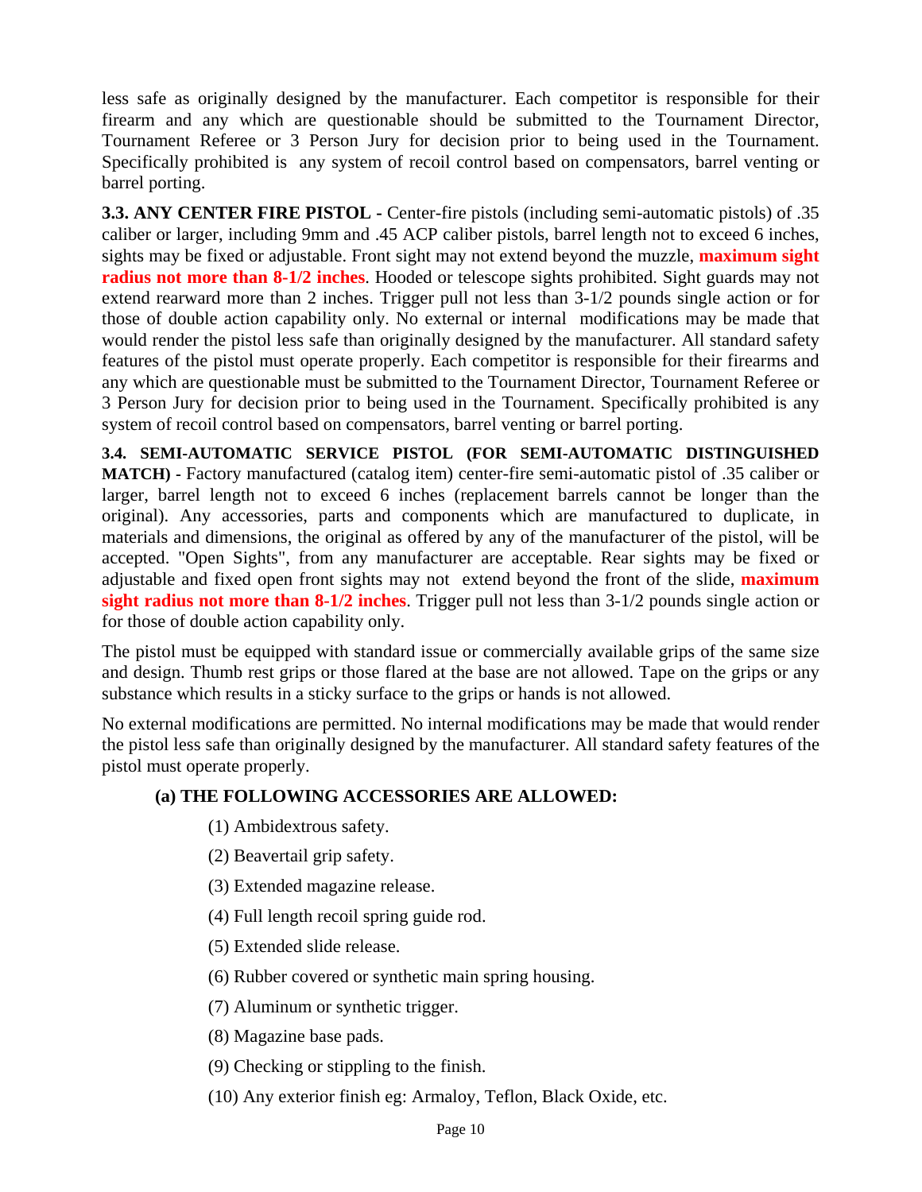less safe as originally designed by the manufacturer. Each competitor is responsible for their firearm and any which are questionable should be submitted to the Tournament Director, Tournament Referee or 3 Person Jury for decision prior to being used in the Tournament. Specifically prohibited is any system of recoil control based on compensators, barrel venting or barrel porting.

**3.3. ANY CENTER FIRE PISTOL -** Center-fire pistols (including semi-automatic pistols) of .35 caliber or larger, including 9mm and .45 ACP caliber pistols, barrel length not to exceed 6 inches, sights may be fixed or adjustable. Front sight may not extend beyond the muzzle, **maximum sight radius not more than 8-1/2 inches**. Hooded or telescope sights prohibited. Sight guards may not extend rearward more than 2 inches. Trigger pull not less than 3-1/2 pounds single action or for those of double action capability only. No external or internal modifications may be made that would render the pistol less safe than originally designed by the manufacturer. All standard safety features of the pistol must operate properly. Each competitor is responsible for their firearms and any which are questionable must be submitted to the Tournament Director, Tournament Referee or 3 Person Jury for decision prior to being used in the Tournament. Specifically prohibited is any system of recoil control based on compensators, barrel venting or barrel porting.

**3.4. SEMI-AUTOMATIC SERVICE PISTOL (FOR SEMI-AUTOMATIC DISTINGUISHED MATCH) -** Factory manufactured (catalog item) center-fire semi-automatic pistol of .35 caliber or larger, barrel length not to exceed 6 inches (replacement barrels cannot be longer than the original). Any accessories, parts and components which are manufactured to duplicate, in materials and dimensions, the original as offered by any of the manufacturer of the pistol, will be accepted. "Open Sights", from any manufacturer are acceptable. Rear sights may be fixed or adjustable and fixed open front sights may not extend beyond the front of the slide, **maximum sight radius not more than 8-1/2 inches**. Trigger pull not less than 3-1/2 pounds single action or for those of double action capability only.

The pistol must be equipped with standard issue or commercially available grips of the same size and design. Thumb rest grips or those flared at the base are not allowed. Tape on the grips or any substance which results in a sticky surface to the grips or hands is not allowed.

No external modifications are permitted. No internal modifications may be made that would render the pistol less safe than originally designed by the manufacturer. All standard safety features of the pistol must operate properly.

**(a) THE FOLLOWING ACCESSORIES ARE ALLOWED:**

(1) Ambidextrous safety.

(2) Beavertail grip safety.

(3) Extended magazine release.

(4) Full length recoil spring guide rod.

(5) Extended slide release.

(6) Rubber covered or synthetic main spring housing.

(7) Aluminum or synthetic trigger.

(8) Magazine base pads.

(9) Checking or stippling to the finish.

(10) Any exterior finish eg: Armaloy, Teflon, Black Oxide, etc.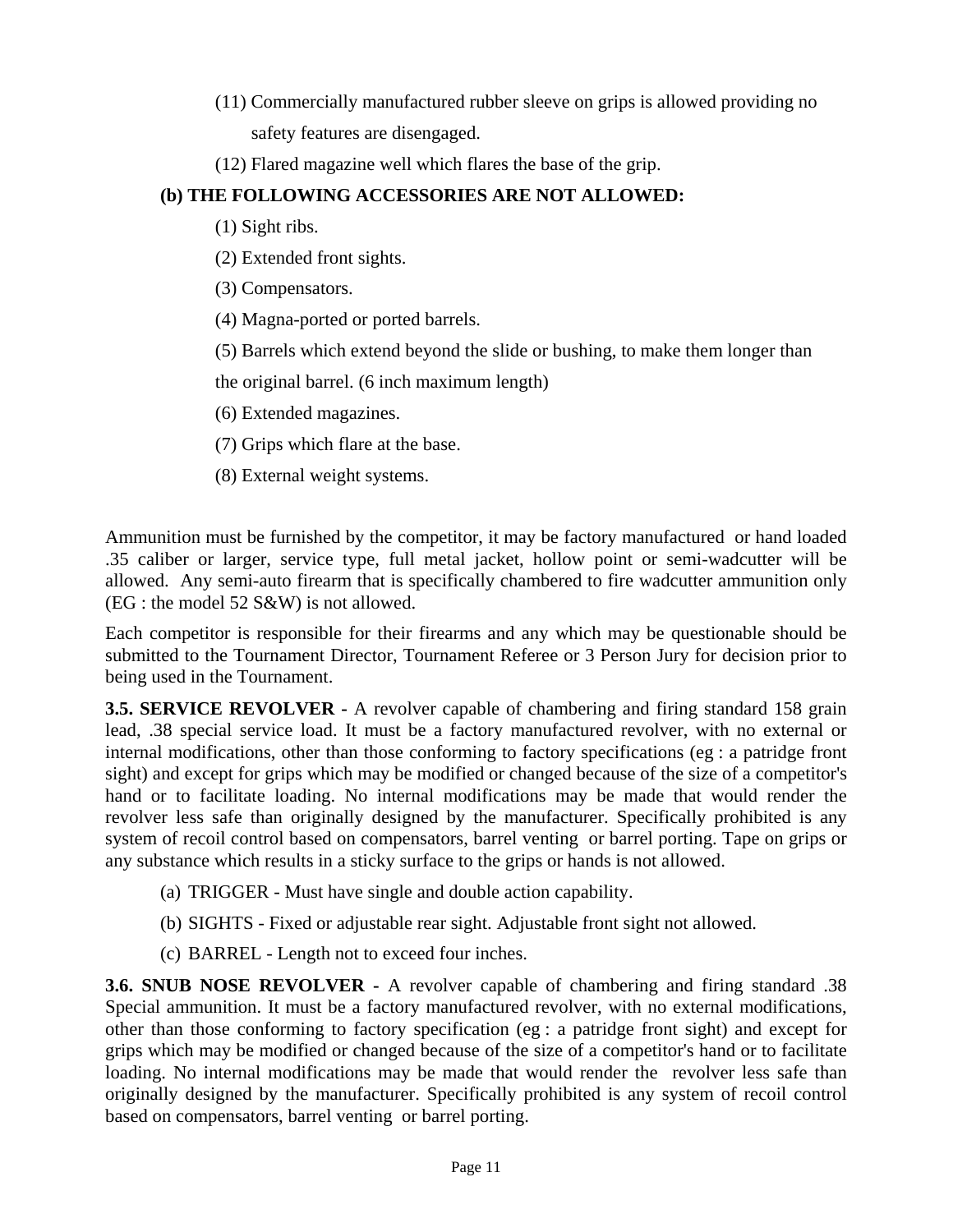(11) Commercially manufactured rubber sleeve on grips is allowed providing no safety features are disengaged.

(12) Flared magazine well which flares the base of the grip.

**(b) THE FOLLOWING ACCESSORIES ARE NOT ALLOWED:**

(1) Sight ribs.

(2) Extended front sights.

(3) Compensators.

(4) Magna-ported or ported barrels.

(5) Barrels which extend beyond the slide or bushing, to make them longer than the original barrel. (6 inch maximum length)

(6) Extended magazines.

(7) Grips which flare at the base.

(8) External weight systems.

Ammunition must be furnished by the competitor, it may be factory manufactured or hand loaded .35 caliber or larger, service type, full metal jacket, hollow point or semi-wadcutter will be allowed. Any semi-auto firearm that is specifically chambered to fire wadcutter ammunition only (EG : the model 52 S&W) is not allowed.

Each competitor is responsible for their firearms and any which may be questionable should be submitted to the Tournament Director, Tournament Referee or 3 Person Jury for decision prior to being used in the Tournament.

**3.5. SERVICE REVOLVER -** A revolver capable of chambering and firing standard 158 grain lead, .38 special service load. It must be a factory manufactured revolver, with no external or internal modifications, other than those conforming to factory specifications (eg : a patridge front sight) and except for grips which may be modified or changed because of the size of a competitor's hand or to facilitate loading. No internal modifications may be made that would render the revolver less safe than originally designed by the manufacturer. Specifically prohibited is any system of recoil control based on compensators, barrel venting or barrel porting. Tape on grips or any substance which results in a sticky surface to the grips or hands is not allowed.

(a) TRIGGER - Must have single and double action capability.

(b) SIGHTS - Fixed or adjustable rear sight. Adjustable front sight not allowed.

(c) BARREL - Length not to exceed four inches.

**3.6. SNUB NOSE REVOLVER -** A revolver capable of chambering and firing standard .38 Special ammunition. It must be a factory manufactured revolver, with no external modifications, other than those conforming to factory specification (eg : a patridge front sight) and except for grips which may be modified or changed because of the size of a competitor's hand or to facilitate loading. No internal modifications may be made that would render the revolver less safe than originally designed by the manufacturer. Specifically prohibited is any system of recoil control based on compensators, barrel venting or barrel porting.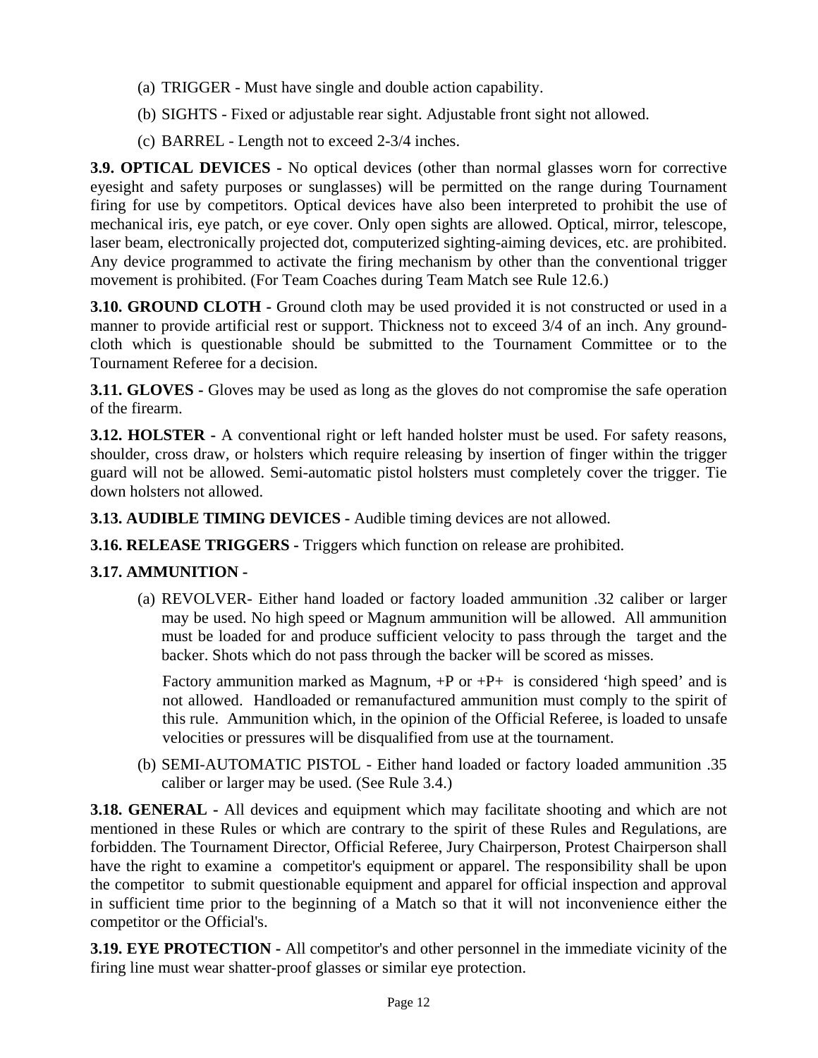(a) TRIGGER - Must have single and double action capability.

(b) SIGHTS - Fixed or adjustable rear sight. Adjustable front sight not allowed.

(c) BARREL - Length not to exceed 2-3/4 inches.

**3.9. OPTICAL DEVICES -** No optical devices (other than normal glasses worn for corrective eyesight and safety purposes or sunglasses) will be permitted on the range during Tournament firing for use by competitors. Optical devices have also been interpreted to prohibit the use of mechanical iris, eye patch, or eye cover. Only open sights are allowed. Optical, mirror, telescope, laser beam, electronically projected dot, computerized sighting-aiming devices, etc. are prohibited. Any device programmed to activate the firing mechanism by other than the conventional trigger movement is prohibited. (For Team Coaches during Team Match see Rule 12.6.)

**3.10. GROUND CLOTH -** Ground cloth may be used provided it is not constructed or used in a manner to provide artificial rest or support. Thickness not to exceed 3/4 of an inch. Any ground-cloth which is questionable should be submitted to the Tournament Committee or to the Tournament Referee for a decision.

**3.11. GLOVES -** Gloves may be used as long as the gloves do not compromise the safe operation of the firearm.

**3.12. HOLSTER -** A conventional right or left handed holster must be used. For safety reasons, shoulder, cross draw, or holsters which require releasing by insertion of finger within the trigger guard will not be allowed. Semi-automatic pistol holsters must completely cover the trigger. Tie down holsters not allowed.

**3.13. AUDIBLE TIMING DEVICES -** Audible timing devices are not allowed.

**3.16. RELEASE TRIGGERS -** Triggers which function on release are prohibited.

**3.17. AMMUNITION -**

(a) REVOLVER- Either hand loaded or factory loaded ammunition .32 caliber or larger may be used. No high speed or Magnum ammunition will be allowed. All ammunition must be loaded for and produce sufficient velocity to pass through the target and the backer. Shots which do not pass through the backer will be scored as misses.

Factory ammunition marked as Magnum, +P or +P+ is considered 'high speed' and is not allowed. Handloaded or remanufactured ammunition must comply to the spirit of this rule. Ammunition which, in the opinion of the Official Referee, is loaded to unsafe velocities or pressures will be disqualified from use at the tournament.

(b) SEMI-AUTOMATIC PISTOL - Either hand loaded or factory loaded ammunition .35 caliber or larger may be used. (See Rule 3.4.)

**3.18. GENERAL -** All devices and equipment which may facilitate shooting and which are not mentioned in these Rules or which are contrary to the spirit of these Rules and Regulations, are forbidden. The Tournament Director, Official Referee, Jury Chairperson, Protest Chairperson shall have the right to examine a competitor's equipment or apparel. The responsibility shall be upon the competitor to submit questionable equipment and apparel for official inspection and approval in sufficient time prior to the beginning of a Match so that it will not inconvenience either the competitor or the Official's.

**3.19. EYE PROTECTION -** All competitor's and other personnel in the immediate vicinity of the firing line must wear shatter-proof glasses or similar eye protection.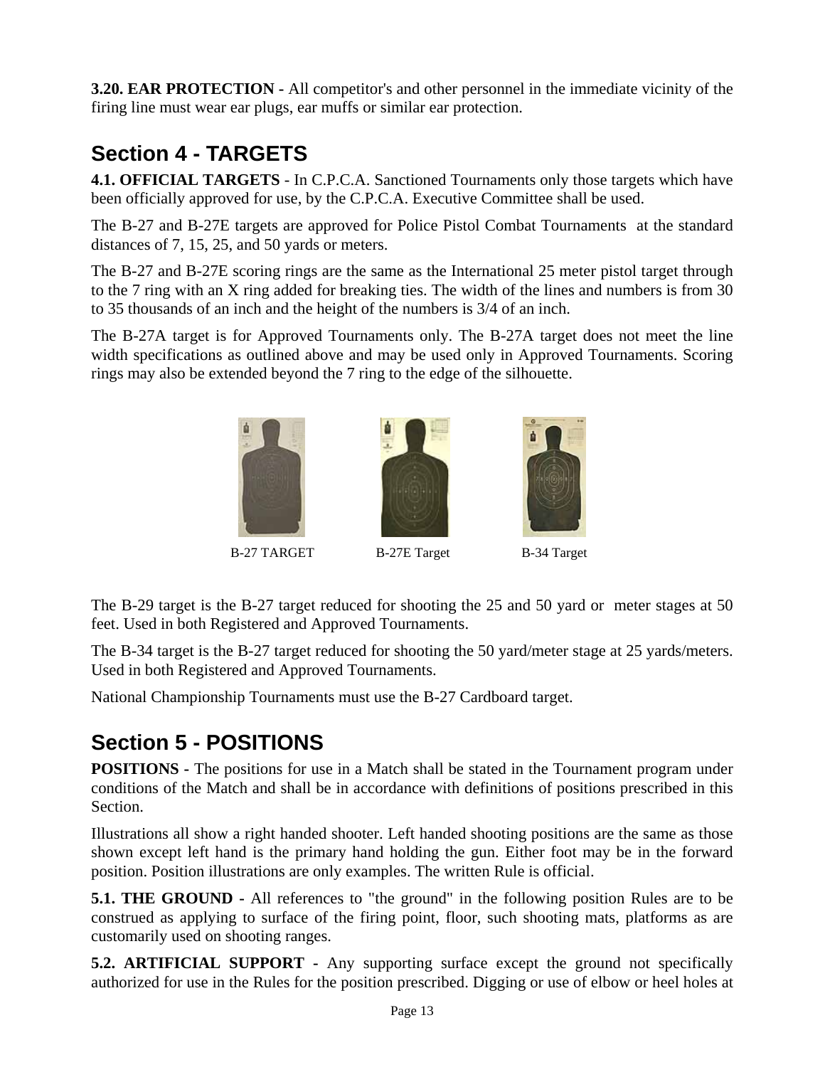**3.20. EAR PROTECTION -** All competitor's and other personnel in the immediate vicinity of the firing line must wear ear plugs, ear muffs or similar ear protection.

## Section 4 - TARGETS

**4.1. OFFICIAL TARGETS** - In C.P.C.A. Sanctioned Tournaments only those targets which have been officially approved for use, by the C.P.C.A. Executive Committee shall be used.

The B-27 and B-27E targets are approved for Police Pistol Combat Tournaments at the standard distances of 7, 15, 25, and 50 yards or meters.

The B-27 and B-27E scoring rings are the same as the International 25 meter pistol target through to the 7 ring with an X ring added for breaking ties. The width of the lines and numbers is from 30 to 35 thousands of an inch and the height of the numbers is 3/4 of an inch.

The B-27A target is for Approved Tournaments only. The B-27A target does not meet the line width specifications as outlined above and may be used only in Approved Tournaments. Scoring rings may also be extended beyond the 7 ring to the edge of the silhouette.

B-27 TARGET B-27E Target B-34 Target

The B-29 target is the B-27 target reduced for shooting the 25 and 50 yard or meter stages at 50 feet. Used in both Registered and Approved Tournaments.

The B-34 target is the B-27 target reduced for shooting the 50 yard/meter stage at 25 yards/meters. Used in both Registered and Approved Tournaments.

National Championship Tournaments must use the B-27 Cardboard target.

## Section 5 - POSITIONS

**POSITIONS -** The positions for use in a Match shall be stated in the Tournament program under conditions of the Match and shall be in accordance with definitions of positions prescribed in this Section.

Illustrations all show a right handed shooter. Left handed shooting positions are the same as those shown except left hand is the primary hand holding the gun. Either foot may be in the forward position. Position illustrations are only examples. The written Rule is official.

**5.1. THE GROUND -** All references to "the ground" in the following position Rules are to be construed as applying to surface of the firing point, floor, such shooting mats, platforms as are customarily used on shooting ranges.

**5.2. ARTIFICIAL SUPPORT -** Any supporting surface except the ground not specifically authorized for use in the Rules for the position prescribed. Digging or use of elbow or heel holes at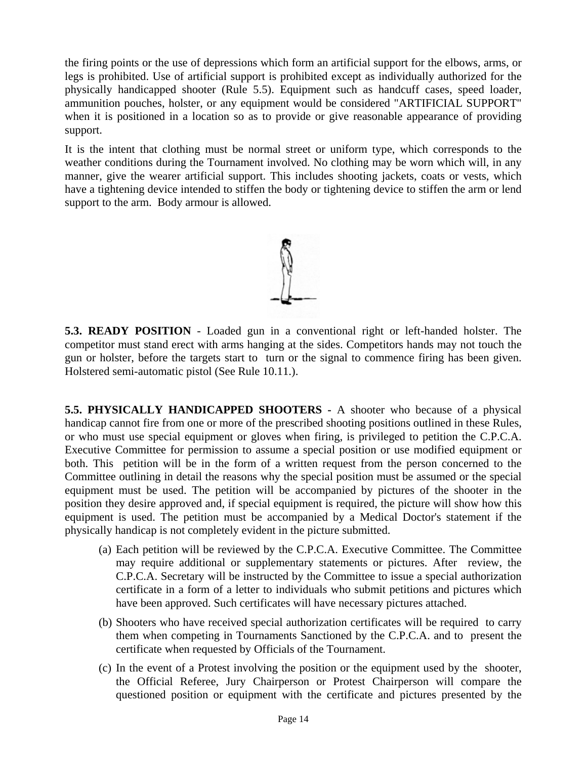the firing points or the use of depressions which form an artificial support for the elbows, arms, or legs is prohibited. Use of artificial support is prohibited except as individually authorized for the physically handicapped shooter (Rule 5.5). Equipment such as handcuff cases, speed loader, ammunition pouches, holster, or any equipment would be considered "ARTIFICIAL SUPPORT" when it is positioned in a location so as to provide or give reasonable appearance of providing support.

It is the intent that clothing must be normal street or uniform type, which corresponds to the weather conditions during the Tournament involved. No clothing may be worn which will, in any manner, give the wearer artificial support. This includes shooting jackets, coats or vests, which have a tightening device intended to stiffen the body or tightening device to stiffen the arm or lend support to the arm. Body armour is allowed.

**5.3. READY POSITION** - Loaded gun in a conventional right or left-handed holster. The competitor must stand erect with arms hanging at the sides. Competitors hands may not touch the gun or holster, before the targets start to turn or the signal to commence firing has been given. Holstered semi-automatic pistol (See Rule 10.11.).

**5.5. PHYSICALLY HANDICAPPED SHOOTERS -** A shooter who because of a physical handicap cannot fire from one or more of the prescribed shooting positions outlined in these Rules, or who must use special equipment or gloves when firing, is privileged to petition the C.P.C.A. Executive Committee for permission to assume a special position or use modified equipment or both. This petition will be in the form of a written request from the person concerned to the Committee outlining in detail the reasons why the special position must be assumed or the special equipment must be used. The petition will be accompanied by pictures of the shooter in the position they desire approved and, if special equipment is required, the picture will show how this equipment is used. The petition must be accompanied by a Medical Doctor's statement if the physically handicap is not completely evident in the picture submitted.

(a) Each petition will be reviewed by the C.P.C.A. Executive Committee. The Committee may require additional or supplementary statements or pictures. After review, the C.P.C.A. Secretary will be instructed by the Committee to issue a special authorization certificate in a form of a letter to individuals who submit petitions and pictures which have been approved. Such certificates will have necessary pictures attached.

(b) Shooters who have received special authorization certificates will be required to carry them when competing in Tournaments Sanctioned by the C.P.C.A. and to present the certificate when requested by Officials of the Tournament.

(c) In the event of a Protest involving the position or the equipment used by the shooter, the Official Referee, Jury Chairperson or Protest Chairperson will compare the questioned position or equipment with the certificate and pictures presented by the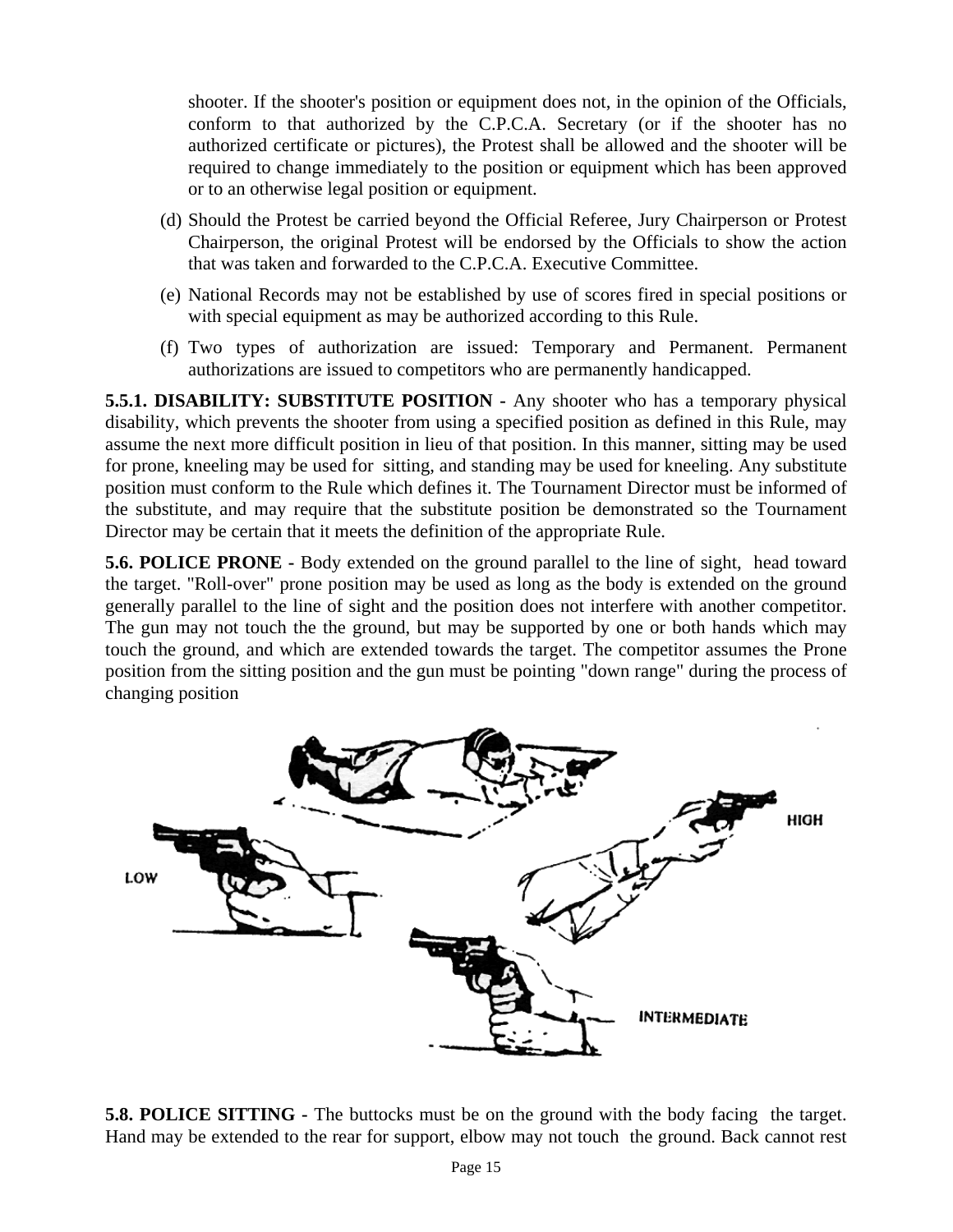shooter. If the shooter's position or equipment does not, in the opinion of the Officials, conform to that authorized by the C.P.C.A. Secretary (or if the shooter has no authorized certificate or pictures), the Protest shall be allowed and the shooter will be required to change immediately to the position or equipment which has been approved or to an otherwise legal position or equipment.

(d) Should the Protest be carried beyond the Official Referee, Jury Chairperson or Protest Chairperson, the original Protest will be endorsed by the Officials to show the action that was taken and forwarded to the C.P.C.A. Executive Committee.

(e) National Records may not be established by use of scores fired in special positions or with special equipment as may be authorized according to this Rule.

(f) Two types of authorization are issued: Temporary and Permanent. Permanent authorizations are issued to competitors who are permanently handicapped.

**5.5.1. DISABILITY: SUBSTITUTE POSITION -** Any shooter who has a temporary physical disability, which prevents the shooter from using a specified position as defined in this Rule, may assume the next more difficult position in lieu of that position. In this manner, sitting may be used for prone, kneeling may be used for sitting, and standing may be used for kneeling. Any substitute position must conform to the Rule which defines it. The Tournament Director must be informed of the substitute, and may require that the substitute position be demonstrated so the Tournament Director may be certain that it meets the definition of the appropriate Rule.

**5.6. POLICE PRONE -** Body extended on the ground parallel to the line of sight, head toward the target. "Roll-over" prone position may be used as long as the body is extended on the ground generally parallel to the line of sight and the position does not interfere with another competitor. The gun may not touch the the ground, but may be supported by one or both hands which may touch the ground, and which are extended towards the target. The competitor assumes the Prone position from the sitting position and the gun must be pointing "down range" during the process of changing position

**5.8. POLICE SITTING -** The buttocks must be on the ground with the body facing the target. Hand may be extended to the rear for support, elbow may not touch the ground. Back cannot rest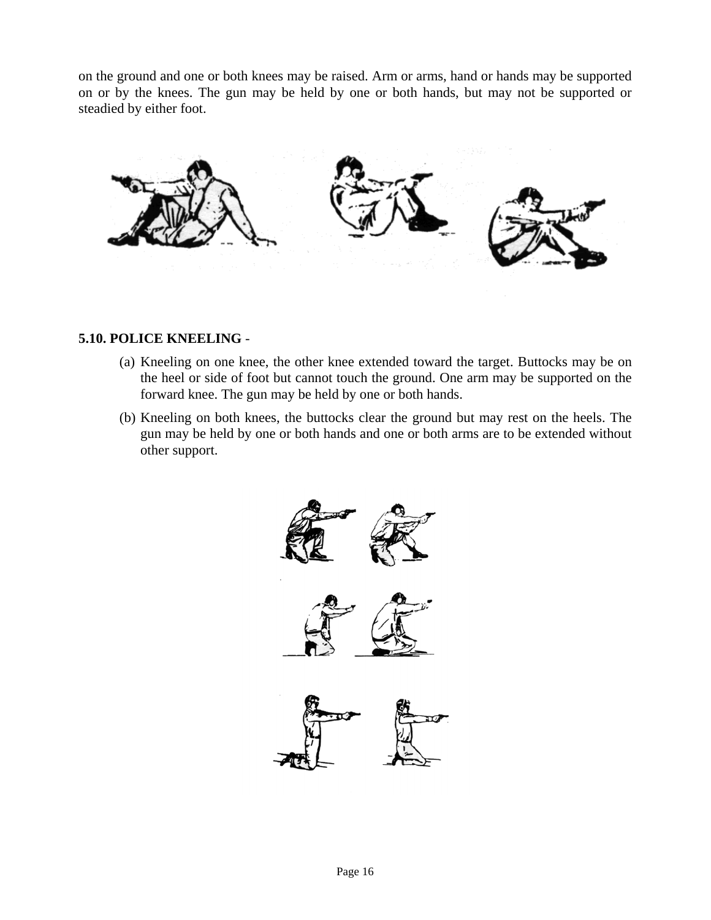on the ground and one or both knees may be raised. Arm or arms, hand or hands may be supported on or by the knees. The gun may be held by one or both hands, but may not be supported or steadied by either foot.

**5.10. POLICE KNEELING** -

(a) Kneeling on one knee, the other knee extended toward the target. Buttocks may be on the heel or side of foot but cannot touch the ground. One arm may be supported on the forward knee. The gun may be held by one or both hands.

(b) Kneeling on both knees, the buttocks clear the ground but may rest on the heels. The gun may be held by one or both hands and one or both arms are to be extended without other support.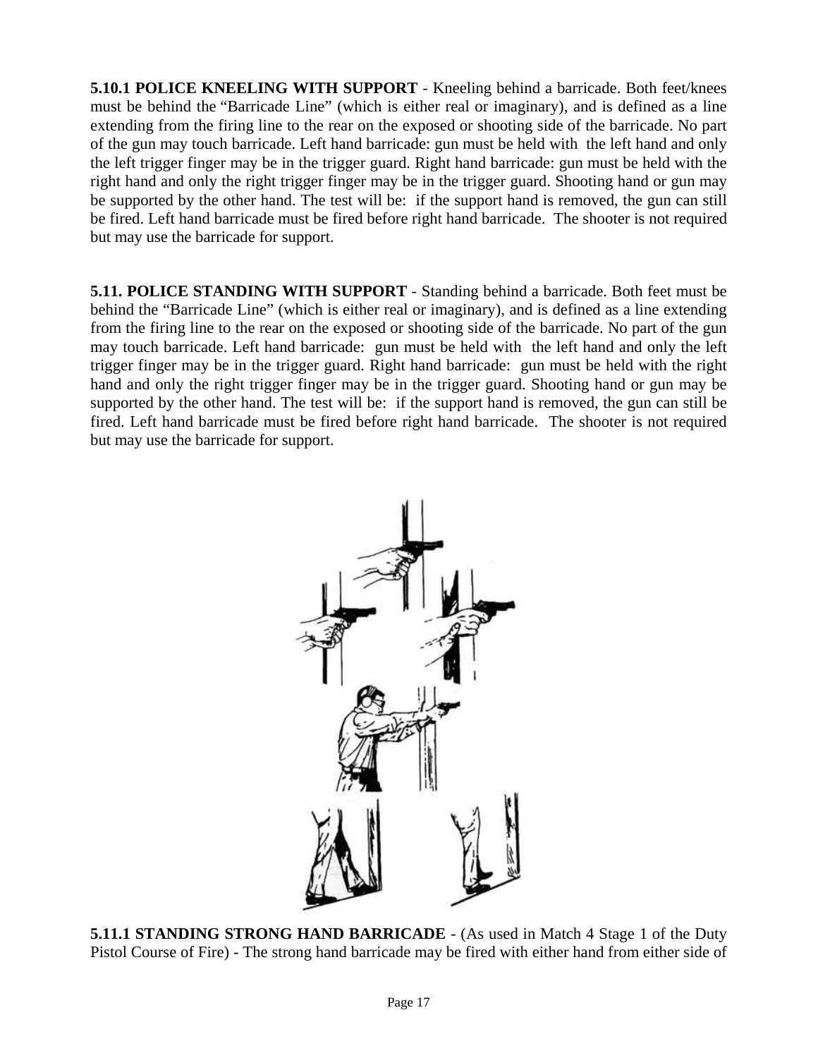**5.10.1 POLICE KNEELING WITH SUPPORT** - Kneeling behind a barricade. Both feet/knees must be behind the "Barricade Line" (which is either real or imaginary), and is defined as a line extending from the firing line to the rear on the exposed or shooting side of the barricade. No part of the gun may touch barricade. Left hand barricade: gun must be held with the left hand and only the left trigger finger may be in the trigger guard. Right hand barricade: gun must be held with the right hand and only the right trigger finger may be in the trigger guard. Shooting hand or gun may be supported by the other hand. The test will be: if the support hand is removed, the gun can still be fired. Left hand barricade must be fired before right hand barricade. The shooter is not required but may use the barricade for support.

**5.11. POLICE STANDING WITH SUPPORT** - Standing behind a barricade. Both feet must be behind the "Barricade Line" (which is either real or imaginary), and is defined as a line extending from the firing line to the rear on the exposed or shooting side of the barricade. No part of the gun may touch barricade. Left hand barricade: gun must be held with the left hand and only the left trigger finger may be in the trigger guard. Right hand barricade: gun must be held with the right hand and only the right trigger finger may be in the trigger guard. Shooting hand or gun may be supported by the other hand. The test will be: if the support hand is removed, the gun can still be fired. Left hand barricade must be fired before right hand barricade. The shooter is not required but may use the barricade for support.

**5.11.1 STANDING STRONG HAND BARRICADE** - (As used in Match 4 Stage 1 of the Duty Pistol Course of Fire) - The strong hand barricade may be fired with either hand from either side of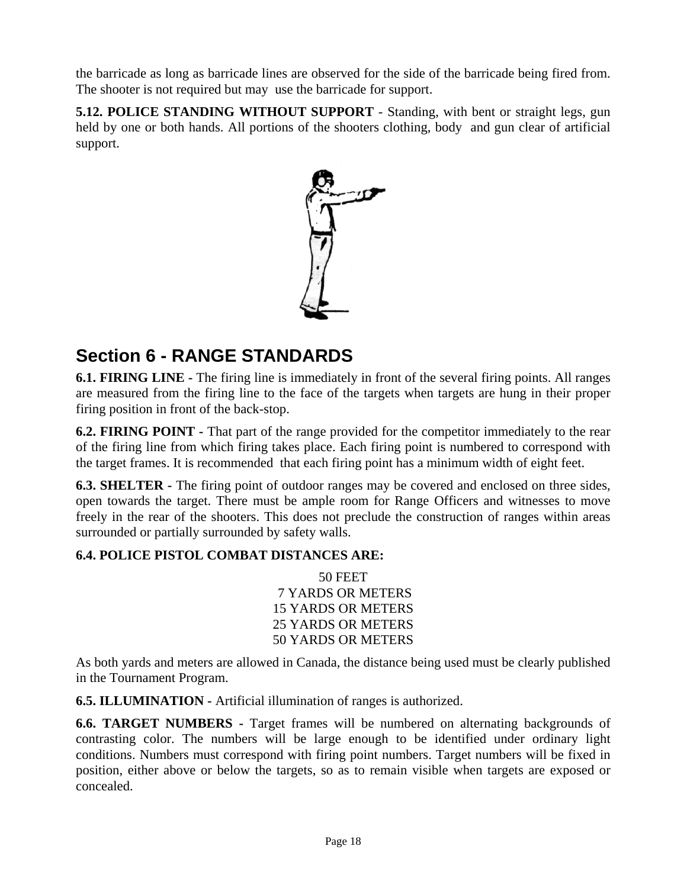the barricade as long as barricade lines are observed for the side of the barricade being fired from. The shooter is not required but may use the barricade for support.

**5.12. POLICE STANDING WITHOUT SUPPORT** - Standing, with bent or straight legs, gun held by one or both hands. All portions of the shooters clothing, body and gun clear of artificial support.

## Section 6 - RANGE STANDARDS

**6.1. FIRING LINE -** The firing line is immediately in front of the several firing points. All ranges are measured from the firing line to the face of the targets when targets are hung in their proper firing position in front of the back-stop.

**6.2. FIRING POINT -** That part of the range provided for the competitor immediately to the rear of the firing line from which firing takes place. Each firing point is numbered to correspond with the target frames. It is recommended that each firing point has a minimum width of eight feet.

**6.3. SHELTER -** The firing point of outdoor ranges may be covered and enclosed on three sides, open towards the target. There must be ample room for Range Officers and witnesses to move freely in the rear of the shooters. This does not preclude the construction of ranges within areas surrounded or partially surrounded by safety walls.

**6.4. POLICE PISTOL COMBAT DISTANCES ARE:**

50 FEET
7 YARDS OR METERS
15 YARDS OR METERS
25 YARDS OR METERS
50 YARDS OR METERS

As both yards and meters are allowed in Canada, the distance being used must be clearly published in the Tournament Program.

**6.5. ILLUMINATION -** Artificial illumination of ranges is authorized.

**6.6. TARGET NUMBERS -** Target frames will be numbered on alternating backgrounds of contrasting color. The numbers will be large enough to be identified under ordinary light conditions. Numbers must correspond with firing point numbers. Target numbers will be fixed in position, either above or below the targets, so as to remain visible when targets are exposed or concealed.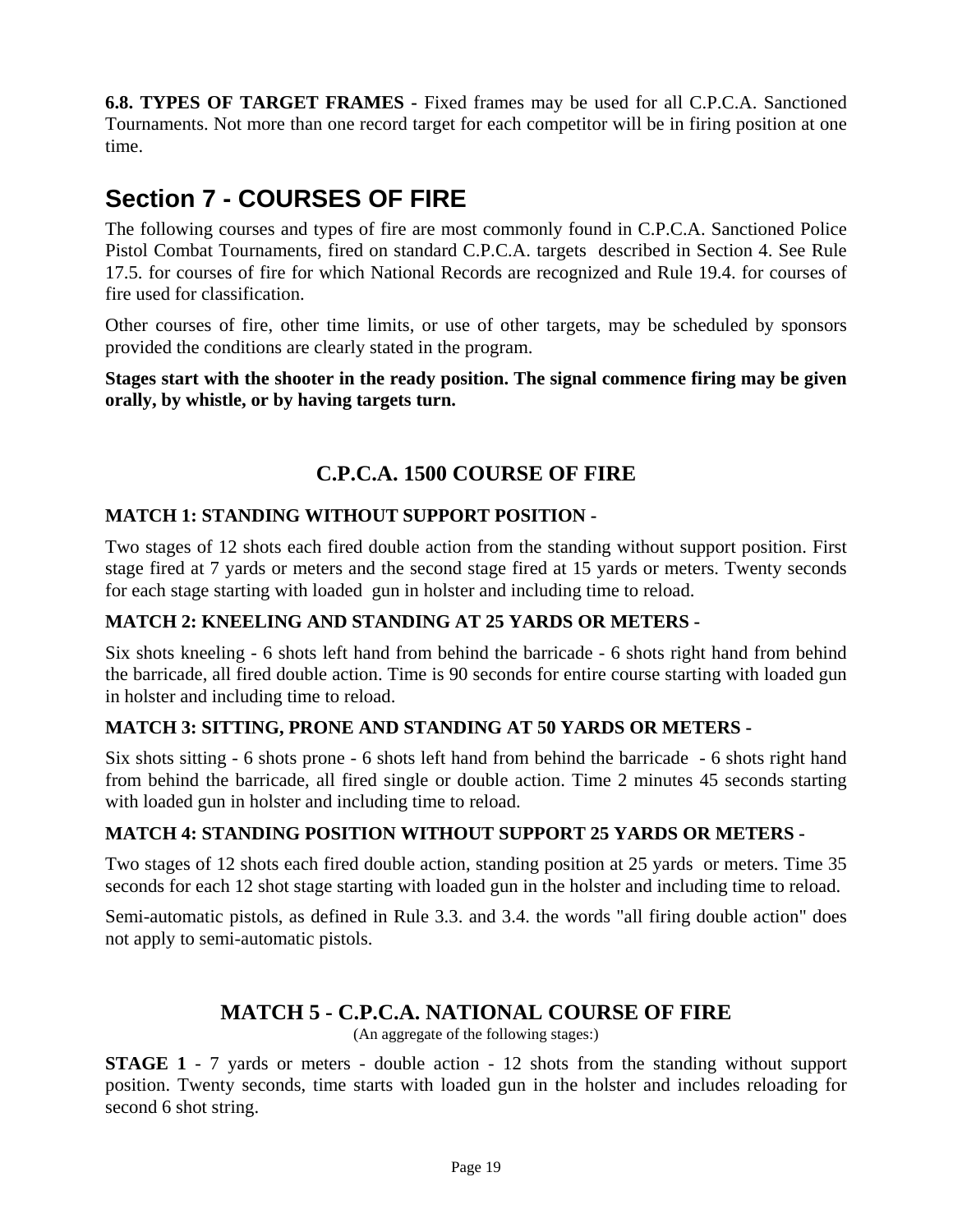**6.8. TYPES OF TARGET FRAMES -** Fixed frames may be used for all C.P.C.A. Sanctioned Tournaments. Not more than one record target for each competitor will be in firing position at one time.

# Section 7 - COURSES OF FIRE

The following courses and types of fire are most commonly found in C.P.C.A. Sanctioned Police Pistol Combat Tournaments, fired on standard C.P.C.A. targets described in Section 4. See Rule 17.5. for courses of fire for which National Records are recognized and Rule 19.4. for courses of fire used for classification.

Other courses of fire, other time limits, or use of other targets, may be scheduled by sponsors provided the conditions are clearly stated in the program.

**Stages start with the shooter in the ready position. The signal commence firing may be given orally, by whistle, or by having targets turn.**

## C.P.C.A. 1500 COURSE OF FIRE

**MATCH 1: STANDING WITHOUT SUPPORT POSITION -**

Two stages of 12 shots each fired double action from the standing without support position. First stage fired at 7 yards or meters and the second stage fired at 15 yards or meters. Twenty seconds for each stage starting with loaded gun in holster and including time to reload.

**MATCH 2: KNEELING AND STANDING AT 25 YARDS OR METERS -**

Six shots kneeling - 6 shots left hand from behind the barricade - 6 shots right hand from behind the barricade, all fired double action. Time is 90 seconds for entire course starting with loaded gun in holster and including time to reload.

**MATCH 3: SITTING, PRONE AND STANDING AT 50 YARDS OR METERS -**

Six shots sitting - 6 shots prone - 6 shots left hand from behind the barricade - 6 shots right hand from behind the barricade, all fired single or double action. Time 2 minutes 45 seconds starting with loaded gun in holster and including time to reload.

**MATCH 4: STANDING POSITION WITHOUT SUPPORT 25 YARDS OR METERS -**

Two stages of 12 shots each fired double action, standing position at 25 yards or meters. Time 35 seconds for each 12 shot stage starting with loaded gun in the holster and including time to reload.

Semi-automatic pistols, as defined in Rule 3.3. and 3.4. the words "all firing double action" does not apply to semi-automatic pistols.

## MATCH 5 - C.P.C.A. NATIONAL COURSE OF FIRE

(An aggregate of the following stages:)

**STAGE 1** - 7 yards or meters - double action - 12 shots from the standing without support position. Twenty seconds, time starts with loaded gun in the holster and includes reloading for second 6 shot string.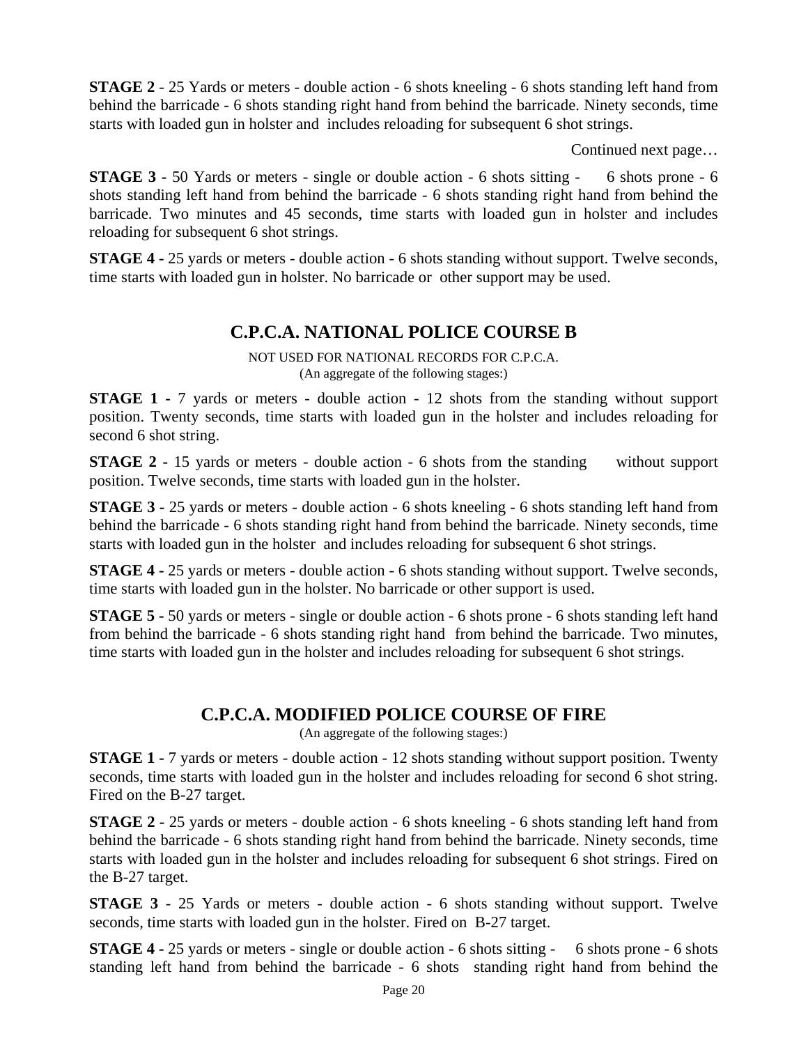**STAGE 2 -** 25 Yards or meters - double action - 6 shots kneeling - 6 shots standing left hand from behind the barricade - 6 shots standing right hand from behind the barricade. Ninety seconds, time starts with loaded gun in holster and includes reloading for subsequent 6 shot strings.

Continued next page…

**STAGE 3 -** 50 Yards or meters - single or double action - 6 shots sitting - 6 shots prone - 6 shots standing left hand from behind the barricade - 6 shots standing right hand from behind the barricade. Two minutes and 45 seconds, time starts with loaded gun in holster and includes reloading for subsequent 6 shot strings.

**STAGE 4 -** 25 yards or meters - double action - 6 shots standing without support. Twelve seconds, time starts with loaded gun in holster. No barricade or other support may be used.

## C.P.C.A. NATIONAL POLICE COURSE B

NOT USED FOR NATIONAL RECORDS FOR C.P.C.A.
(An aggregate of the following stages:)

**STAGE 1 -** 7 yards or meters - double action - 12 shots from the standing without support position. Twenty seconds, time starts with loaded gun in the holster and includes reloading for second 6 shot string.

**STAGE 2 -** 15 yards or meters - double action - 6 shots from the standing without support position. Twelve seconds, time starts with loaded gun in the holster.

**STAGE 3 -** 25 yards or meters - double action - 6 shots kneeling - 6 shots standing left hand from behind the barricade - 6 shots standing right hand from behind the barricade. Ninety seconds, time starts with loaded gun in the holster and includes reloading for subsequent 6 shot strings.

**STAGE 4 -** 25 yards or meters - double action - 6 shots standing without support. Twelve seconds, time starts with loaded gun in the holster. No barricade or other support is used.

**STAGE 5 -** 50 yards or meters - single or double action - 6 shots prone - 6 shots standing left hand from behind the barricade - 6 shots standing right hand from behind the barricade. Two minutes, time starts with loaded gun in the holster and includes reloading for subsequent 6 shot strings.

## C.P.C.A. MODIFIED POLICE COURSE OF FIRE

(An aggregate of the following stages:)

**STAGE 1 -** 7 yards or meters - double action - 12 shots standing without support position. Twenty seconds, time starts with loaded gun in the holster and includes reloading for second 6 shot string. Fired on the B-27 target.

**STAGE 2 -** 25 yards or meters - double action - 6 shots kneeling - 6 shots standing left hand from behind the barricade - 6 shots standing right hand from behind the barricade. Ninety seconds, time starts with loaded gun in the holster and includes reloading for subsequent 6 shot strings. Fired on the B-27 target.

**STAGE 3** - 25 Yards or meters - double action - 6 shots standing without support. Twelve seconds, time starts with loaded gun in the holster. Fired on B-27 target.

**STAGE 4 -** 25 yards or meters - single or double action - 6 shots sitting - 6 shots prone - 6 shots standing left hand from behind the barricade - 6 shots standing right hand from behind the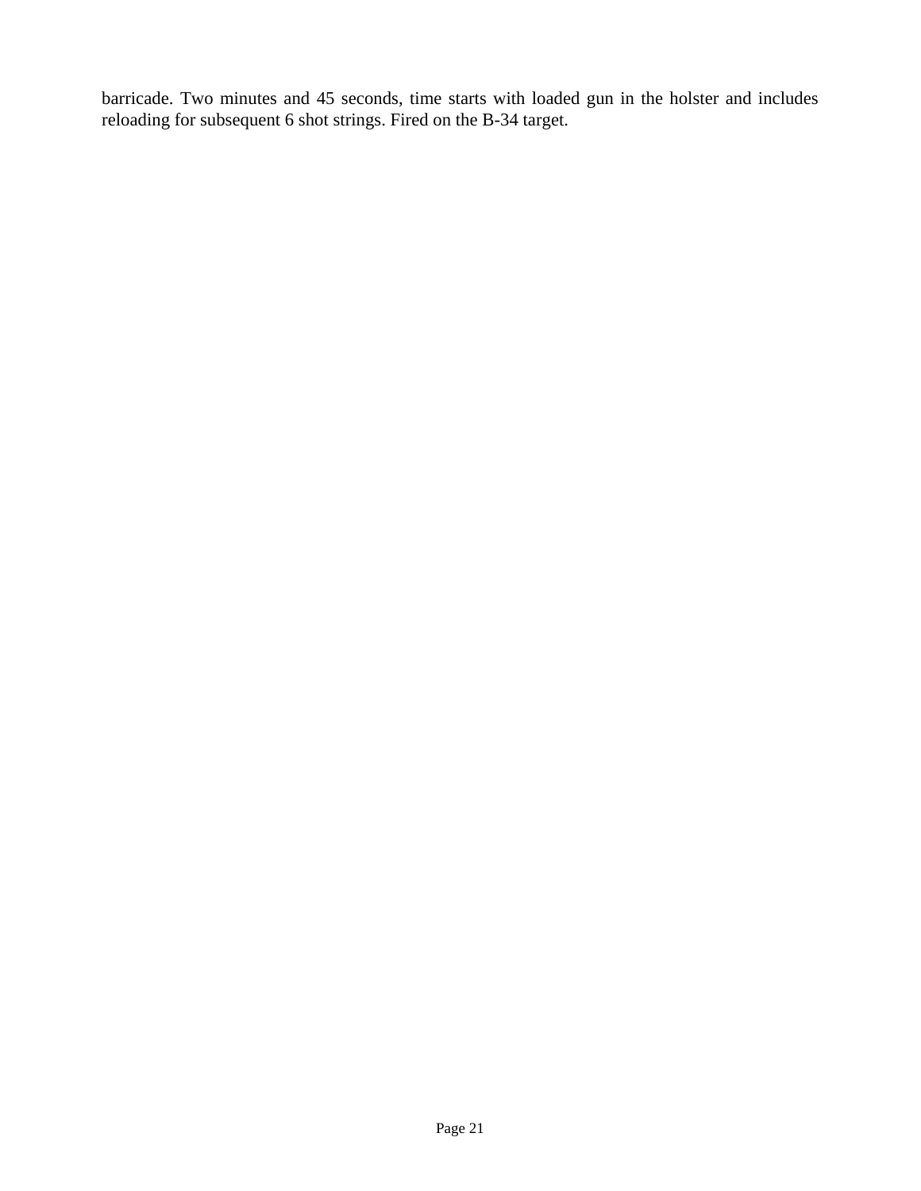barricade. Two minutes and 45 seconds, time starts with loaded gun in the holster and includes reloading for subsequent 6 shot strings. Fired on the B-34 target.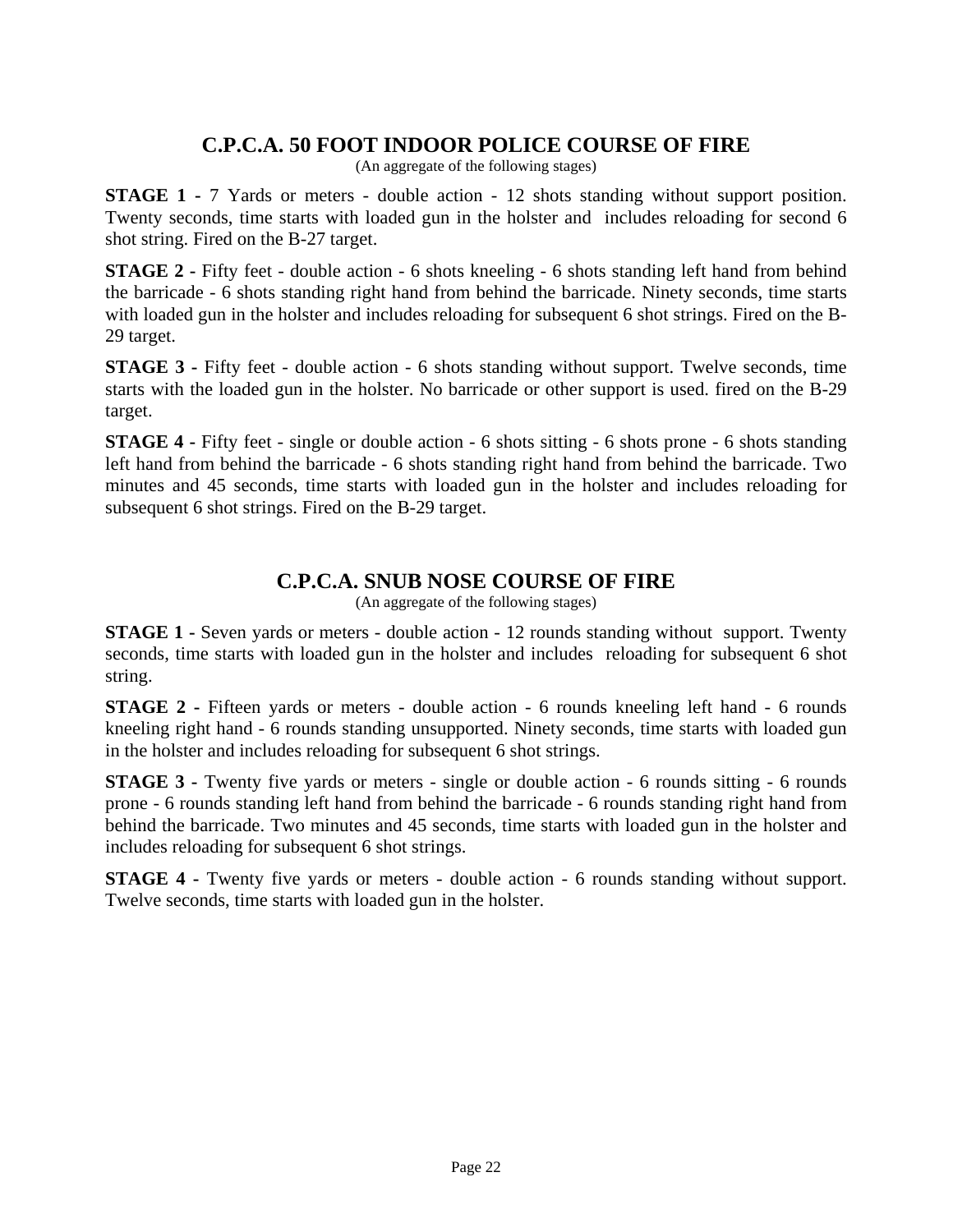## C.P.C.A. 50 FOOT INDOOR POLICE COURSE OF FIRE

(An aggregate of the following stages)

**STAGE 1 -** 7 Yards or meters - double action - 12 shots standing without support position. Twenty seconds, time starts with loaded gun in the holster and includes reloading for second 6 shot string. Fired on the B-27 target.

**STAGE 2 -** Fifty feet - double action - 6 shots kneeling - 6 shots standing left hand from behind the barricade - 6 shots standing right hand from behind the barricade. Ninety seconds, time starts with loaded gun in the holster and includes reloading for subsequent 6 shot strings. Fired on the B-29 target.

**STAGE 3 -** Fifty feet - double action - 6 shots standing without support. Twelve seconds, time starts with the loaded gun in the holster. No barricade or other support is used. fired on the B-29 target.

**STAGE 4 -** Fifty feet - single or double action - 6 shots sitting - 6 shots prone - 6 shots standing left hand from behind the barricade - 6 shots standing right hand from behind the barricade. Two minutes and 45 seconds, time starts with loaded gun in the holster and includes reloading for subsequent 6 shot strings. Fired on the B-29 target.

## C.P.C.A. SNUB NOSE COURSE OF FIRE

(An aggregate of the following stages)

**STAGE 1 -** Seven yards or meters - double action - 12 rounds standing without support. Twenty seconds, time starts with loaded gun in the holster and includes reloading for subsequent 6 shot string.

**STAGE 2 -** Fifteen yards or meters - double action - 6 rounds kneeling left hand - 6 rounds kneeling right hand - 6 rounds standing unsupported. Ninety seconds, time starts with loaded gun in the holster and includes reloading for subsequent 6 shot strings.

**STAGE 3 -** Twenty five yards or meters - single or double action - 6 rounds sitting - 6 rounds prone - 6 rounds standing left hand from behind the barricade - 6 rounds standing right hand from behind the barricade. Two minutes and 45 seconds, time starts with loaded gun in the holster and includes reloading for subsequent 6 shot strings.

**STAGE 4 -** Twenty five yards or meters - double action - 6 rounds standing without support. Twelve seconds, time starts with loaded gun in the holster.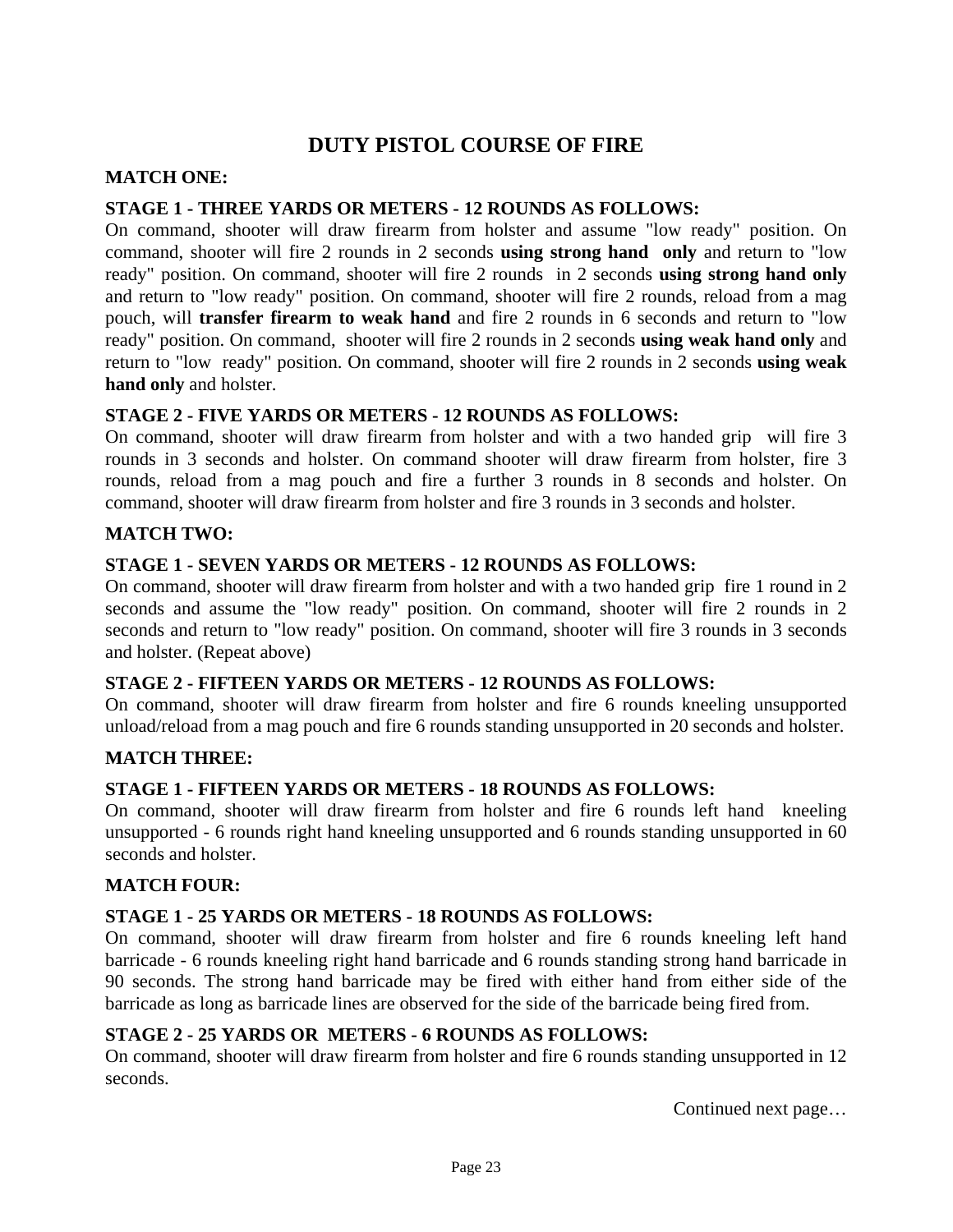# DUTY PISTOL COURSE OF FIRE

## MATCH ONE:

### STAGE 1 - THREE YARDS OR METERS - 12 ROUNDS AS FOLLOWS:

On command, shooter will draw firearm from holster and assume "low ready" position. On command, shooter will fire 2 rounds in 2 seconds **using strong hand only** and return to "low ready" position. On command, shooter will fire 2 rounds in 2 seconds **using strong hand only** and return to "low ready" position. On command, shooter will fire 2 rounds, reload from a mag pouch, will **transfer firearm to weak hand** and fire 2 rounds in 6 seconds and return to "low ready" position. On command, shooter will fire 2 rounds in 2 seconds **using weak hand only** and return to "low ready" position. On command, shooter will fire 2 rounds in 2 seconds **using weak hand only** and holster.

### STAGE 2 - FIVE YARDS OR METERS - 12 ROUNDS AS FOLLOWS:

On command, shooter will draw firearm from holster and with a two handed grip will fire 3 rounds in 3 seconds and holster. On command shooter will draw firearm from holster, fire 3 rounds, reload from a mag pouch and fire a further 3 rounds in 8 seconds and holster. On command, shooter will draw firearm from holster and fire 3 rounds in 3 seconds and holster.

## MATCH TWO:

### STAGE 1 - SEVEN YARDS OR METERS - 12 ROUNDS AS FOLLOWS:

On command, shooter will draw firearm from holster and with a two handed grip fire 1 round in 2 seconds and assume the "low ready" position. On command, shooter will fire 2 rounds in 2 seconds and return to "low ready" position. On command, shooter will fire 3 rounds in 3 seconds and holster. (Repeat above)

### STAGE 2 - FIFTEEN YARDS OR METERS - 12 ROUNDS AS FOLLOWS:

On command, shooter will draw firearm from holster and fire 6 rounds kneeling unsupported unload/reload from a mag pouch and fire 6 rounds standing unsupported in 20 seconds and holster.

## MATCH THREE:

### STAGE 1 - FIFTEEN YARDS OR METERS - 18 ROUNDS AS FOLLOWS:

On command, shooter will draw firearm from holster and fire 6 rounds left hand kneeling unsupported - 6 rounds right hand kneeling unsupported and 6 rounds standing unsupported in 60 seconds and holster.

## MATCH FOUR:

### STAGE 1 - 25 YARDS OR METERS - 18 ROUNDS AS FOLLOWS:

On command, shooter will draw firearm from holster and fire 6 rounds kneeling left hand barricade - 6 rounds kneeling right hand barricade and 6 rounds standing strong hand barricade in 90 seconds. The strong hand barricade may be fired with either hand from either side of the barricade as long as barricade lines are observed for the side of the barricade being fired from.

### STAGE 2 - 25 YARDS OR METERS - 6 ROUNDS AS FOLLOWS:

On command, shooter will draw firearm from holster and fire 6 rounds standing unsupported in 12 seconds.

Continued next page…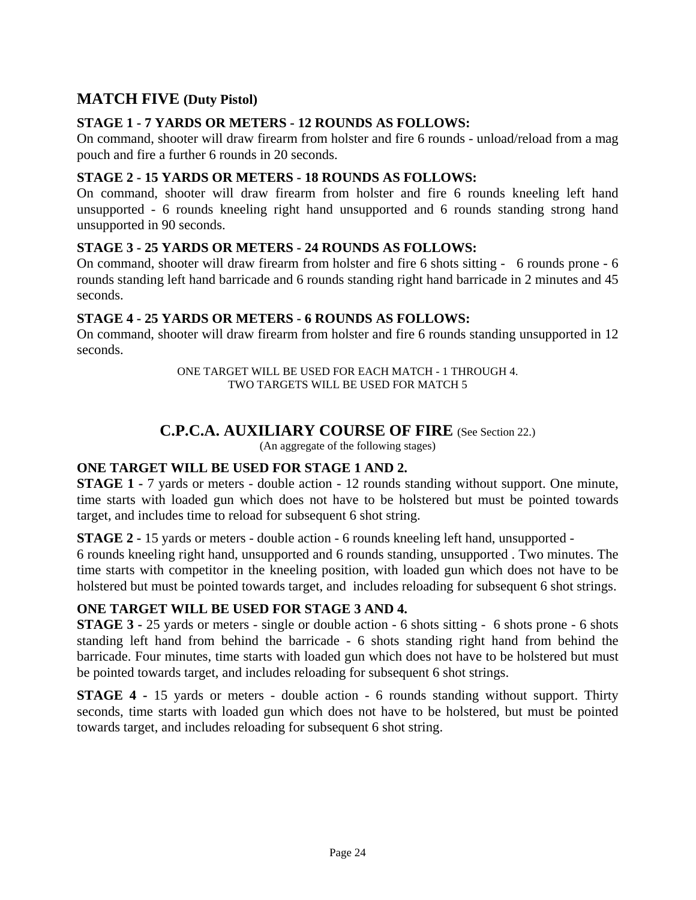## MATCH FIVE (Duty Pistol)

**STAGE 1 - 7 YARDS OR METERS - 12 ROUNDS AS FOLLOWS:**
On command, shooter will draw firearm from holster and fire 6 rounds - unload/reload from a mag pouch and fire a further 6 rounds in 20 seconds.

**STAGE 2 - 15 YARDS OR METERS - 18 ROUNDS AS FOLLOWS:**
On command, shooter will draw firearm from holster and fire 6 rounds kneeling left hand unsupported - 6 rounds kneeling right hand unsupported and 6 rounds standing strong hand unsupported in 90 seconds.

**STAGE 3 - 25 YARDS OR METERS - 24 ROUNDS AS FOLLOWS:**
On command, shooter will draw firearm from holster and fire 6 shots sitting - 6 rounds prone - 6 rounds standing left hand barricade and 6 rounds standing right hand barricade in 2 minutes and 45 seconds.

**STAGE 4 - 25 YARDS OR METERS - 6 ROUNDS AS FOLLOWS:**
On command, shooter will draw firearm from holster and fire 6 rounds standing unsupported in 12 seconds.

ONE TARGET WILL BE USED FOR EACH MATCH - 1 THROUGH 4.
TWO TARGETS WILL BE USED FOR MATCH 5

## C.P.C.A. AUXILIARY COURSE OF FIRE (See Section 22.)

(An aggregate of the following stages)

**ONE TARGET WILL BE USED FOR STAGE 1 AND 2.**

**STAGE 1 -** 7 yards or meters - double action - 12 rounds standing without support. One minute, time starts with loaded gun which does not have to be holstered but must be pointed towards target, and includes time to reload for subsequent 6 shot string.

**STAGE 2 -** 15 yards or meters - double action - 6 rounds kneeling left hand, unsupported - 6 rounds kneeling right hand, unsupported and 6 rounds standing, unsupported . Two minutes. The time starts with competitor in the kneeling position, with loaded gun which does not have to be holstered but must be pointed towards target, and includes reloading for subsequent 6 shot strings.

**ONE TARGET WILL BE USED FOR STAGE 3 AND 4.**

**STAGE 3 -** 25 yards or meters - single or double action - 6 shots sitting - 6 shots prone - 6 shots standing left hand from behind the barricade - 6 shots standing right hand from behind the barricade. Four minutes, time starts with loaded gun which does not have to be holstered but must be pointed towards target, and includes reloading for subsequent 6 shot strings.

**STAGE 4 -** 15 yards or meters - double action - 6 rounds standing without support. Thirty seconds, time starts with loaded gun which does not have to be holstered, but must be pointed towards target, and includes reloading for subsequent 6 shot string.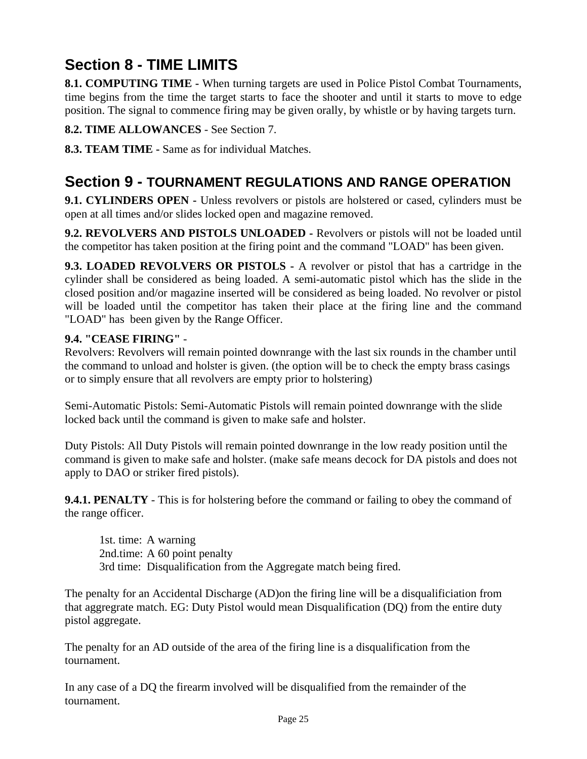## Section 8 - TIME LIMITS

**8.1. COMPUTING TIME** - When turning targets are used in Police Pistol Combat Tournaments, time begins from the time the target starts to face the shooter and until it starts to move to edge position. The signal to commence firing may be given orally, by whistle or by having targets turn.

**8.2. TIME ALLOWANCES** - See Section 7.

**8.3. TEAM TIME** - Same as for individual Matches.

## Section 9 - TOURNAMENT REGULATIONS AND RANGE OPERATION

**9.1. CYLINDERS OPEN -** Unless revolvers or pistols are holstered or cased, cylinders must be open at all times and/or slides locked open and magazine removed.

**9.2. REVOLVERS AND PISTOLS UNLOADED -** Revolvers or pistols will not be loaded until the competitor has taken position at the firing point and the command "LOAD" has been given.

**9.3. LOADED REVOLVERS OR PISTOLS -** A revolver or pistol that has a cartridge in the cylinder shall be considered as being loaded. A semi-automatic pistol which has the slide in the closed position and/or magazine inserted will be considered as being loaded. No revolver or pistol will be loaded until the competitor has taken their place at the firing line and the command "LOAD" has been given by the Range Officer.

**9.4. "CEASE FIRING"** -
Revolvers: Revolvers will remain pointed downrange with the last six rounds in the chamber until the command to unload and holster is given. (the option will be to check the empty brass casings or to simply ensure that all revolvers are empty prior to holstering)

Semi-Automatic Pistols: Semi-Automatic Pistols will remain pointed downrange with the slide locked back until the command is given to make safe and holster.

Duty Pistols: All Duty Pistols will remain pointed downrange in the low ready position until the command is given to make safe and holster. (make safe means decock for DA pistols and does not apply to DAO or striker fired pistols).

**9.4.1. PENALTY** - This is for holstering before the command or failing to obey the command of the range officer.

1st. time: A warning
2nd.time: A 60 point penalty
3rd time: Disqualification from the Aggregate match being fired.

The penalty for an Accidental Discharge (AD)on the firing line will be a disqualificiation from that aggregrate match. EG: Duty Pistol would mean Disqualification (DQ) from the entire duty pistol aggregate.

The penalty for an AD outside of the area of the firing line is a disqualification from the tournament.

In any case of a DQ the firearm involved will be disqualified from the remainder of the tournament.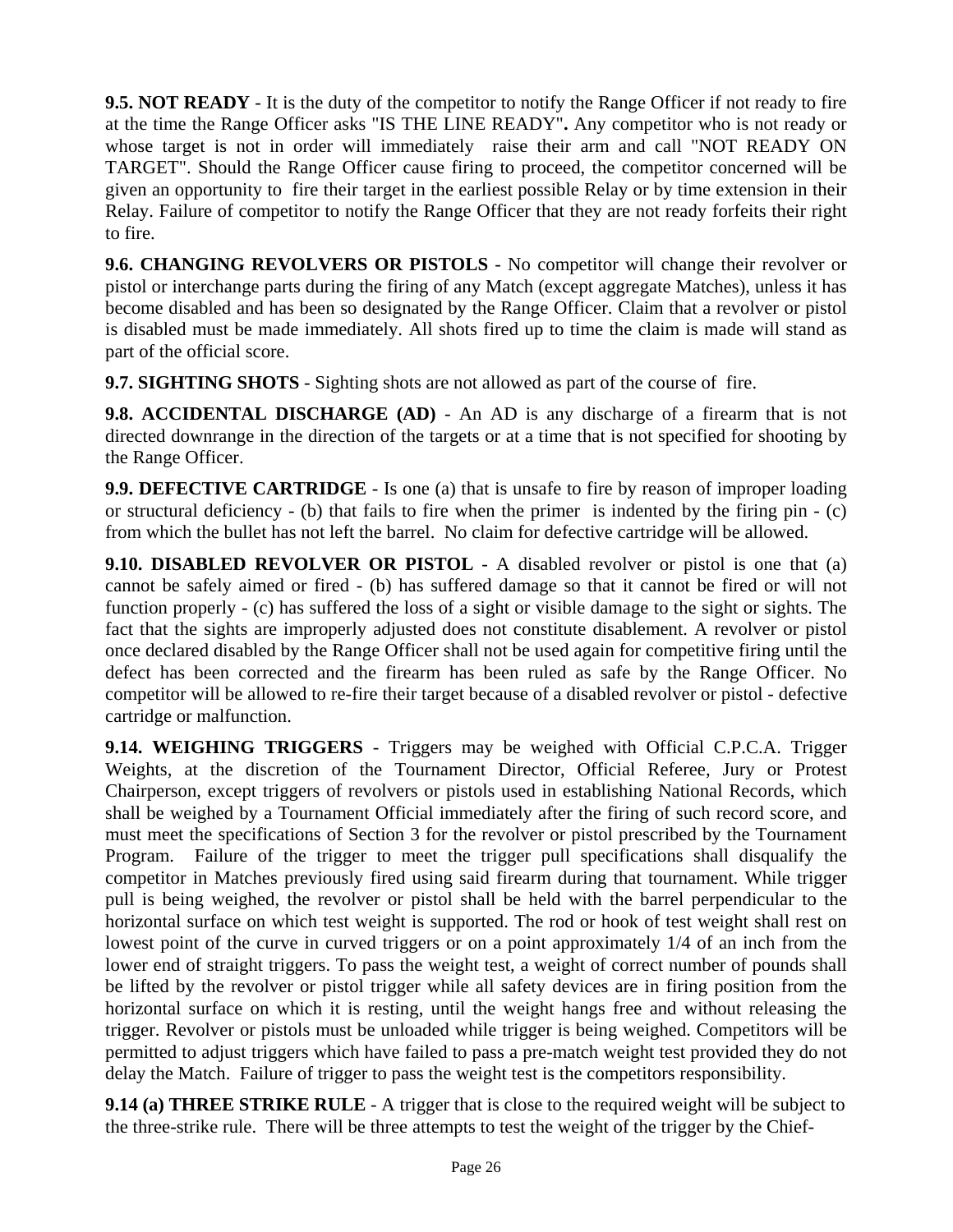**9.5. NOT READY** - It is the duty of the competitor to notify the Range Officer if not ready to fire at the time the Range Officer asks "IS THE LINE READY"**.** Any competitor who is not ready or whose target is not in order will immediately raise their arm and call "NOT READY ON TARGET". Should the Range Officer cause firing to proceed, the competitor concerned will be given an opportunity to fire their target in the earliest possible Relay or by time extension in their Relay. Failure of competitor to notify the Range Officer that they are not ready forfeits their right to fire.

**9.6. CHANGING REVOLVERS OR PISTOLS** - No competitor will change their revolver or pistol or interchange parts during the firing of any Match (except aggregate Matches), unless it has become disabled and has been so designated by the Range Officer. Claim that a revolver or pistol is disabled must be made immediately. All shots fired up to time the claim is made will stand as part of the official score.

**9.7. SIGHTING SHOTS** - Sighting shots are not allowed as part of the course of fire.

**9.8. ACCIDENTAL DISCHARGE (AD)** - An AD is any discharge of a firearm that is not directed downrange in the direction of the targets or at a time that is not specified for shooting by the Range Officer.

**9.9. DEFECTIVE CARTRIDGE** - Is one (a) that is unsafe to fire by reason of improper loading or structural deficiency - (b) that fails to fire when the primer is indented by the firing pin - (c) from which the bullet has not left the barrel. No claim for defective cartridge will be allowed.

**9.10. DISABLED REVOLVER OR PISTOL** - A disabled revolver or pistol is one that (a) cannot be safely aimed or fired - (b) has suffered damage so that it cannot be fired or will not function properly - (c) has suffered the loss of a sight or visible damage to the sight or sights. The fact that the sights are improperly adjusted does not constitute disablement. A revolver or pistol once declared disabled by the Range Officer shall not be used again for competitive firing until the defect has been corrected and the firearm has been ruled as safe by the Range Officer. No competitor will be allowed to re-fire their target because of a disabled revolver or pistol - defective cartridge or malfunction.

**9.14. WEIGHING TRIGGERS** - Triggers may be weighed with Official C.P.C.A. Trigger Weights, at the discretion of the Tournament Director, Official Referee, Jury or Protest Chairperson, except triggers of revolvers or pistols used in establishing National Records, which shall be weighed by a Tournament Official immediately after the firing of such record score, and must meet the specifications of Section 3 for the revolver or pistol prescribed by the Tournament Program. Failure of the trigger to meet the trigger pull specifications shall disqualify the competitor in Matches previously fired using said firearm during that tournament. While trigger pull is being weighed, the revolver or pistol shall be held with the barrel perpendicular to the horizontal surface on which test weight is supported. The rod or hook of test weight shall rest on lowest point of the curve in curved triggers or on a point approximately 1/4 of an inch from the lower end of straight triggers. To pass the weight test, a weight of correct number of pounds shall be lifted by the revolver or pistol trigger while all safety devices are in firing position from the horizontal surface on which it is resting, until the weight hangs free and without releasing the trigger. Revolver or pistols must be unloaded while trigger is being weighed. Competitors will be permitted to adjust triggers which have failed to pass a pre-match weight test provided they do not delay the Match. Failure of trigger to pass the weight test is the competitors responsibility.

**9.14 (a) THREE STRIKE RULE** - A trigger that is close to the required weight will be subject to the three-strike rule. There will be three attempts to test the weight of the trigger by the Chief-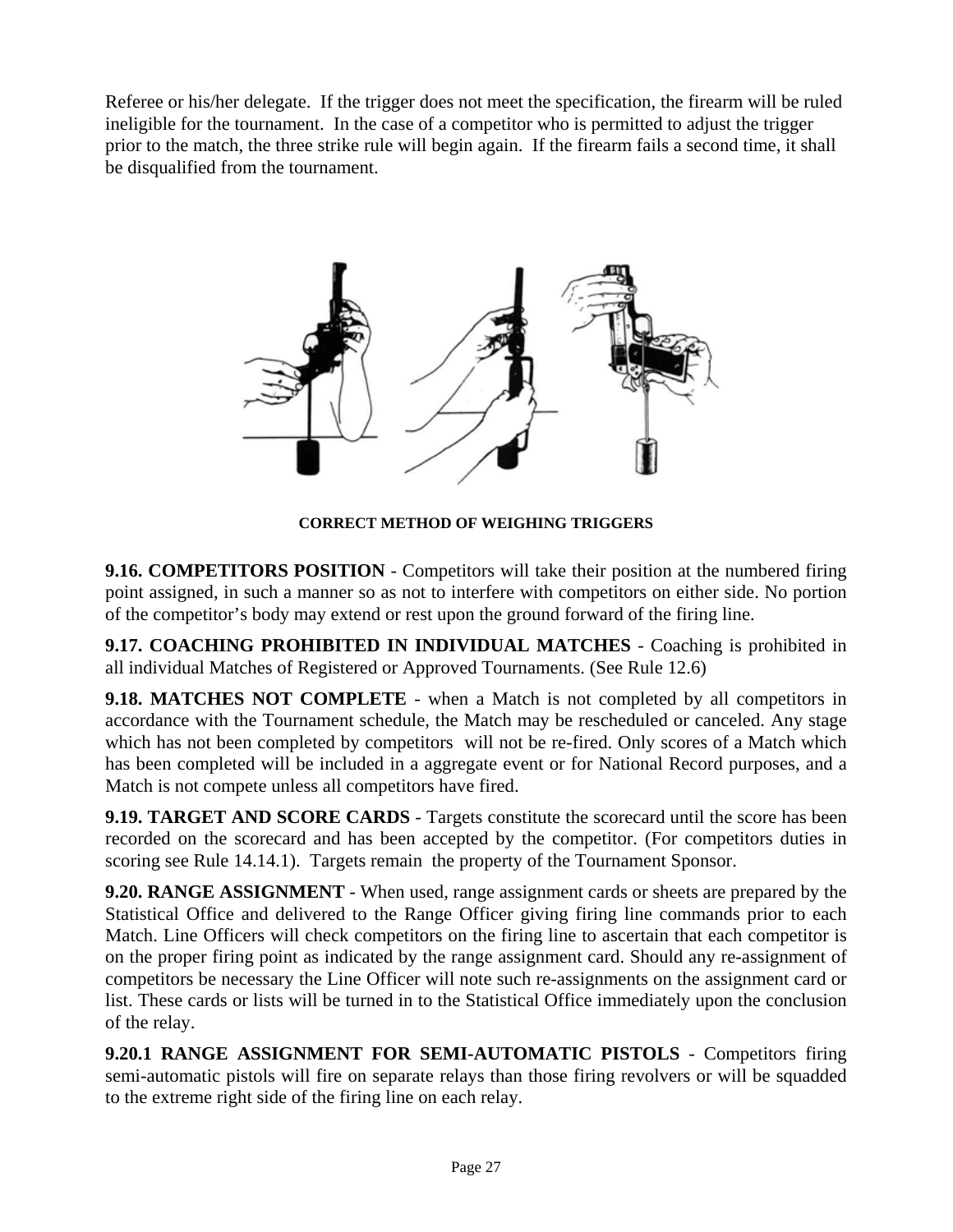Referee or his/her delegate. If the trigger does not meet the specification, the firearm will be ruled ineligible for the tournament. In the case of a competitor who is permitted to adjust the trigger prior to the match, the three strike rule will begin again. If the firearm fails a second time, it shall be disqualified from the tournament.

**CORRECT METHOD OF WEIGHING TRIGGERS**

**9.16. COMPETITORS POSITION** - Competitors will take their position at the numbered firing point assigned, in such a manner so as not to interfere with competitors on either side. No portion of the competitor's body may extend or rest upon the ground forward of the firing line.

**9.17. COACHING PROHIBITED IN INDIVIDUAL MATCHES** - Coaching is prohibited in all individual Matches of Registered or Approved Tournaments. (See Rule 12.6)

**9.18. MATCHES NOT COMPLETE** - when a Match is not completed by all competitors in accordance with the Tournament schedule, the Match may be rescheduled or canceled. Any stage which has not been completed by competitors will not be re-fired. Only scores of a Match which has been completed will be included in a aggregate event or for National Record purposes, and a Match is not compete unless all competitors have fired.

**9.19. TARGET AND SCORE CARDS** - Targets constitute the scorecard until the score has been recorded on the scorecard and has been accepted by the competitor. (For competitors duties in scoring see Rule 14.14.1). Targets remain the property of the Tournament Sponsor.

**9.20. RANGE ASSIGNMENT** - When used, range assignment cards or sheets are prepared by the Statistical Office and delivered to the Range Officer giving firing line commands prior to each Match. Line Officers will check competitors on the firing line to ascertain that each competitor is on the proper firing point as indicated by the range assignment card. Should any re-assignment of competitors be necessary the Line Officer will note such re-assignments on the assignment card or list. These cards or lists will be turned in to the Statistical Office immediately upon the conclusion of the relay.

**9.20.1 RANGE ASSIGNMENT FOR SEMI-AUTOMATIC PISTOLS** - Competitors firing semi-automatic pistols will fire on separate relays than those firing revolvers or will be squadded to the extreme right side of the firing line on each relay.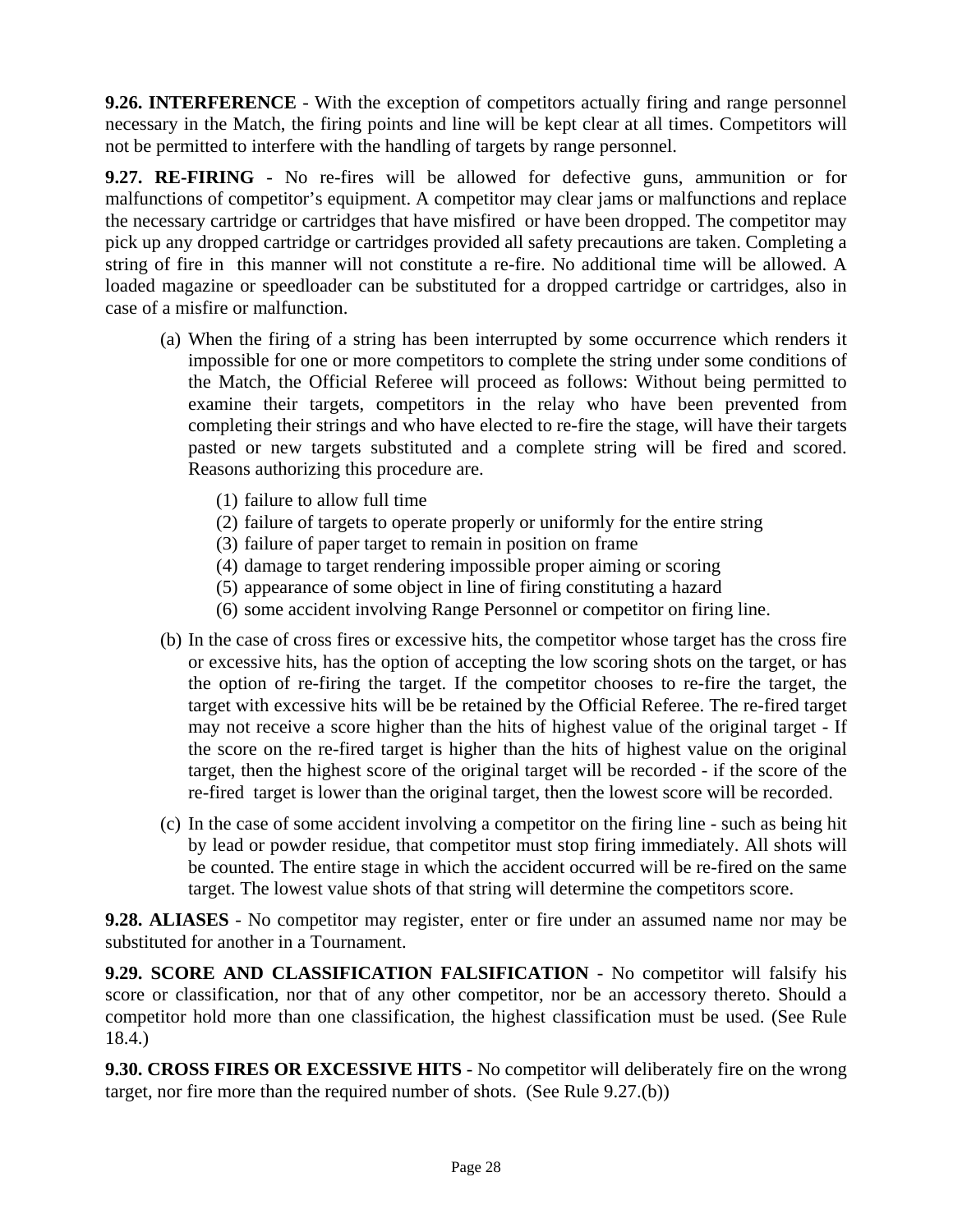**9.26. INTERFERENCE** - With the exception of competitors actually firing and range personnel necessary in the Match, the firing points and line will be kept clear at all times. Competitors will not be permitted to interfere with the handling of targets by range personnel.

**9.27. RE-FIRING** - No re-fires will be allowed for defective guns, ammunition or for malfunctions of competitor's equipment. A competitor may clear jams or malfunctions and replace the necessary cartridge or cartridges that have misfired or have been dropped. The competitor may pick up any dropped cartridge or cartridges provided all safety precautions are taken. Completing a string of fire in this manner will not constitute a re-fire. No additional time will be allowed. A loaded magazine or speedloader can be substituted for a dropped cartridge or cartridges, also in case of a misfire or malfunction.

(a) When the firing of a string has been interrupted by some occurrence which renders it impossible for one or more competitors to complete the string under some conditions of the Match, the Official Referee will proceed as follows: Without being permitted to examine their targets, competitors in the relay who have been prevented from completing their strings and who have elected to re-fire the stage, will have their targets pasted or new targets substituted and a complete string will be fired and scored. Reasons authorizing this procedure are.

   (1) failure to allow full time
   (2) failure of targets to operate properly or uniformly for the entire string
   (3) failure of paper target to remain in position on frame
   (4) damage to target rendering impossible proper aiming or scoring
   (5) appearance of some object in line of firing constituting a hazard
   (6) some accident involving Range Personnel or competitor on firing line.

(b) In the case of cross fires or excessive hits, the competitor whose target has the cross fire or excessive hits, has the option of accepting the low scoring shots on the target, or has the option of re-firing the target. If the competitor chooses to re-fire the target, the target with excessive hits will be be retained by the Official Referee. The re-fired target may not receive a score higher than the hits of highest value of the original target - If the score on the re-fired target is higher than the hits of highest value on the original target, then the highest score of the original target will be recorded - if the score of the re-fired target is lower than the original target, then the lowest score will be recorded.

(c) In the case of some accident involving a competitor on the firing line - such as being hit by lead or powder residue, that competitor must stop firing immediately. All shots will be counted. The entire stage in which the accident occurred will be re-fired on the same target. The lowest value shots of that string will determine the competitors score.

**9.28. ALIASES** - No competitor may register, enter or fire under an assumed name nor may be substituted for another in a Tournament.

**9.29. SCORE AND CLASSIFICATION FALSIFICATION** - No competitor will falsify his score or classification, nor that of any other competitor, nor be an accessory thereto. Should a competitor hold more than one classification, the highest classification must be used. (See Rule 18.4.)

**9.30. CROSS FIRES OR EXCESSIVE HITS** - No competitor will deliberately fire on the wrong target, nor fire more than the required number of shots. (See Rule 9.27.(b))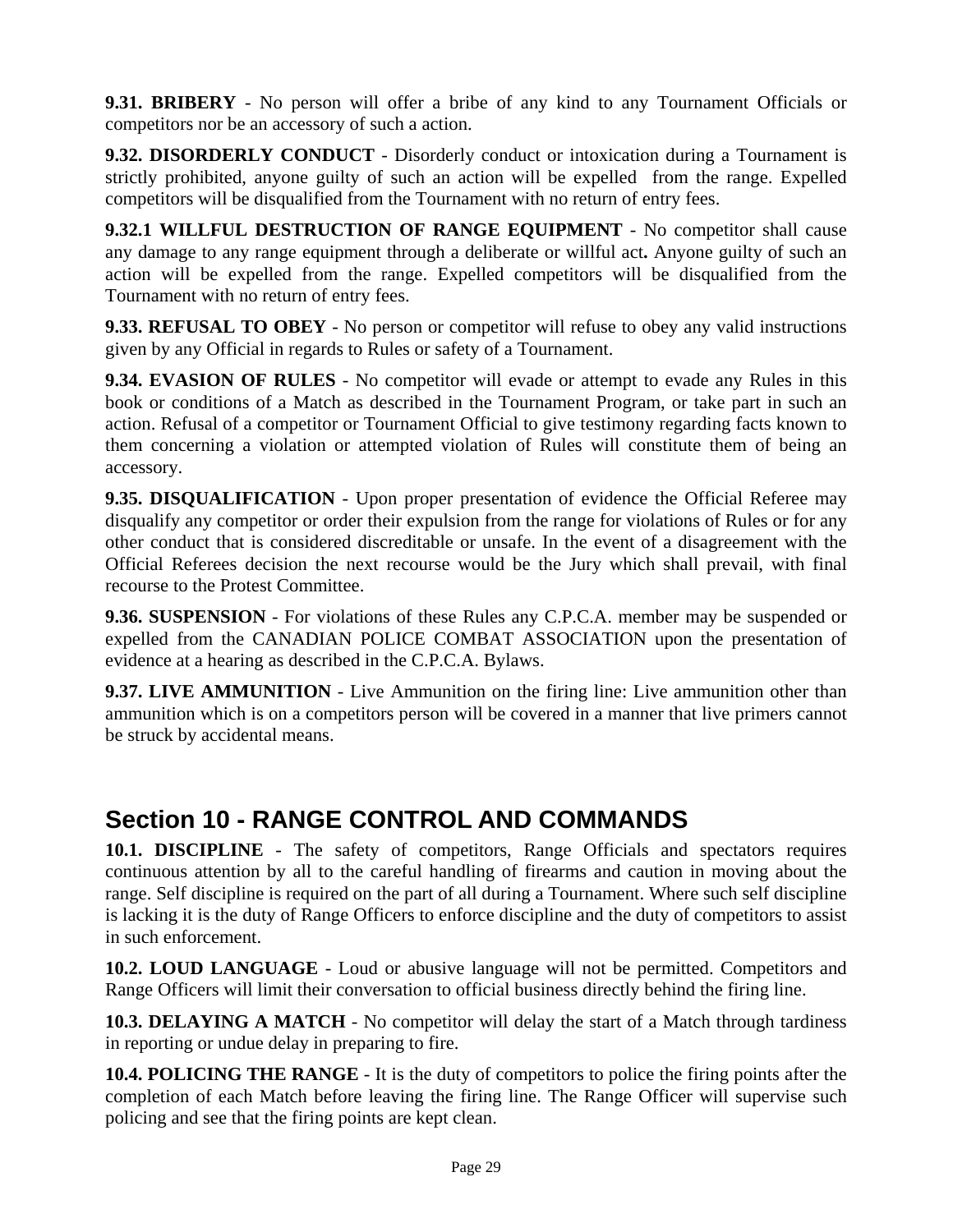**9.31. BRIBERY** - No person will offer a bribe of any kind to any Tournament Officials or competitors nor be an accessory of such a action.

**9.32. DISORDERLY CONDUCT** - Disorderly conduct or intoxication during a Tournament is strictly prohibited, anyone guilty of such an action will be expelled from the range. Expelled competitors will be disqualified from the Tournament with no return of entry fees.

**9.32.1 WILLFUL DESTRUCTION OF RANGE EQUIPMENT** - No competitor shall cause any damage to any range equipment through a deliberate or willful act**.** Anyone guilty of such an action will be expelled from the range. Expelled competitors will be disqualified from the Tournament with no return of entry fees.

**9.33. REFUSAL TO OBEY** - No person or competitor will refuse to obey any valid instructions given by any Official in regards to Rules or safety of a Tournament.

**9.34. EVASION OF RULES** - No competitor will evade or attempt to evade any Rules in this book or conditions of a Match as described in the Tournament Program, or take part in such an action. Refusal of a competitor or Tournament Official to give testimony regarding facts known to them concerning a violation or attempted violation of Rules will constitute them of being an accessory.

**9.35. DISQUALIFICATION** - Upon proper presentation of evidence the Official Referee may disqualify any competitor or order their expulsion from the range for violations of Rules or for any other conduct that is considered discreditable or unsafe. In the event of a disagreement with the Official Referees decision the next recourse would be the Jury which shall prevail, with final recourse to the Protest Committee.

**9.36. SUSPENSION** - For violations of these Rules any C.P.C.A. member may be suspended or expelled from the CANADIAN POLICE COMBAT ASSOCIATION upon the presentation of evidence at a hearing as described in the C.P.C.A. Bylaws.

**9.37. LIVE AMMUNITION** - Live Ammunition on the firing line: Live ammunition other than ammunition which is on a competitors person will be covered in a manner that live primers cannot be struck by accidental means.

## Section 10 - RANGE CONTROL AND COMMANDS

**10.1. DISCIPLINE** - The safety of competitors, Range Officials and spectators requires continuous attention by all to the careful handling of firearms and caution in moving about the range. Self discipline is required on the part of all during a Tournament. Where such self discipline is lacking it is the duty of Range Officers to enforce discipline and the duty of competitors to assist in such enforcement.

**10.2. LOUD LANGUAGE** - Loud or abusive language will not be permitted. Competitors and Range Officers will limit their conversation to official business directly behind the firing line.

**10.3. DELAYING A MATCH** - No competitor will delay the start of a Match through tardiness in reporting or undue delay in preparing to fire.

**10.4. POLICING THE RANGE** - It is the duty of competitors to police the firing points after the completion of each Match before leaving the firing line. The Range Officer will supervise such policing and see that the firing points are kept clean.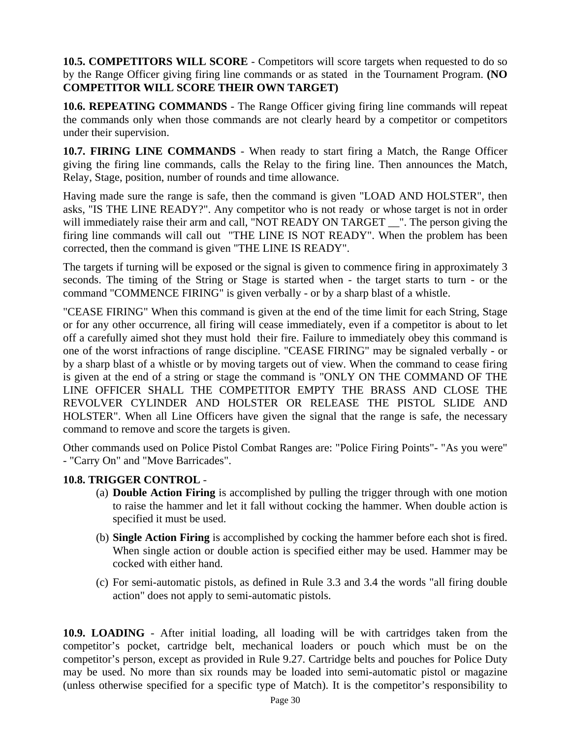**10.5. COMPETITORS WILL SCORE** - Competitors will score targets when requested to do so by the Range Officer giving firing line commands or as stated in the Tournament Program. **(NO COMPETITOR WILL SCORE THEIR OWN TARGET)**

**10.6. REPEATING COMMANDS** - The Range Officer giving firing line commands will repeat the commands only when those commands are not clearly heard by a competitor or competitors under their supervision.

**10.7. FIRING LINE COMMANDS** - When ready to start firing a Match, the Range Officer giving the firing line commands, calls the Relay to the firing line. Then announces the Match, Relay, Stage, position, number of rounds and time allowance.

Having made sure the range is safe, then the command is given "LOAD AND HOLSTER", then asks, "IS THE LINE READY?". Any competitor who is not ready or whose target is not in order will immediately raise their arm and call, "NOT READY ON TARGET __". The person giving the firing line commands will call out "THE LINE IS NOT READY". When the problem has been corrected, then the command is given "THE LINE IS READY".

The targets if turning will be exposed or the signal is given to commence firing in approximately 3 seconds. The timing of the String or Stage is started when - the target starts to turn - or the command "COMMENCE FIRING" is given verbally - or by a sharp blast of a whistle.

"CEASE FIRING" When this command is given at the end of the time limit for each String, Stage or for any other occurrence, all firing will cease immediately, even if a competitor is about to let off a carefully aimed shot they must hold their fire. Failure to immediately obey this command is one of the worst infractions of range discipline. "CEASE FIRING" may be signaled verbally - or by a sharp blast of a whistle or by moving targets out of view. When the command to cease firing is given at the end of a string or stage the command is "ONLY ON THE COMMAND OF THE LINE OFFICER SHALL THE COMPETITOR EMPTY THE BRASS AND CLOSE THE REVOLVER CYLINDER AND HOLSTER OR RELEASE THE PISTOL SLIDE AND HOLSTER". When all Line Officers have given the signal that the range is safe, the necessary command to remove and score the targets is given.

Other commands used on Police Pistol Combat Ranges are: "Police Firing Points"- "As you were" - "Carry On" and "Move Barricades".

**10.8. TRIGGER CONTROL** -

(a) **Double Action Firing** is accomplished by pulling the trigger through with one motion to raise the hammer and let it fall without cocking the hammer. When double action is specified it must be used.

(b) **Single Action Firing** is accomplished by cocking the hammer before each shot is fired. When single action or double action is specified either may be used. Hammer may be cocked with either hand.

(c) For semi-automatic pistols, as defined in Rule 3.3 and 3.4 the words "all firing double action" does not apply to semi-automatic pistols.

**10.9. LOADING** - After initial loading, all loading will be with cartridges taken from the competitor's pocket, cartridge belt, mechanical loaders or pouch which must be on the competitor's person, except as provided in Rule 9.27. Cartridge belts and pouches for Police Duty may be used. No more than six rounds may be loaded into semi-automatic pistol or magazine (unless otherwise specified for a specific type of Match). It is the competitor's responsibility to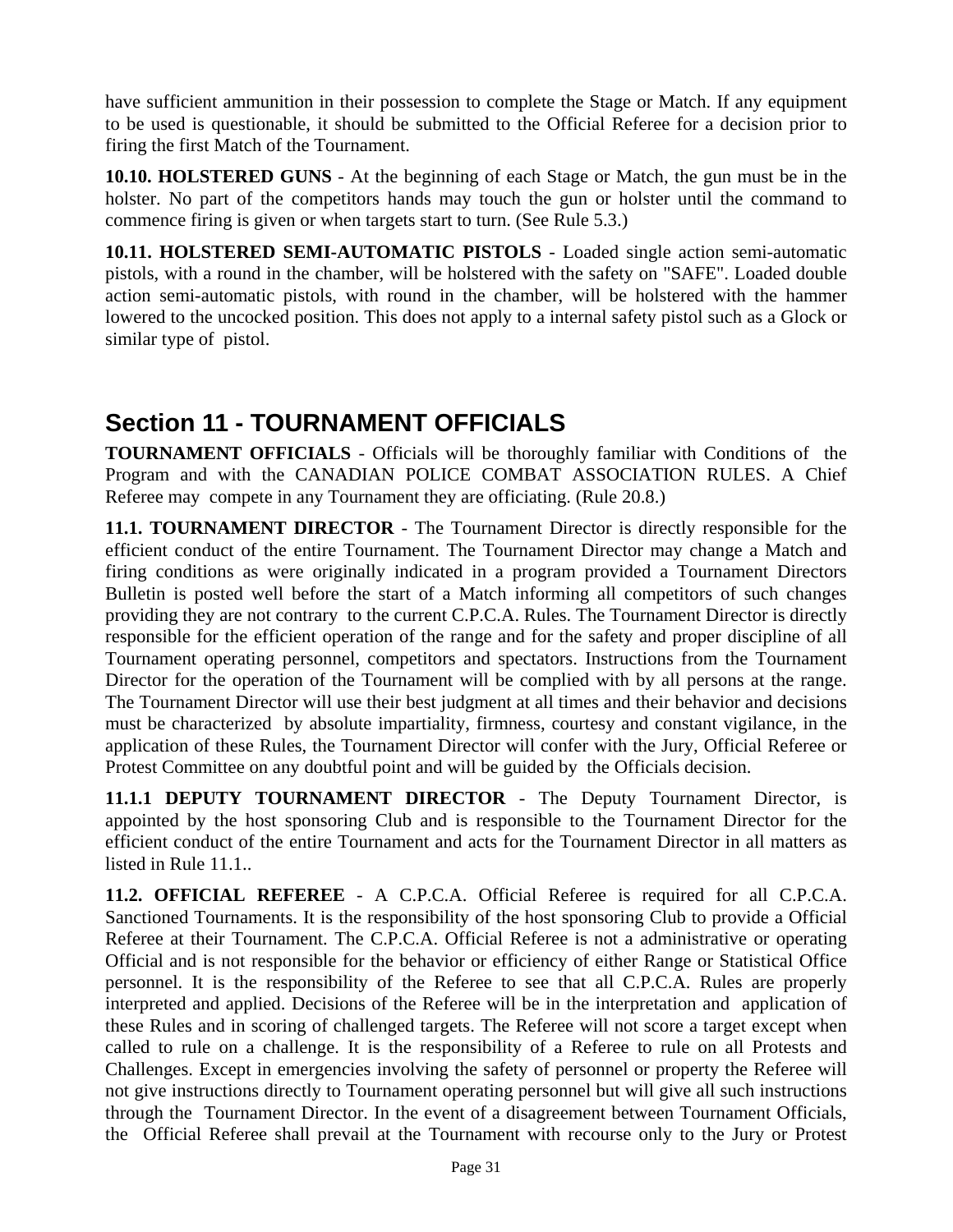have sufficient ammunition in their possession to complete the Stage or Match. If any equipment to be used is questionable, it should be submitted to the Official Referee for a decision prior to firing the first Match of the Tournament.

**10.10. HOLSTERED GUNS** - At the beginning of each Stage or Match, the gun must be in the holster. No part of the competitors hands may touch the gun or holster until the command to commence firing is given or when targets start to turn. (See Rule 5.3.)

**10.11. HOLSTERED SEMI-AUTOMATIC PISTOLS** - Loaded single action semi-automatic pistols, with a round in the chamber, will be holstered with the safety on "SAFE". Loaded double action semi-automatic pistols, with round in the chamber, will be holstered with the hammer lowered to the uncocked position. This does not apply to a internal safety pistol such as a Glock or similar type of pistol.

## Section 11 - TOURNAMENT OFFICIALS

**TOURNAMENT OFFICIALS** - Officials will be thoroughly familiar with Conditions of the Program and with the CANADIAN POLICE COMBAT ASSOCIATION RULES. A Chief Referee may compete in any Tournament they are officiating. (Rule 20.8.)

**11.1. TOURNAMENT DIRECTOR** - The Tournament Director is directly responsible for the efficient conduct of the entire Tournament. The Tournament Director may change a Match and firing conditions as were originally indicated in a program provided a Tournament Directors Bulletin is posted well before the start of a Match informing all competitors of such changes providing they are not contrary to the current C.P.C.A. Rules. The Tournament Director is directly responsible for the efficient operation of the range and for the safety and proper discipline of all Tournament operating personnel, competitors and spectators. Instructions from the Tournament Director for the operation of the Tournament will be complied with by all persons at the range. The Tournament Director will use their best judgment at all times and their behavior and decisions must be characterized by absolute impartiality, firmness, courtesy and constant vigilance, in the application of these Rules, the Tournament Director will confer with the Jury, Official Referee or Protest Committee on any doubtful point and will be guided by the Officials decision.

**11.1.1 DEPUTY TOURNAMENT DIRECTOR** - The Deputy Tournament Director, is appointed by the host sponsoring Club and is responsible to the Tournament Director for the efficient conduct of the entire Tournament and acts for the Tournament Director in all matters as listed in Rule 11.1..

**11.2. OFFICIAL REFEREE** - A C.P.C.A. Official Referee is required for all C.P.C.A. Sanctioned Tournaments. It is the responsibility of the host sponsoring Club to provide a Official Referee at their Tournament. The C.P.C.A. Official Referee is not a administrative or operating Official and is not responsible for the behavior or efficiency of either Range or Statistical Office personnel. It is the responsibility of the Referee to see that all C.P.C.A. Rules are properly interpreted and applied. Decisions of the Referee will be in the interpretation and application of these Rules and in scoring of challenged targets. The Referee will not score a target except when called to rule on a challenge. It is the responsibility of a Referee to rule on all Protests and Challenges. Except in emergencies involving the safety of personnel or property the Referee will not give instructions directly to Tournament operating personnel but will give all such instructions through the Tournament Director. In the event of a disagreement between Tournament Officials, the Official Referee shall prevail at the Tournament with recourse only to the Jury or Protest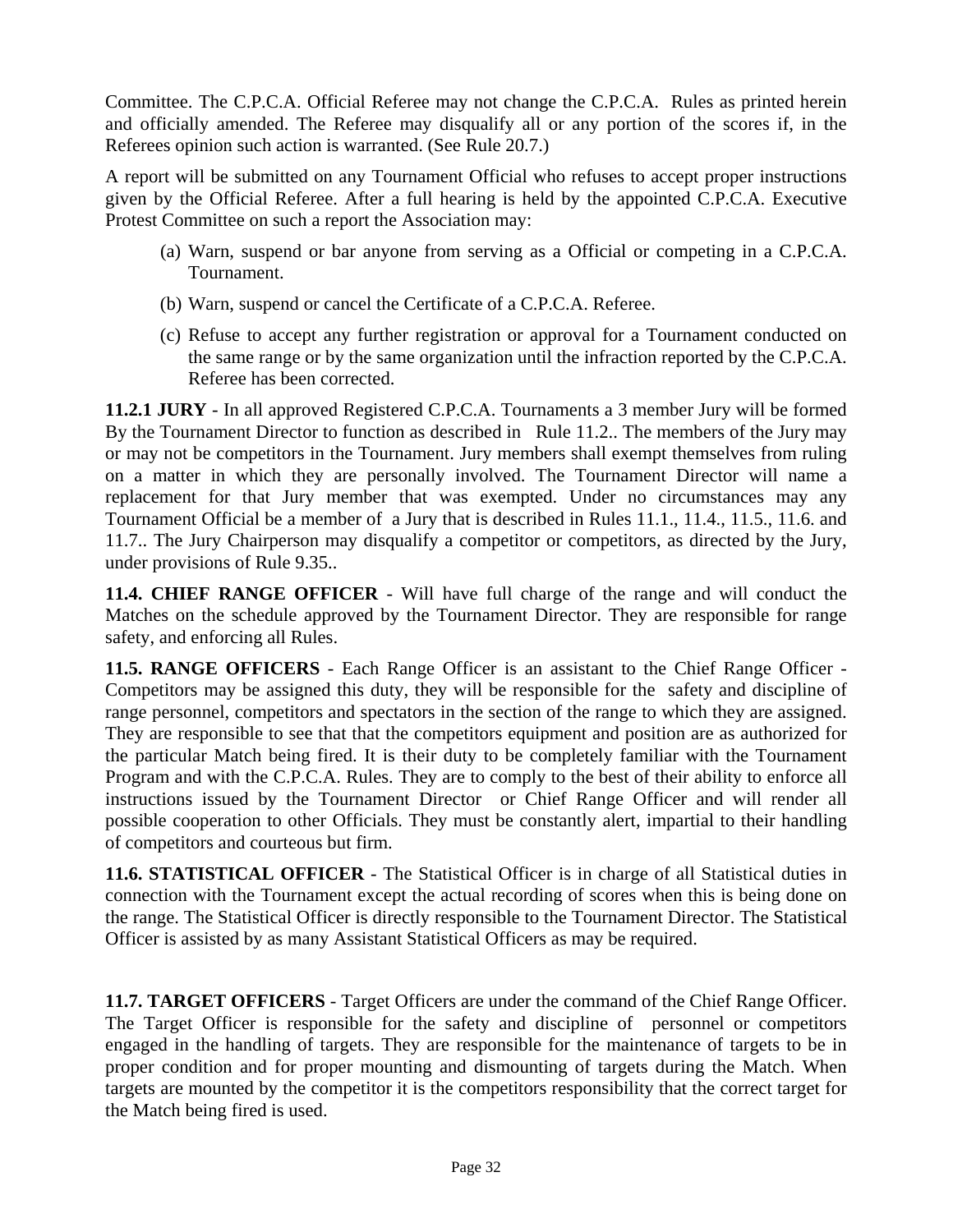Committee. The C.P.C.A. Official Referee may not change the C.P.C.A. Rules as printed herein and officially amended. The Referee may disqualify all or any portion of the scores if, in the Referees opinion such action is warranted. (See Rule 20.7.)

A report will be submitted on any Tournament Official who refuses to accept proper instructions given by the Official Referee. After a full hearing is held by the appointed C.P.C.A. Executive Protest Committee on such a report the Association may:

(a) Warn, suspend or bar anyone from serving as a Official or competing in a C.P.C.A. Tournament.

(b) Warn, suspend or cancel the Certificate of a C.P.C.A. Referee.

(c) Refuse to accept any further registration or approval for a Tournament conducted on the same range or by the same organization until the infraction reported by the C.P.C.A. Referee has been corrected.

**11.2.1 JURY** - In all approved Registered C.P.C.A. Tournaments a 3 member Jury will be formed By the Tournament Director to function as described in Rule 11.2.. The members of the Jury may or may not be competitors in the Tournament. Jury members shall exempt themselves from ruling on a matter in which they are personally involved. The Tournament Director will name a replacement for that Jury member that was exempted. Under no circumstances may any Tournament Official be a member of a Jury that is described in Rules 11.1., 11.4., 11.5., 11.6. and 11.7.. The Jury Chairperson may disqualify a competitor or competitors, as directed by the Jury, under provisions of Rule 9.35..

**11.4. CHIEF RANGE OFFICER** - Will have full charge of the range and will conduct the Matches on the schedule approved by the Tournament Director. They are responsible for range safety, and enforcing all Rules.

**11.5. RANGE OFFICERS** - Each Range Officer is an assistant to the Chief Range Officer - Competitors may be assigned this duty, they will be responsible for the safety and discipline of range personnel, competitors and spectators in the section of the range to which they are assigned. They are responsible to see that that the competitors equipment and position are as authorized for the particular Match being fired. It is their duty to be completely familiar with the Tournament Program and with the C.P.C.A. Rules. They are to comply to the best of their ability to enforce all instructions issued by the Tournament Director or Chief Range Officer and will render all possible cooperation to other Officials. They must be constantly alert, impartial to their handling of competitors and courteous but firm.

**11.6. STATISTICAL OFFICER** - The Statistical Officer is in charge of all Statistical duties in connection with the Tournament except the actual recording of scores when this is being done on the range. The Statistical Officer is directly responsible to the Tournament Director. The Statistical Officer is assisted by as many Assistant Statistical Officers as may be required.

**11.7. TARGET OFFICERS** - Target Officers are under the command of the Chief Range Officer. The Target Officer is responsible for the safety and discipline of personnel or competitors engaged in the handling of targets. They are responsible for the maintenance of targets to be in proper condition and for proper mounting and dismounting of targets during the Match. When targets are mounted by the competitor it is the competitors responsibility that the correct target for the Match being fired is used.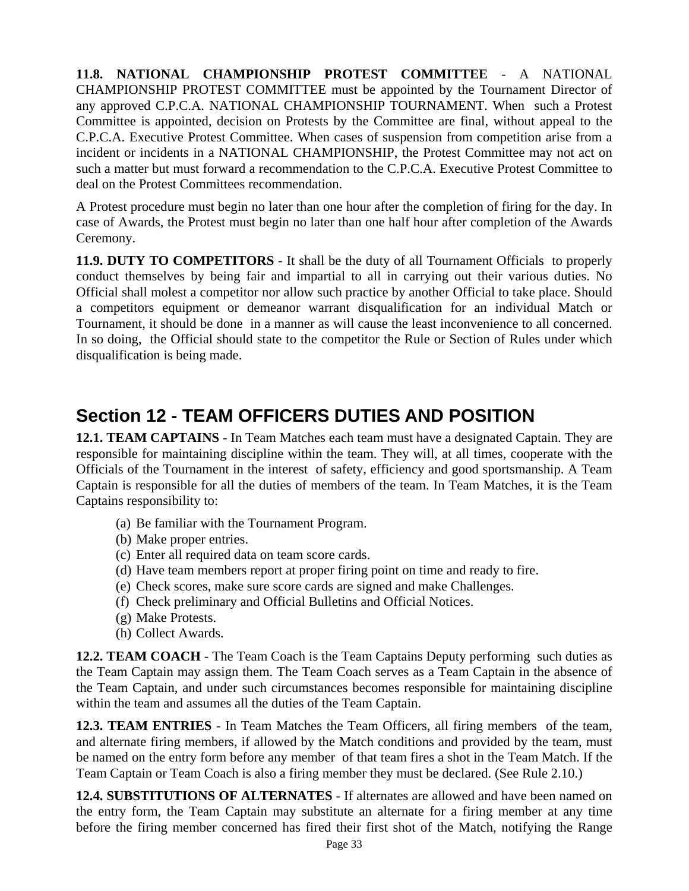**11.8. NATIONAL CHAMPIONSHIP PROTEST COMMITTEE** - A NATIONAL CHAMPIONSHIP PROTEST COMMITTEE must be appointed by the Tournament Director of any approved C.P.C.A. NATIONAL CHAMPIONSHIP TOURNAMENT. When such a Protest Committee is appointed, decision on Protests by the Committee are final, without appeal to the C.P.C.A. Executive Protest Committee. When cases of suspension from competition arise from a incident or incidents in a NATIONAL CHAMPIONSHIP, the Protest Committee may not act on such a matter but must forward a recommendation to the C.P.C.A. Executive Protest Committee to deal on the Protest Committees recommendation.

A Protest procedure must begin no later than one hour after the completion of firing for the day. In case of Awards, the Protest must begin no later than one half hour after completion of the Awards Ceremony.

**11.9. DUTY TO COMPETITORS** - It shall be the duty of all Tournament Officials to properly conduct themselves by being fair and impartial to all in carrying out their various duties. No Official shall molest a competitor nor allow such practice by another Official to take place. Should a competitors equipment or demeanor warrant disqualification for an individual Match or Tournament, it should be done in a manner as will cause the least inconvenience to all concerned. In so doing, the Official should state to the competitor the Rule or Section of Rules under which disqualification is being made.

## Section 12 - TEAM OFFICERS DUTIES AND POSITION

**12.1. TEAM CAPTAINS** - In Team Matches each team must have a designated Captain. They are responsible for maintaining discipline within the team. They will, at all times, cooperate with the Officials of the Tournament in the interest of safety, efficiency and good sportsmanship. A Team Captain is responsible for all the duties of members of the team. In Team Matches, it is the Team Captains responsibility to:

(a) Be familiar with the Tournament Program.
(b) Make proper entries.
(c) Enter all required data on team score cards.
(d) Have team members report at proper firing point on time and ready to fire.
(e) Check scores, make sure score cards are signed and make Challenges.
(f) Check preliminary and Official Bulletins and Official Notices.
(g) Make Protests.
(h) Collect Awards.

**12.2. TEAM COACH** - The Team Coach is the Team Captains Deputy performing such duties as the Team Captain may assign them. The Team Coach serves as a Team Captain in the absence of the Team Captain, and under such circumstances becomes responsible for maintaining discipline within the team and assumes all the duties of the Team Captain.

**12.3. TEAM ENTRIES** - In Team Matches the Team Officers, all firing members of the team, and alternate firing members, if allowed by the Match conditions and provided by the team, must be named on the entry form before any member of that team fires a shot in the Team Match. If the Team Captain or Team Coach is also a firing member they must be declared. (See Rule 2.10.)

**12.4. SUBSTITUTIONS OF ALTERNATES** - If alternates are allowed and have been named on the entry form, the Team Captain may substitute an alternate for a firing member at any time before the firing member concerned has fired their first shot of the Match, notifying the Range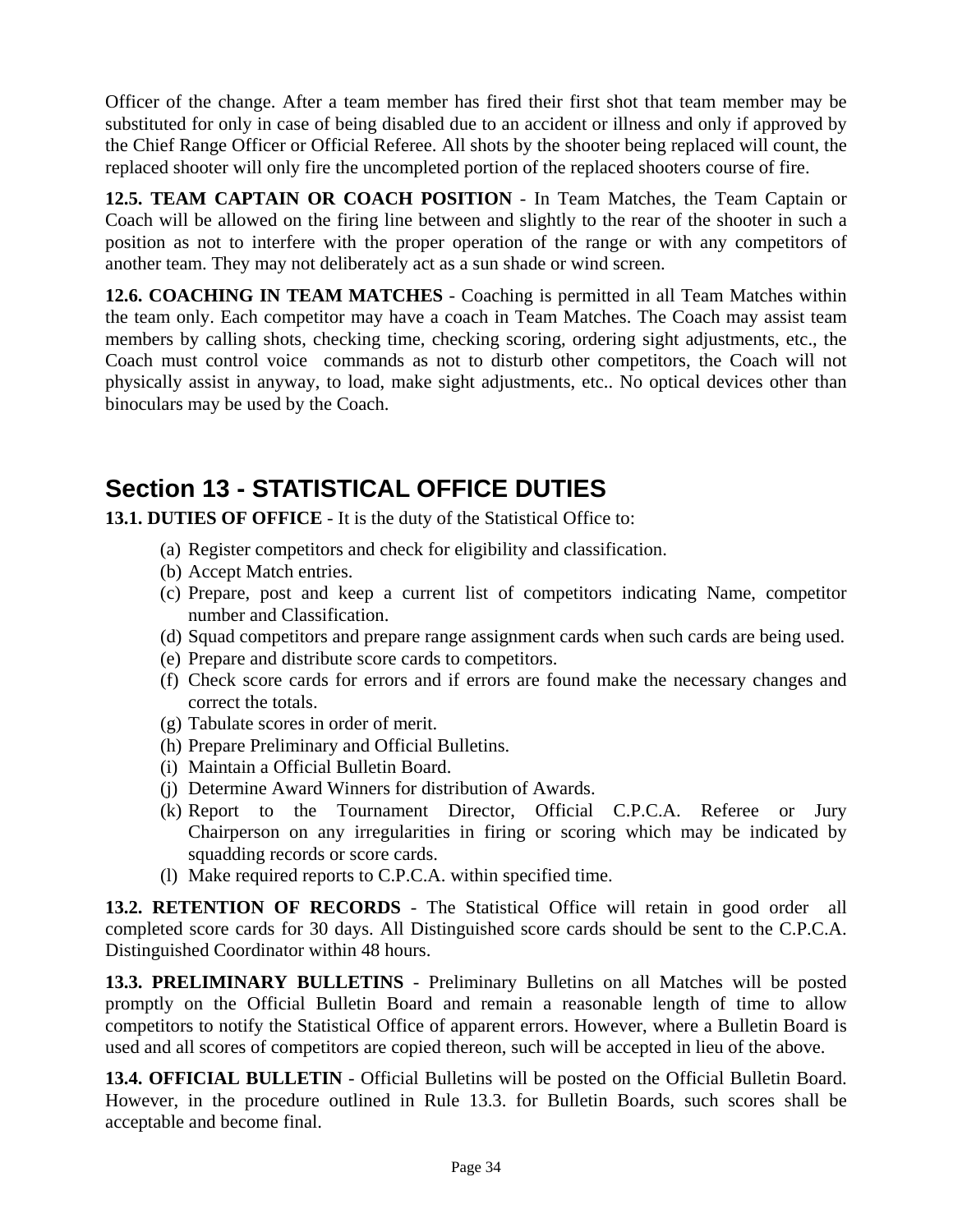Officer of the change. After a team member has fired their first shot that team member may be substituted for only in case of being disabled due to an accident or illness and only if approved by the Chief Range Officer or Official Referee. All shots by the shooter being replaced will count, the replaced shooter will only fire the uncompleted portion of the replaced shooters course of fire.

**12.5. TEAM CAPTAIN OR COACH POSITION** - In Team Matches, the Team Captain or Coach will be allowed on the firing line between and slightly to the rear of the shooter in such a position as not to interfere with the proper operation of the range or with any competitors of another team. They may not deliberately act as a sun shade or wind screen.

**12.6. COACHING IN TEAM MATCHES** - Coaching is permitted in all Team Matches within the team only. Each competitor may have a coach in Team Matches. The Coach may assist team members by calling shots, checking time, checking scoring, ordering sight adjustments, etc., the Coach must control voice commands as not to disturb other competitors, the Coach will not physically assist in anyway, to load, make sight adjustments, etc.. No optical devices other than binoculars may be used by the Coach.

## Section 13 - STATISTICAL OFFICE DUTIES

**13.1. DUTIES OF OFFICE** - It is the duty of the Statistical Office to:

(a) Register competitors and check for eligibility and classification.
(b) Accept Match entries.
(c) Prepare, post and keep a current list of competitors indicating Name, competitor number and Classification.
(d) Squad competitors and prepare range assignment cards when such cards are being used.
(e) Prepare and distribute score cards to competitors.
(f) Check score cards for errors and if errors are found make the necessary changes and correct the totals.
(g) Tabulate scores in order of merit.
(h) Prepare Preliminary and Official Bulletins.
(i) Maintain a Official Bulletin Board.
(j) Determine Award Winners for distribution of Awards.
(k) Report to the Tournament Director, Official C.P.C.A. Referee or Jury Chairperson on any irregularities in firing or scoring which may be indicated by squadding records or score cards.
(l) Make required reports to C.P.C.A. within specified time.

**13.2. RETENTION OF RECORDS** - The Statistical Office will retain in good order all completed score cards for 30 days. All Distinguished score cards should be sent to the C.P.C.A. Distinguished Coordinator within 48 hours.

**13.3. PRELIMINARY BULLETINS** - Preliminary Bulletins on all Matches will be posted promptly on the Official Bulletin Board and remain a reasonable length of time to allow competitors to notify the Statistical Office of apparent errors. However, where a Bulletin Board is used and all scores of competitors are copied thereon, such will be accepted in lieu of the above.

**13.4. OFFICIAL BULLETIN** - Official Bulletins will be posted on the Official Bulletin Board. However, in the procedure outlined in Rule 13.3. for Bulletin Boards, such scores shall be acceptable and become final.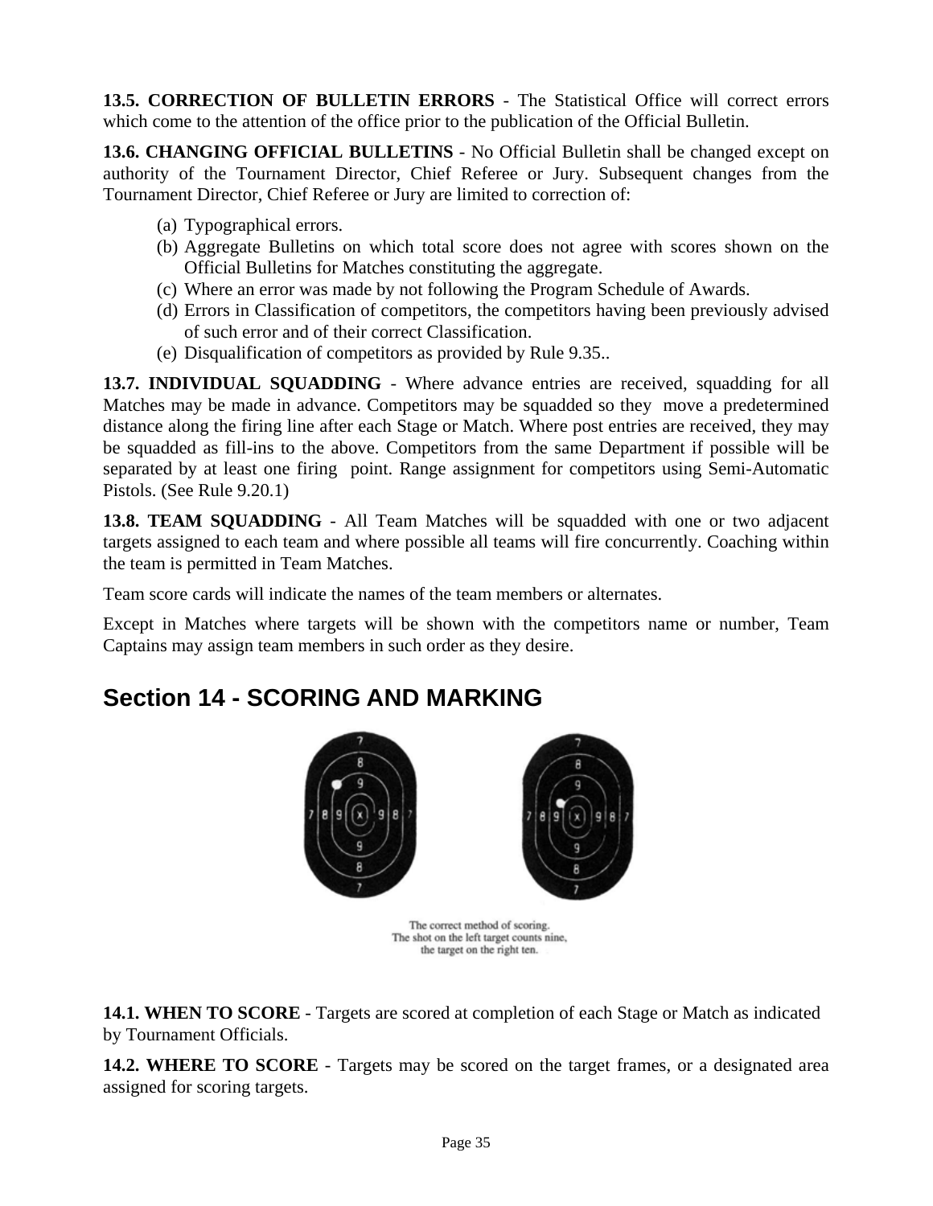**13.5. CORRECTION OF BULLETIN ERRORS** - The Statistical Office will correct errors which come to the attention of the office prior to the publication of the Official Bulletin.

**13.6. CHANGING OFFICIAL BULLETINS** - No Official Bulletin shall be changed except on authority of the Tournament Director, Chief Referee or Jury. Subsequent changes from the Tournament Director, Chief Referee or Jury are limited to correction of:

(a) Typographical errors.
(b) Aggregate Bulletins on which total score does not agree with scores shown on the Official Bulletins for Matches constituting the aggregate.
(c) Where an error was made by not following the Program Schedule of Awards.
(d) Errors in Classification of competitors, the competitors having been previously advised of such error and of their correct Classification.
(e) Disqualification of competitors as provided by Rule 9.35..

**13.7. INDIVIDUAL SQUADDING** - Where advance entries are received, squadding for all Matches may be made in advance. Competitors may be squadded so they move a predetermined distance along the firing line after each Stage or Match. Where post entries are received, they may be squadded as fill-ins to the above. Competitors from the same Department if possible will be separated by at least one firing point. Range assignment for competitors using Semi-Automatic Pistols. (See Rule 9.20.1)

**13.8. TEAM SQUADDING** - All Team Matches will be squadded with one or two adjacent targets assigned to each team and where possible all teams will fire concurrently. Coaching within the team is permitted in Team Matches.

Team score cards will indicate the names of the team members or alternates.

Except in Matches where targets will be shown with the competitors name or number, Team Captains may assign team members in such order as they desire.

## Section 14 - SCORING AND MARKING

The correct method of scoring.
The shot on the left target counts nine,
the target on the right ten.

**14.1. WHEN TO SCORE** - Targets are scored at completion of each Stage or Match as indicated by Tournament Officials.

**14.2. WHERE TO SCORE** - Targets may be scored on the target frames, or a designated area assigned for scoring targets.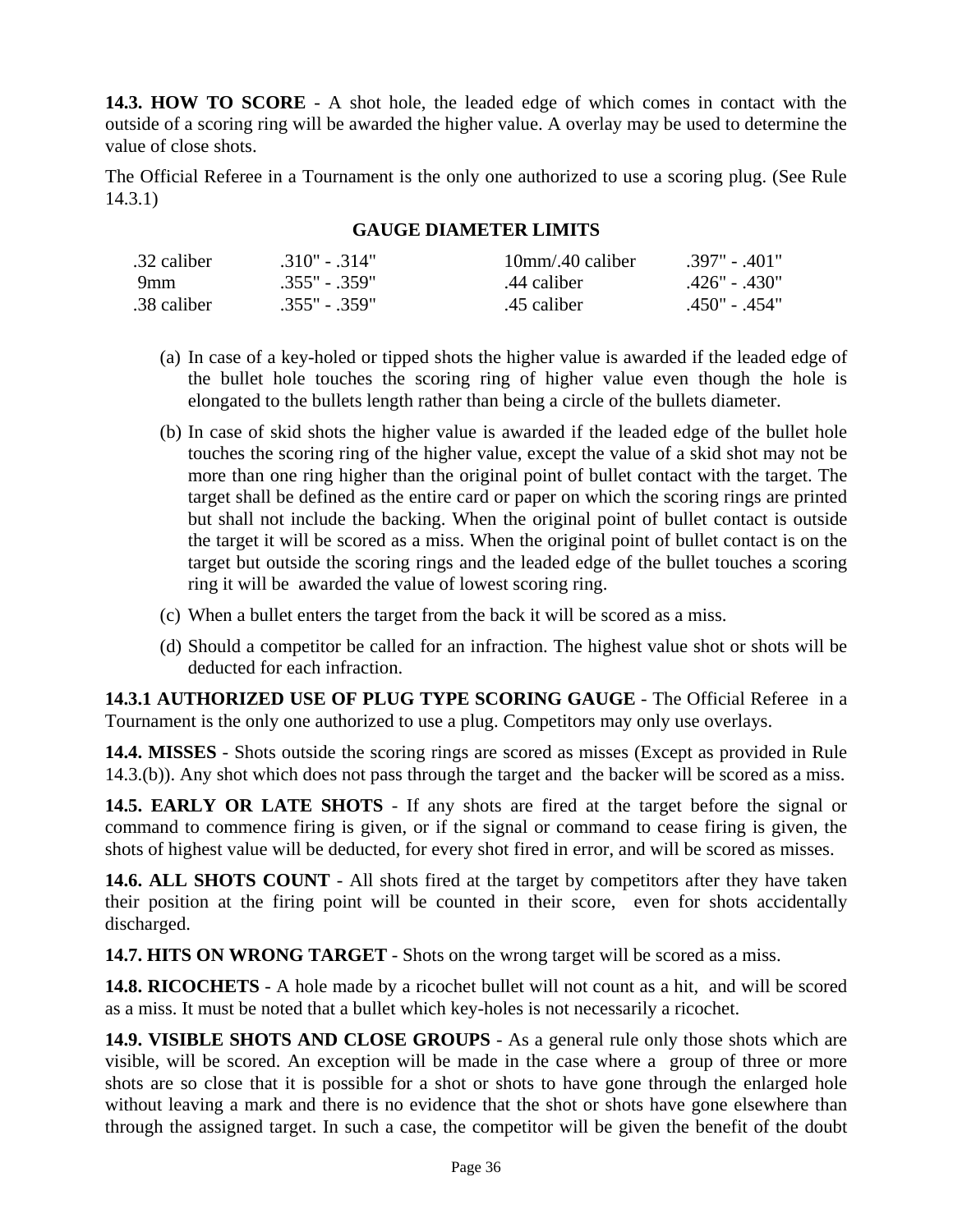**14.3. HOW TO SCORE** - A shot hole, the leaded edge of which comes in contact with the outside of a scoring ring will be awarded the higher value. A overlay may be used to determine the value of close shots.

The Official Referee in a Tournament is the only one authorized to use a scoring plug. (See Rule 14.3.1)

**GAUGE DIAMETER LIMITS**

| | | | |
|---|---|---|---|
| .32 caliber | .310" - .314" | 10mm/.40 caliber | .397" - .401" |
| 9mm | .355" - .359" | .44 caliber | .426" - .430" |
| .38 caliber | .355" - .359" | .45 caliber | .450" - .454" |

(a) In case of a key-holed or tipped shots the higher value is awarded if the leaded edge of the bullet hole touches the scoring ring of higher value even though the hole is elongated to the bullets length rather than being a circle of the bullets diameter.

(b) In case of skid shots the higher value is awarded if the leaded edge of the bullet hole touches the scoring ring of the higher value, except the value of a skid shot may not be more than one ring higher than the original point of bullet contact with the target. The target shall be defined as the entire card or paper on which the scoring rings are printed but shall not include the backing. When the original point of bullet contact is outside the target it will be scored as a miss. When the original point of bullet contact is on the target but outside the scoring rings and the leaded edge of the bullet touches a scoring ring it will be awarded the value of lowest scoring ring.

(c) When a bullet enters the target from the back it will be scored as a miss.

(d) Should a competitor be called for an infraction. The highest value shot or shots will be deducted for each infraction.

**14.3.1 AUTHORIZED USE OF PLUG TYPE SCORING GAUGE** - The Official Referee in a Tournament is the only one authorized to use a plug. Competitors may only use overlays.

**14.4. MISSES** - Shots outside the scoring rings are scored as misses (Except as provided in Rule 14.3.(b)). Any shot which does not pass through the target and the backer will be scored as a miss.

**14.5. EARLY OR LATE SHOTS** - If any shots are fired at the target before the signal or command to commence firing is given, or if the signal or command to cease firing is given, the shots of highest value will be deducted, for every shot fired in error, and will be scored as misses.

**14.6. ALL SHOTS COUNT** - All shots fired at the target by competitors after they have taken their position at the firing point will be counted in their score, even for shots accidentally discharged.

**14.7. HITS ON WRONG TARGET** - Shots on the wrong target will be scored as a miss.

**14.8. RICOCHETS** - A hole made by a ricochet bullet will not count as a hit, and will be scored as a miss. It must be noted that a bullet which key-holes is not necessarily a ricochet.

**14.9. VISIBLE SHOTS AND CLOSE GROUPS** - As a general rule only those shots which are visible, will be scored. An exception will be made in the case where a group of three or more shots are so close that it is possible for a shot or shots to have gone through the enlarged hole without leaving a mark and there is no evidence that the shot or shots have gone elsewhere than through the assigned target. In such a case, the competitor will be given the benefit of the doubt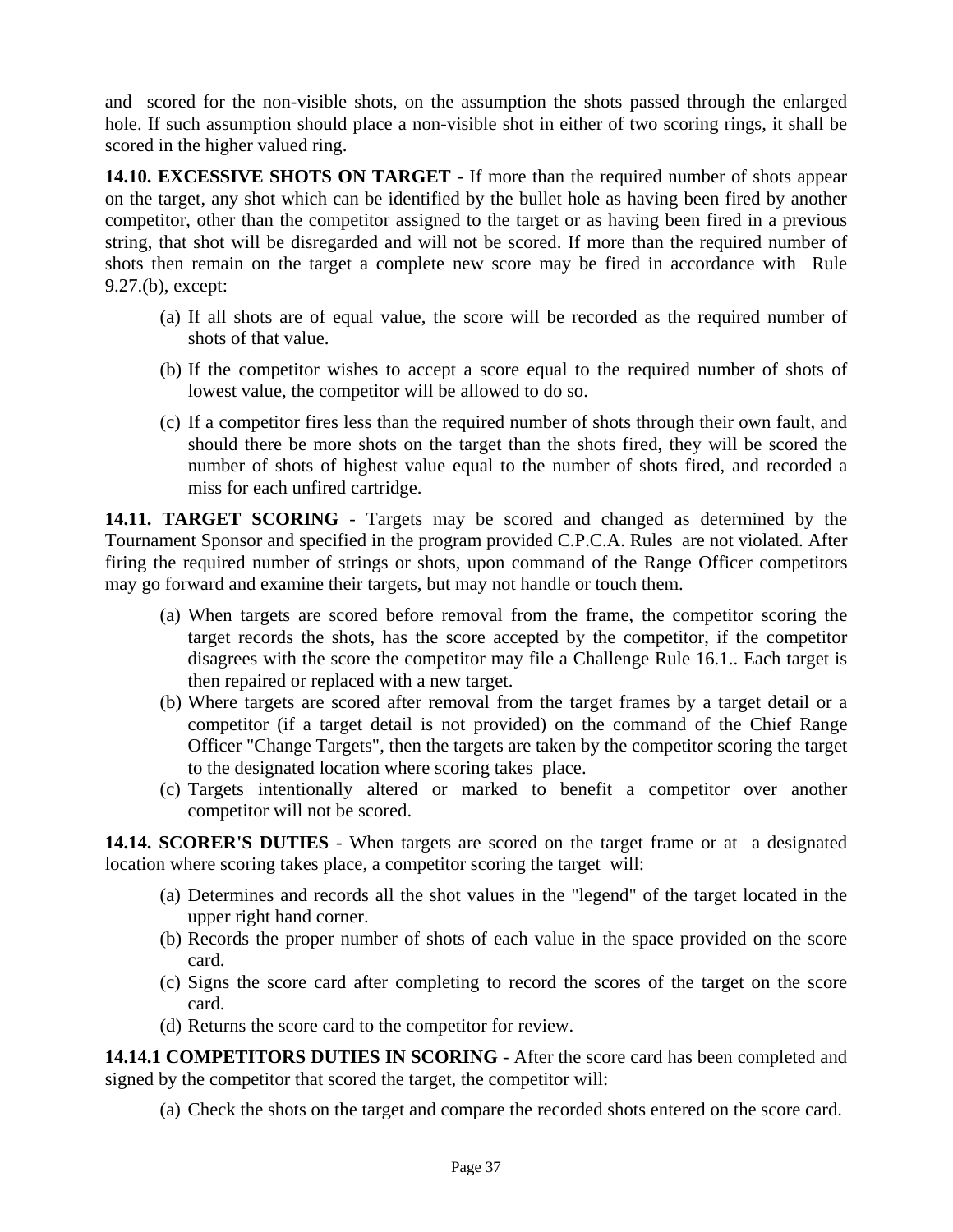and scored for the non-visible shots, on the assumption the shots passed through the enlarged hole. If such assumption should place a non-visible shot in either of two scoring rings, it shall be scored in the higher valued ring.

**14.10. EXCESSIVE SHOTS ON TARGET** - If more than the required number of shots appear on the target, any shot which can be identified by the bullet hole as having been fired by another competitor, other than the competitor assigned to the target or as having been fired in a previous string, that shot will be disregarded and will not be scored. If more than the required number of shots then remain on the target a complete new score may be fired in accordance with Rule 9.27.(b), except:

(a) If all shots are of equal value, the score will be recorded as the required number of shots of that value.

(b) If the competitor wishes to accept a score equal to the required number of shots of lowest value, the competitor will be allowed to do so.

(c) If a competitor fires less than the required number of shots through their own fault, and should there be more shots on the target than the shots fired, they will be scored the number of shots of highest value equal to the number of shots fired, and recorded a miss for each unfired cartridge.

**14.11. TARGET SCORING** - Targets may be scored and changed as determined by the Tournament Sponsor and specified in the program provided C.P.C.A. Rules are not violated. After firing the required number of strings or shots, upon command of the Range Officer competitors may go forward and examine their targets, but may not handle or touch them.

(a) When targets are scored before removal from the frame, the competitor scoring the target records the shots, has the score accepted by the competitor, if the competitor disagrees with the score the competitor may file a Challenge Rule 16.1.. Each target is then repaired or replaced with a new target.
(b) Where targets are scored after removal from the target frames by a target detail or a competitor (if a target detail is not provided) on the command of the Chief Range Officer "Change Targets", then the targets are taken by the competitor scoring the target to the designated location where scoring takes place.
(c) Targets intentionally altered or marked to benefit a competitor over another competitor will not be scored.

**14.14. SCORER'S DUTIES** - When targets are scored on the target frame or at a designated location where scoring takes place, a competitor scoring the target will:

(a) Determines and records all the shot values in the "legend" of the target located in the upper right hand corner.
(b) Records the proper number of shots of each value in the space provided on the score card.
(c) Signs the score card after completing to record the scores of the target on the score card.
(d) Returns the score card to the competitor for review.

**14.14.1 COMPETITORS DUTIES IN SCORING** - After the score card has been completed and signed by the competitor that scored the target, the competitor will:

(a) Check the shots on the target and compare the recorded shots entered on the score card.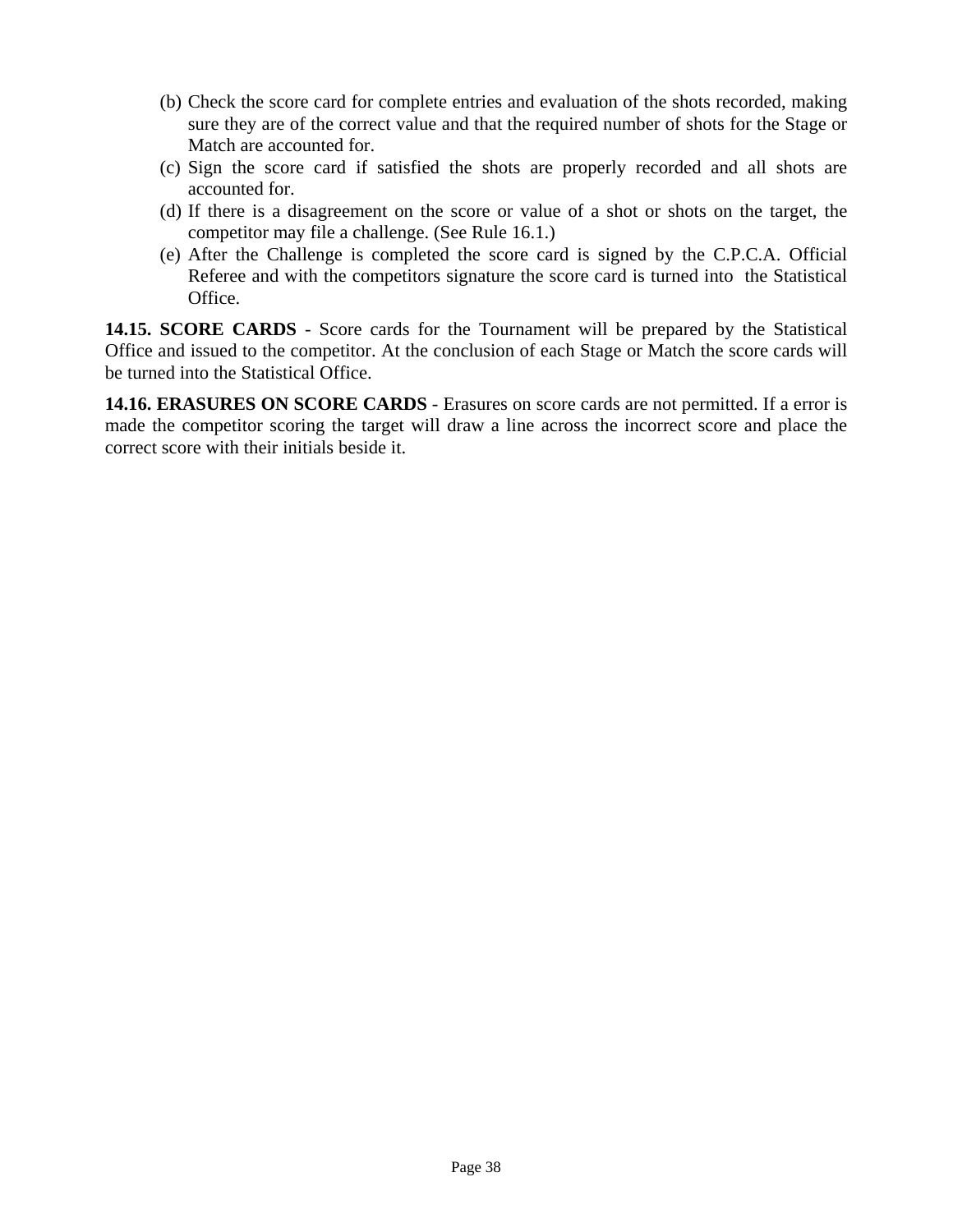(b) Check the score card for complete entries and evaluation of the shots recorded, making sure they are of the correct value and that the required number of shots for the Stage or Match are accounted for.

(c) Sign the score card if satisfied the shots are properly recorded and all shots are accounted for.

(d) If there is a disagreement on the score or value of a shot or shots on the target, the competitor may file a challenge. (See Rule 16.1.)

(e) After the Challenge is completed the score card is signed by the C.P.C.A. Official Referee and with the competitors signature the score card is turned into the Statistical Office.

**14.15. SCORE CARDS** - Score cards for the Tournament will be prepared by the Statistical Office and issued to the competitor. At the conclusion of each Stage or Match the score cards will be turned into the Statistical Office.

**14.16. ERASURES ON SCORE CARDS** - Erasures on score cards are not permitted. If a error is made the competitor scoring the target will draw a line across the incorrect score and place the correct score with their initials beside it.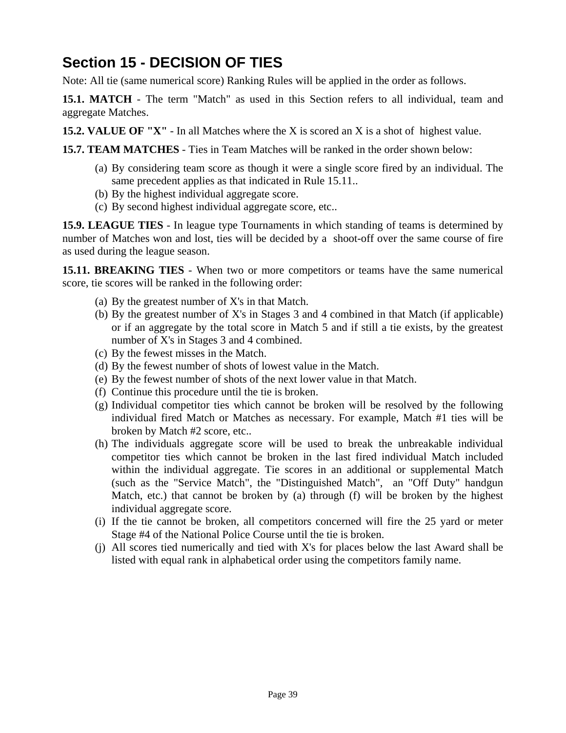## Section 15 - DECISION OF TIES

Note: All tie (same numerical score) Ranking Rules will be applied in the order as follows.

**15.1. MATCH** - The term "Match" as used in this Section refers to all individual, team and aggregate Matches.

**15.2. VALUE OF "X"** - In all Matches where the X is scored an X is a shot of highest value.

**15.7. TEAM MATCHES** - Ties in Team Matches will be ranked in the order shown below:

(a) By considering team score as though it were a single score fired by an individual. The same precedent applies as that indicated in Rule 15.11..
(b) By the highest individual aggregate score.
(c) By second highest individual aggregate score, etc..

**15.9. LEAGUE TIES** - In league type Tournaments in which standing of teams is determined by number of Matches won and lost, ties will be decided by a shoot-off over the same course of fire as used during the league season.

**15.11. BREAKING TIES** - When two or more competitors or teams have the same numerical score, tie scores will be ranked in the following order:

(a) By the greatest number of X's in that Match.
(b) By the greatest number of X's in Stages 3 and 4 combined in that Match (if applicable) or if an aggregate by the total score in Match 5 and if still a tie exists, by the greatest number of X's in Stages 3 and 4 combined.
(c) By the fewest misses in the Match.
(d) By the fewest number of shots of lowest value in the Match.
(e) By the fewest number of shots of the next lower value in that Match.
(f) Continue this procedure until the tie is broken.
(g) Individual competitor ties which cannot be broken will be resolved by the following individual fired Match or Matches as necessary. For example, Match #1 ties will be broken by Match #2 score, etc..
(h) The individuals aggregate score will be used to break the unbreakable individual competitor ties which cannot be broken in the last fired individual Match included within the individual aggregate. Tie scores in an additional or supplemental Match (such as the "Service Match", the "Distinguished Match", an "Off Duty" handgun Match, etc.) that cannot be broken by (a) through (f) will be broken by the highest individual aggregate score.
(i) If the tie cannot be broken, all competitors concerned will fire the 25 yard or meter Stage #4 of the National Police Course until the tie is broken.
(j) All scores tied numerically and tied with X's for places below the last Award shall be listed with equal rank in alphabetical order using the competitors family name.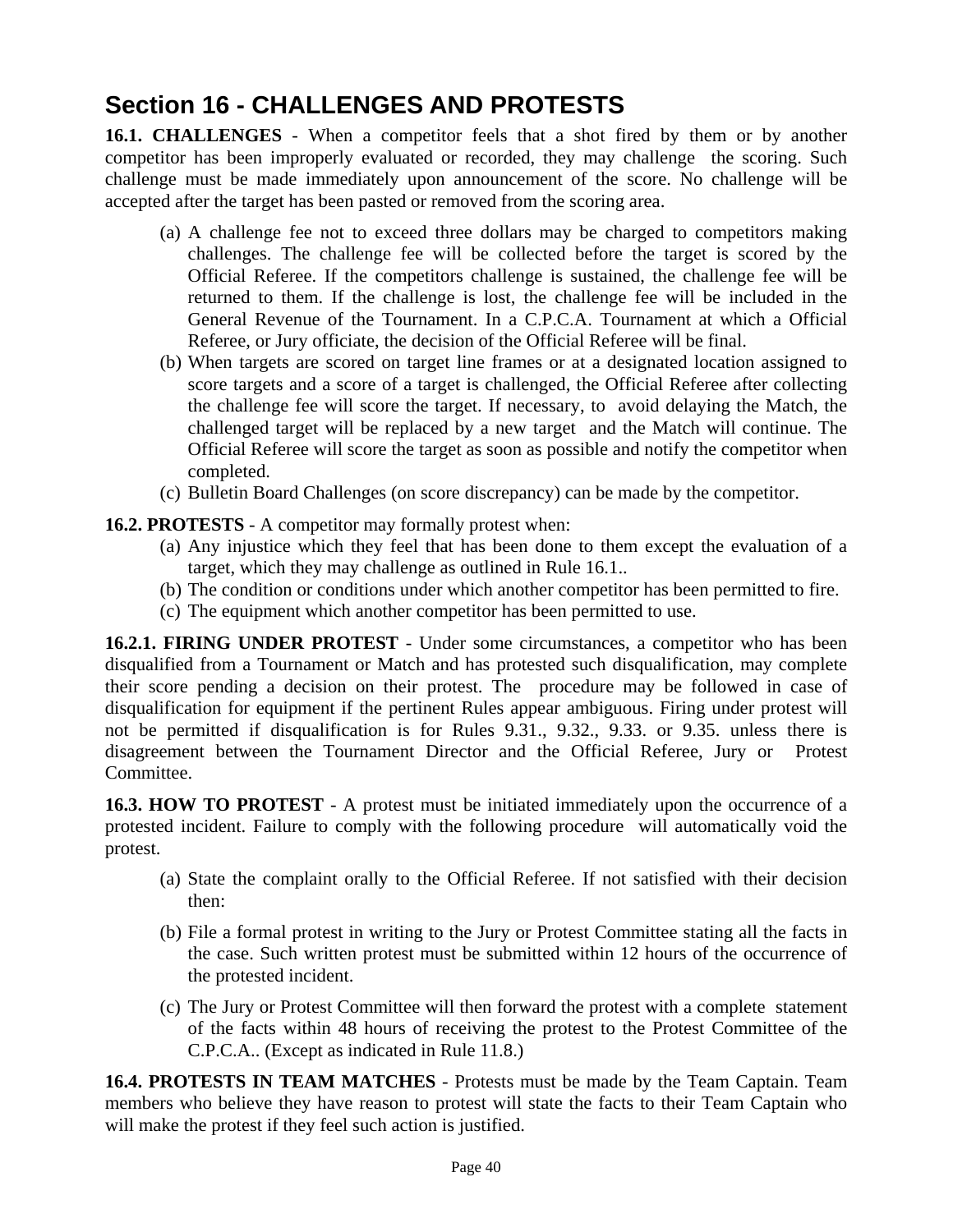# Section 16 - CHALLENGES AND PROTESTS

**16.1. CHALLENGES** - When a competitor feels that a shot fired by them or by another competitor has been improperly evaluated or recorded, they may challenge the scoring. Such challenge must be made immediately upon announcement of the score. No challenge will be accepted after the target has been pasted or removed from the scoring area.

(a) A challenge fee not to exceed three dollars may be charged to competitors making challenges. The challenge fee will be collected before the target is scored by the Official Referee. If the competitors challenge is sustained, the challenge fee will be returned to them. If the challenge is lost, the challenge fee will be included in the General Revenue of the Tournament. In a C.P.C.A. Tournament at which a Official Referee, or Jury officiate, the decision of the Official Referee will be final.

(b) When targets are scored on target line frames or at a designated location assigned to score targets and a score of a target is challenged, the Official Referee after collecting the challenge fee will score the target. If necessary, to avoid delaying the Match, the challenged target will be replaced by a new target and the Match will continue. The Official Referee will score the target as soon as possible and notify the competitor when completed.

(c) Bulletin Board Challenges (on score discrepancy) can be made by the competitor.

**16.2. PROTESTS** - A competitor may formally protest when:

(a) Any injustice which they feel that has been done to them except the evaluation of a target, which they may challenge as outlined in Rule 16.1..

(b) The condition or conditions under which another competitor has been permitted to fire.

(c) The equipment which another competitor has been permitted to use.

**16.2.1. FIRING UNDER PROTEST** - Under some circumstances, a competitor who has been disqualified from a Tournament or Match and has protested such disqualification, may complete their score pending a decision on their protest. The procedure may be followed in case of disqualification for equipment if the pertinent Rules appear ambiguous. Firing under protest will not be permitted if disqualification is for Rules 9.31., 9.32., 9.33. or 9.35. unless there is disagreement between the Tournament Director and the Official Referee, Jury or Protest Committee.

**16.3. HOW TO PROTEST** - A protest must be initiated immediately upon the occurrence of a protested incident. Failure to comply with the following procedure will automatically void the protest.

(a) State the complaint orally to the Official Referee. If not satisfied with their decision then:

(b) File a formal protest in writing to the Jury or Protest Committee stating all the facts in the case. Such written protest must be submitted within 12 hours of the occurrence of the protested incident.

(c) The Jury or Protest Committee will then forward the protest with a complete statement of the facts within 48 hours of receiving the protest to the Protest Committee of the C.P.C.A.. (Except as indicated in Rule 11.8.)

**16.4. PROTESTS IN TEAM MATCHES** - Protests must be made by the Team Captain. Team members who believe they have reason to protest will state the facts to their Team Captain who will make the protest if they feel such action is justified.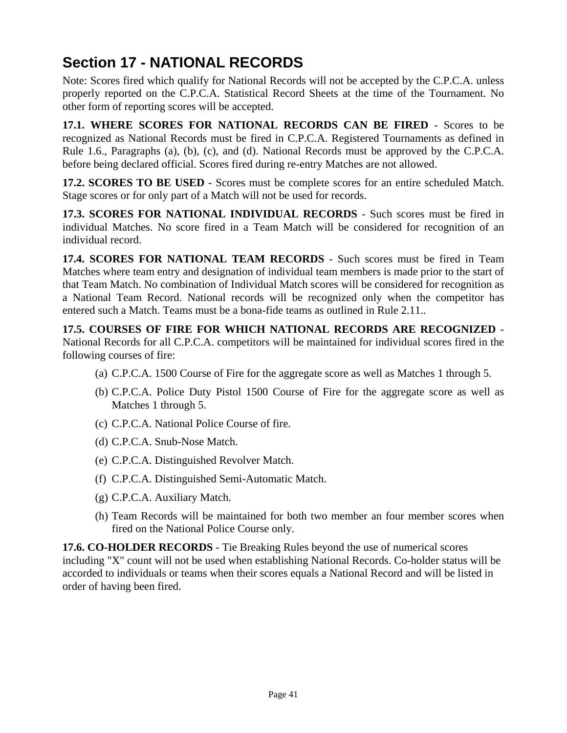# Section 17 - NATIONAL RECORDS

Note: Scores fired which qualify for National Records will not be accepted by the C.P.C.A. unless properly reported on the C.P.C.A. Statistical Record Sheets at the time of the Tournament. No other form of reporting scores will be accepted.

**17.1. WHERE SCORES FOR NATIONAL RECORDS CAN BE FIRED** - Scores to be recognized as National Records must be fired in C.P.C.A. Registered Tournaments as defined in Rule 1.6., Paragraphs (a), (b), (c), and (d). National Records must be approved by the C.P.C.A. before being declared official. Scores fired during re-entry Matches are not allowed.

**17.2. SCORES TO BE USED** - Scores must be complete scores for an entire scheduled Match. Stage scores or for only part of a Match will not be used for records.

**17.3. SCORES FOR NATIONAL INDIVIDUAL RECORDS** - Such scores must be fired in individual Matches. No score fired in a Team Match will be considered for recognition of an individual record.

**17.4. SCORES FOR NATIONAL TEAM RECORDS** - Such scores must be fired in Team Matches where team entry and designation of individual team members is made prior to the start of that Team Match. No combination of Individual Match scores will be considered for recognition as a National Team Record. National records will be recognized only when the competitor has entered such a Match. Teams must be a bona-fide teams as outlined in Rule 2.11..

**17.5. COURSES OF FIRE FOR WHICH NATIONAL RECORDS ARE RECOGNIZED** - National Records for all C.P.C.A. competitors will be maintained for individual scores fired in the following courses of fire:

(a) C.P.C.A. 1500 Course of Fire for the aggregate score as well as Matches 1 through 5.

(b) C.P.C.A. Police Duty Pistol 1500 Course of Fire for the aggregate score as well as Matches 1 through 5.

(c) C.P.C.A. National Police Course of fire.

(d) C.P.C.A. Snub-Nose Match.

(e) C.P.C.A. Distinguished Revolver Match.

(f) C.P.C.A. Distinguished Semi-Automatic Match.

(g) C.P.C.A. Auxiliary Match.

(h) Team Records will be maintained for both two member an four member scores when fired on the National Police Course only.

**17.6. CO-HOLDER RECORDS** - Tie Breaking Rules beyond the use of numerical scores including "X" count will not be used when establishing National Records. Co-holder status will be accorded to individuals or teams when their scores equals a National Record and will be listed in order of having been fired.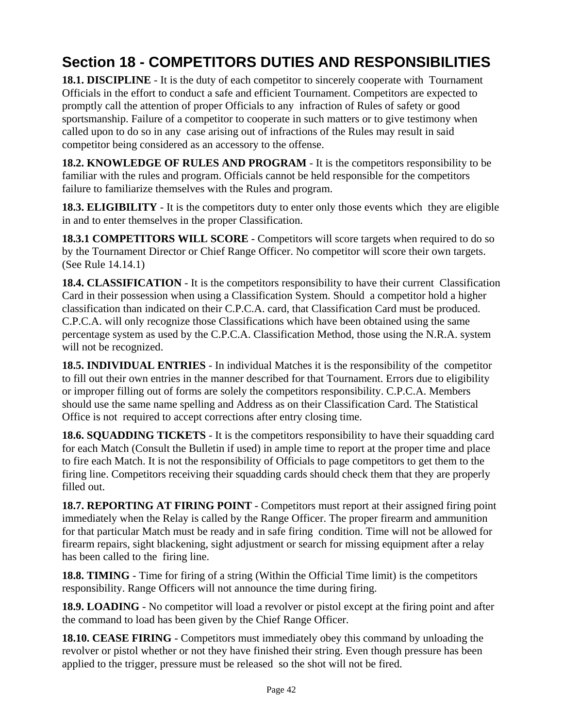# Section 18 - COMPETITORS DUTIES AND RESPONSIBILITIES

**18.1. DISCIPLINE** - It is the duty of each competitor to sincerely cooperate with Tournament Officials in the effort to conduct a safe and efficient Tournament. Competitors are expected to promptly call the attention of proper Officials to any infraction of Rules of safety or good sportsmanship. Failure of a competitor to cooperate in such matters or to give testimony when called upon to do so in any case arising out of infractions of the Rules may result in said competitor being considered as an accessory to the offense.

**18.2. KNOWLEDGE OF RULES AND PROGRAM** - It is the competitors responsibility to be familiar with the rules and program. Officials cannot be held responsible for the competitors failure to familiarize themselves with the Rules and program.

**18.3. ELIGIBILITY** - It is the competitors duty to enter only those events which they are eligible in and to enter themselves in the proper Classification.

**18.3.1 COMPETITORS WILL SCORE** - Competitors will score targets when required to do so by the Tournament Director or Chief Range Officer. No competitor will score their own targets. (See Rule 14.14.1)

**18.4. CLASSIFICATION** - It is the competitors responsibility to have their current Classification Card in their possession when using a Classification System. Should a competitor hold a higher classification than indicated on their C.P.C.A. card, that Classification Card must be produced. C.P.C.A. will only recognize those Classifications which have been obtained using the same percentage system as used by the C.P.C.A. Classification Method, those using the N.R.A. system will not be recognized.

**18.5. INDIVIDUAL ENTRIES** - In individual Matches it is the responsibility of the competitor to fill out their own entries in the manner described for that Tournament. Errors due to eligibility or improper filling out of forms are solely the competitors responsibility. C.P.C.A. Members should use the same name spelling and Address as on their Classification Card. The Statistical Office is not required to accept corrections after entry closing time.

**18.6. SQUADDING TICKETS** - It is the competitors responsibility to have their squadding card for each Match (Consult the Bulletin if used) in ample time to report at the proper time and place to fire each Match. It is not the responsibility of Officials to page competitors to get them to the firing line. Competitors receiving their squadding cards should check them that they are properly filled out.

**18.7. REPORTING AT FIRING POINT** - Competitors must report at their assigned firing point immediately when the Relay is called by the Range Officer. The proper firearm and ammunition for that particular Match must be ready and in safe firing condition. Time will not be allowed for firearm repairs, sight blackening, sight adjustment or search for missing equipment after a relay has been called to the firing line.

**18.8. TIMING** - Time for firing of a string (Within the Official Time limit) is the competitors responsibility. Range Officers will not announce the time during firing.

**18.9. LOADING** - No competitor will load a revolver or pistol except at the firing point and after the command to load has been given by the Chief Range Officer.

**18.10. CEASE FIRING** - Competitors must immediately obey this command by unloading the revolver or pistol whether or not they have finished their string. Even though pressure has been applied to the trigger, pressure must be released so the shot will not be fired.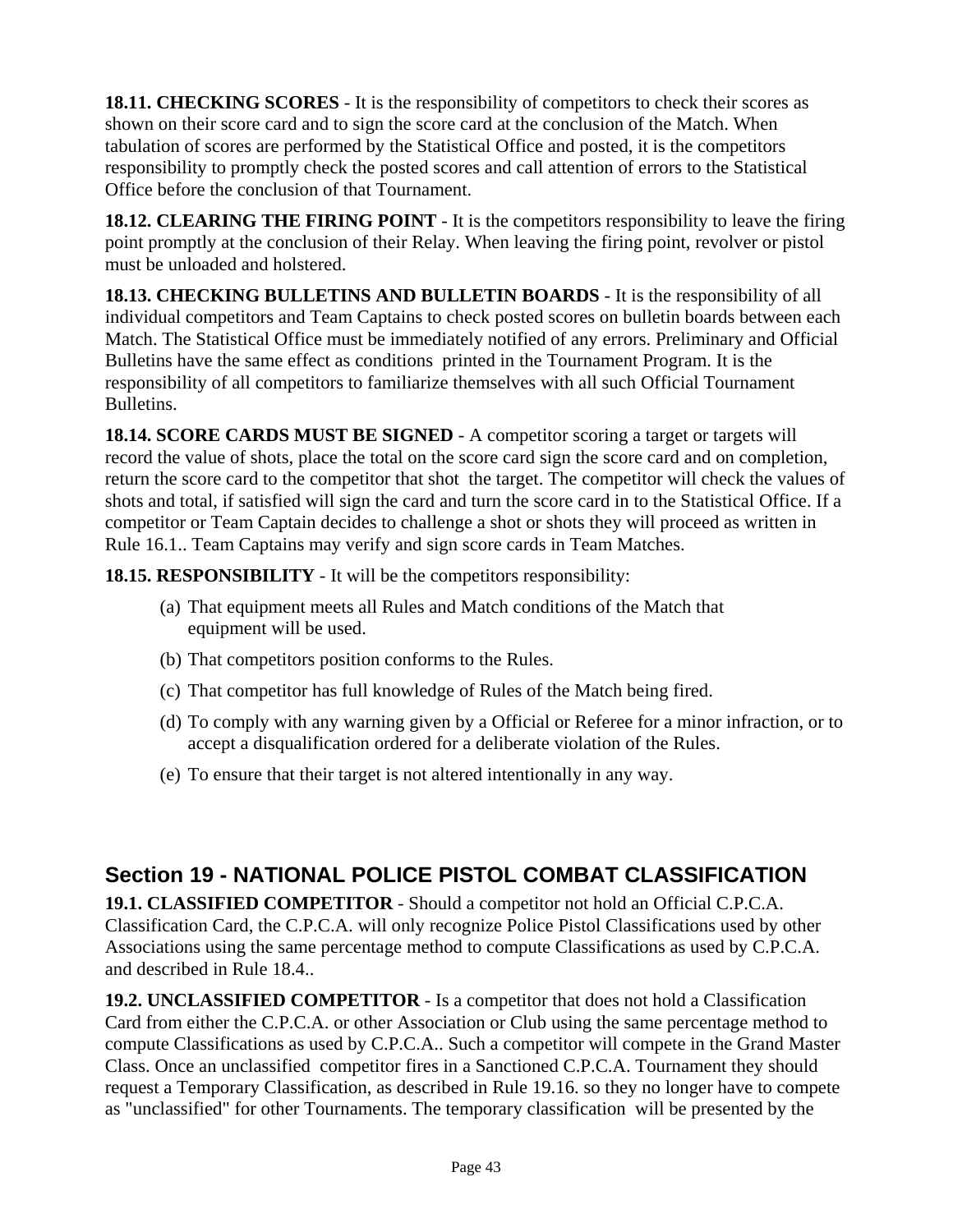**18.11. CHECKING SCORES** - It is the responsibility of competitors to check their scores as shown on their score card and to sign the score card at the conclusion of the Match. When tabulation of scores are performed by the Statistical Office and posted, it is the competitors responsibility to promptly check the posted scores and call attention of errors to the Statistical Office before the conclusion of that Tournament.

**18.12. CLEARING THE FIRING POINT** - It is the competitors responsibility to leave the firing point promptly at the conclusion of their Relay. When leaving the firing point, revolver or pistol must be unloaded and holstered.

**18.13. CHECKING BULLETINS AND BULLETIN BOARDS** - It is the responsibility of all individual competitors and Team Captains to check posted scores on bulletin boards between each Match. The Statistical Office must be immediately notified of any errors. Preliminary and Official Bulletins have the same effect as conditions printed in the Tournament Program. It is the responsibility of all competitors to familiarize themselves with all such Official Tournament Bulletins.

**18.14. SCORE CARDS MUST BE SIGNED** - A competitor scoring a target or targets will record the value of shots, place the total on the score card sign the score card and on completion, return the score card to the competitor that shot the target. The competitor will check the values of shots and total, if satisfied will sign the card and turn the score card in to the Statistical Office. If a competitor or Team Captain decides to challenge a shot or shots they will proceed as written in Rule 16.1.. Team Captains may verify and sign score cards in Team Matches.

**18.15. RESPONSIBILITY** - It will be the competitors responsibility:

(a) That equipment meets all Rules and Match conditions of the Match that equipment will be used.

(b) That competitors position conforms to the Rules.

(c) That competitor has full knowledge of Rules of the Match being fired.

(d) To comply with any warning given by a Official or Referee for a minor infraction, or to accept a disqualification ordered for a deliberate violation of the Rules.

(e) To ensure that their target is not altered intentionally in any way.

## Section 19 - NATIONAL POLICE PISTOL COMBAT CLASSIFICATION

**19.1. CLASSIFIED COMPETITOR** - Should a competitor not hold an Official C.P.C.A. Classification Card, the C.P.C.A. will only recognize Police Pistol Classifications used by other Associations using the same percentage method to compute Classifications as used by C.P.C.A. and described in Rule 18.4..

**19.2. UNCLASSIFIED COMPETITOR** - Is a competitor that does not hold a Classification Card from either the C.P.C.A. or other Association or Club using the same percentage method to compute Classifications as used by C.P.C.A.. Such a competitor will compete in the Grand Master Class. Once an unclassified competitor fires in a Sanctioned C.P.C.A. Tournament they should request a Temporary Classification, as described in Rule 19.16. so they no longer have to compete as "unclassified" for other Tournaments. The temporary classification will be presented by the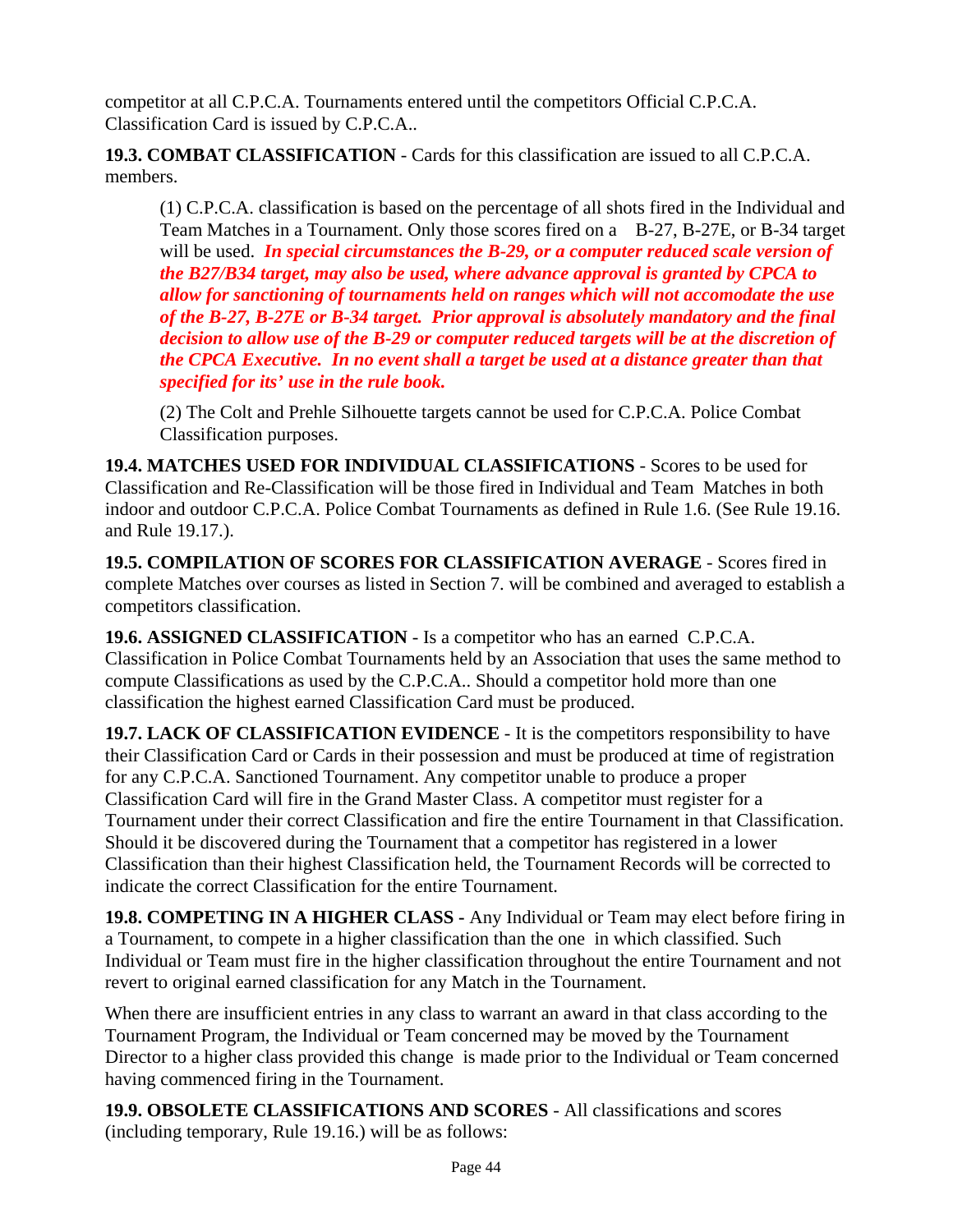competitor at all C.P.C.A. Tournaments entered until the competitors Official C.P.C.A. Classification Card is issued by C.P.C.A..

**19.3. COMBAT CLASSIFICATION** - Cards for this classification are issued to all C.P.C.A. members.

(1) C.P.C.A. classification is based on the percentage of all shots fired in the Individual and Team Matches in a Tournament. Only those scores fired on a B-27, B-27E, or B-34 target will be used. ***In special circumstances the B-29, or a computer reduced scale version of the B27/B34 target, may also be used, where advance approval is granted by CPCA to allow for sanctioning of tournaments held on ranges which will not accomodate the use of the B-27, B-27E or B-34 target. Prior approval is absolutely mandatory and the final decision to allow use of the B-29 or computer reduced targets will be at the discretion of the CPCA Executive. In no event shall a target be used at a distance greater than that specified for its' use in the rule book.***

(2) The Colt and Prehle Silhouette targets cannot be used for C.P.C.A. Police Combat Classification purposes.

**19.4. MATCHES USED FOR INDIVIDUAL CLASSIFICATIONS** - Scores to be used for Classification and Re-Classification will be those fired in Individual and Team Matches in both indoor and outdoor C.P.C.A. Police Combat Tournaments as defined in Rule 1.6. (See Rule 19.16. and Rule 19.17.).

**19.5. COMPILATION OF SCORES FOR CLASSIFICATION AVERAGE** - Scores fired in complete Matches over courses as listed in Section 7. will be combined and averaged to establish a competitors classification.

**19.6. ASSIGNED CLASSIFICATION** - Is a competitor who has an earned C.P.C.A. Classification in Police Combat Tournaments held by an Association that uses the same method to compute Classifications as used by the C.P.C.A.. Should a competitor hold more than one classification the highest earned Classification Card must be produced.

**19.7. LACK OF CLASSIFICATION EVIDENCE** - It is the competitors responsibility to have their Classification Card or Cards in their possession and must be produced at time of registration for any C.P.C.A. Sanctioned Tournament. Any competitor unable to produce a proper Classification Card will fire in the Grand Master Class. A competitor must register for a Tournament under their correct Classification and fire the entire Tournament in that Classification. Should it be discovered during the Tournament that a competitor has registered in a lower Classification than their highest Classification held, the Tournament Records will be corrected to indicate the correct Classification for the entire Tournament.

**19.8. COMPETING IN A HIGHER CLASS -** Any Individual or Team may elect before firing in a Tournament, to compete in a higher classification than the one in which classified. Such Individual or Team must fire in the higher classification throughout the entire Tournament and not revert to original earned classification for any Match in the Tournament.

When there are insufficient entries in any class to warrant an award in that class according to the Tournament Program, the Individual or Team concerned may be moved by the Tournament Director to a higher class provided this change is made prior to the Individual or Team concerned having commenced firing in the Tournament.

**19.9. OBSOLETE CLASSIFICATIONS AND SCORES** - All classifications and scores (including temporary, Rule 19.16.) will be as follows: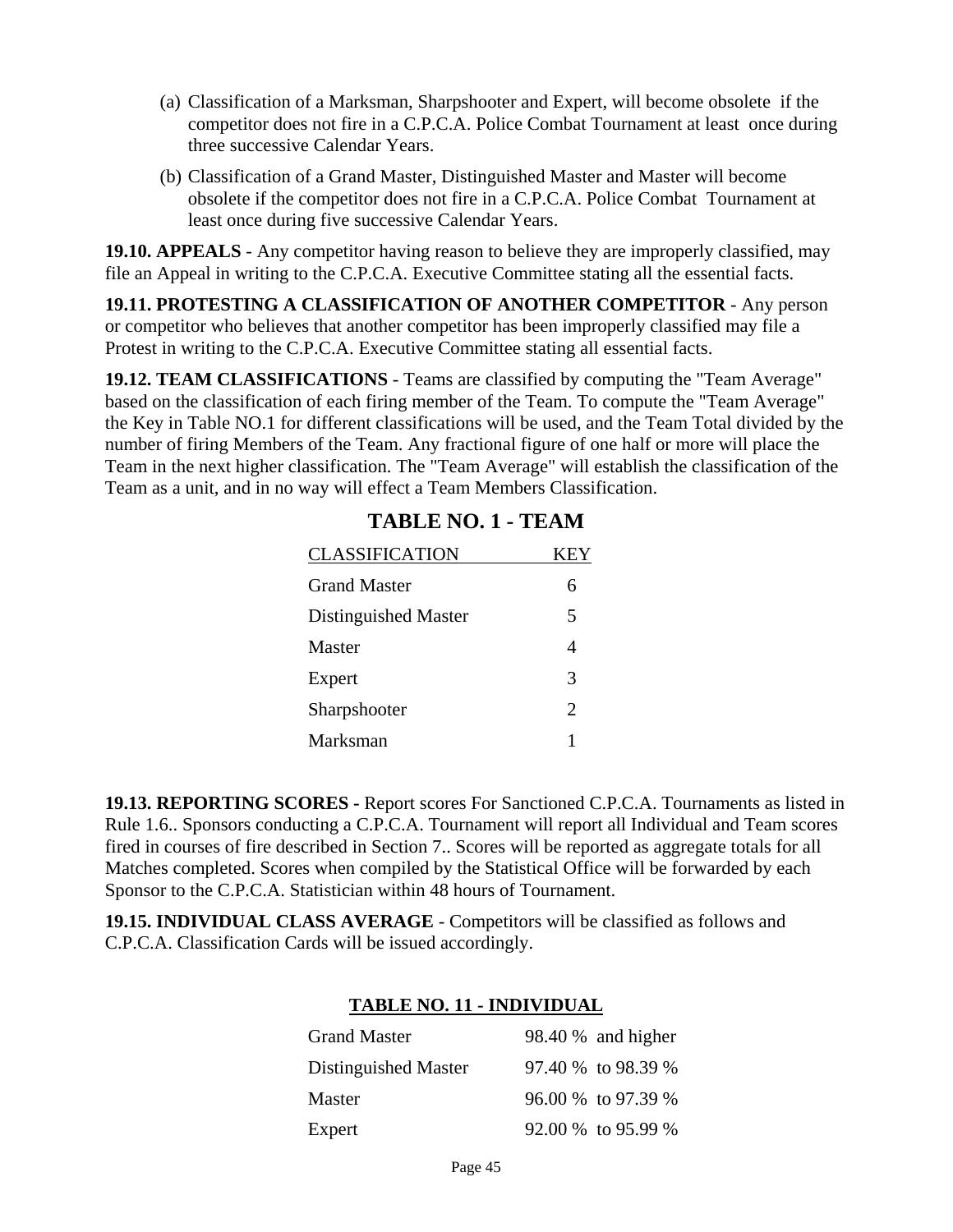(a) Classification of a Marksman, Sharpshooter and Expert, will become obsolete if the competitor does not fire in a C.P.C.A. Police Combat Tournament at least once during three successive Calendar Years.

(b) Classification of a Grand Master, Distinguished Master and Master will become obsolete if the competitor does not fire in a C.P.C.A. Police Combat Tournament at least once during five successive Calendar Years.

**19.10. APPEALS** - Any competitor having reason to believe they are improperly classified, may file an Appeal in writing to the C.P.C.A. Executive Committee stating all the essential facts.

**19.11. PROTESTING A CLASSIFICATION OF ANOTHER COMPETITOR** - Any person or competitor who believes that another competitor has been improperly classified may file a Protest in writing to the C.P.C.A. Executive Committee stating all essential facts.

**19.12. TEAM CLASSIFICATIONS** - Teams are classified by computing the "Team Average" based on the classification of each firing member of the Team. To compute the "Team Average" the Key in Table NO.1 for different classifications will be used, and the Team Total divided by the number of firing Members of the Team. Any fractional figure of one half or more will place the Team in the next higher classification. The "Team Average" will establish the classification of the Team as a unit, and in no way will effect a Team Members Classification.

## TABLE NO. 1 - TEAM

| CLASSIFICATION | KEY |
|---|---|
| Grand Master | 6 |
| Distinguished Master | 5 |
| Master | 4 |
| Expert | 3 |
| Sharpshooter | 2 |
| Marksman | 1 |

**19.13. REPORTING SCORES -** Report scores For Sanctioned C.P.C.A. Tournaments as listed in Rule 1.6.. Sponsors conducting a C.P.C.A. Tournament will report all Individual and Team scores fired in courses of fire described in Section 7.. Scores will be reported as aggregate totals for all Matches completed. Scores when compiled by the Statistical Office will be forwarded by each Sponsor to the C.P.C.A. Statistician within 48 hours of Tournament.

**19.15. INDIVIDUAL CLASS AVERAGE** - Competitors will be classified as follows and C.P.C.A. Classification Cards will be issued accordingly.

**TABLE NO. 11 - INDIVIDUAL**

| | |
|---|---|
| Grand Master | 98.40 % and higher |
| Distinguished Master | 97.40 % to 98.39 % |
| Master | 96.00 % to 97.39 % |
| Expert | 92.00 % to 95.99 % |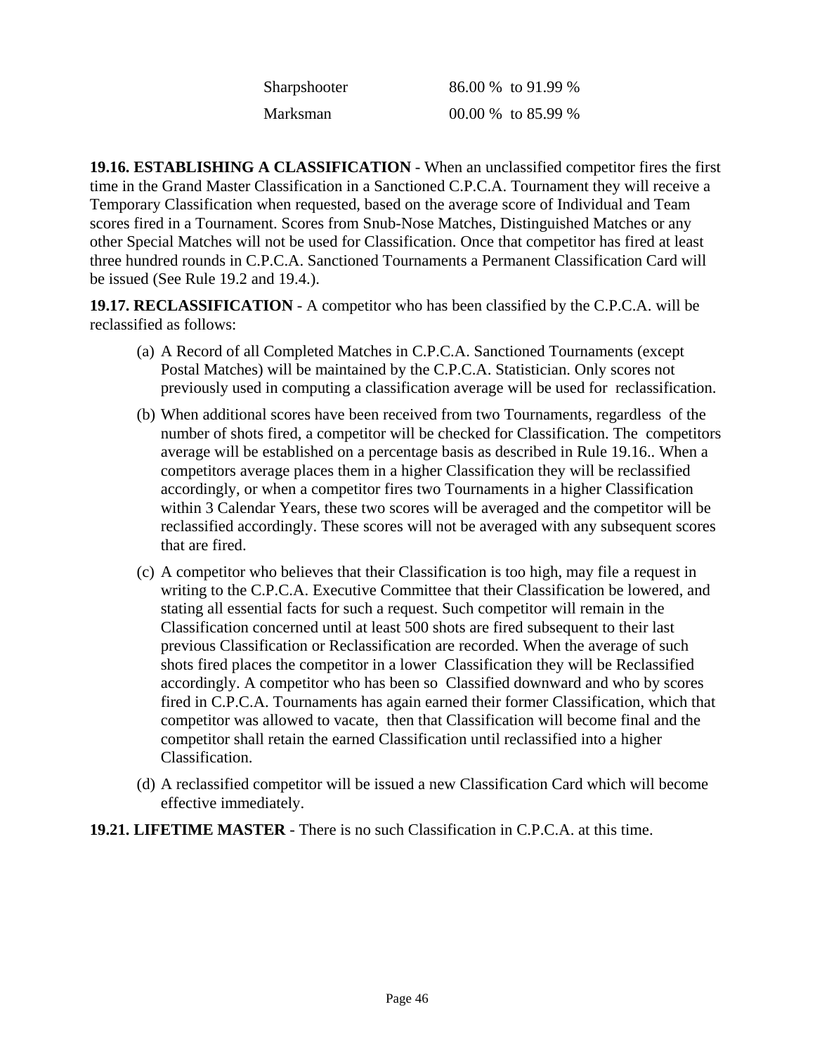| | |
|---|---|
| Sharpshooter | 86.00 % to 91.99 % |
| Marksman | 00.00 % to 85.99 % |

**19.16. ESTABLISHING A CLASSIFICATION** - When an unclassified competitor fires the first time in the Grand Master Classification in a Sanctioned C.P.C.A. Tournament they will receive a Temporary Classification when requested, based on the average score of Individual and Team scores fired in a Tournament. Scores from Snub-Nose Matches, Distinguished Matches or any other Special Matches will not be used for Classification. Once that competitor has fired at least three hundred rounds in C.P.C.A. Sanctioned Tournaments a Permanent Classification Card will be issued (See Rule 19.2 and 19.4.).

**19.17. RECLASSIFICATION** - A competitor who has been classified by the C.P.C.A. will be reclassified as follows:

(a) A Record of all Completed Matches in C.P.C.A. Sanctioned Tournaments (except Postal Matches) will be maintained by the C.P.C.A. Statistician. Only scores not previously used in computing a classification average will be used for reclassification.

(b) When additional scores have been received from two Tournaments, regardless of the number of shots fired, a competitor will be checked for Classification. The competitors average will be established on a percentage basis as described in Rule 19.16.. When a competitors average places them in a higher Classification they will be reclassified accordingly, or when a competitor fires two Tournaments in a higher Classification within 3 Calendar Years, these two scores will be averaged and the competitor will be reclassified accordingly. These scores will not be averaged with any subsequent scores that are fired.

(c) A competitor who believes that their Classification is too high, may file a request in writing to the C.P.C.A. Executive Committee that their Classification be lowered, and stating all essential facts for such a request. Such competitor will remain in the Classification concerned until at least 500 shots are fired subsequent to their last previous Classification or Reclassification are recorded. When the average of such shots fired places the competitor in a lower Classification they will be Reclassified accordingly. A competitor who has been so Classified downward and who by scores fired in C.P.C.A. Tournaments has again earned their former Classification, which that competitor was allowed to vacate, then that Classification will become final and the competitor shall retain the earned Classification until reclassified into a higher Classification.

(d) A reclassified competitor will be issued a new Classification Card which will become effective immediately.

**19.21. LIFETIME MASTER** - There is no such Classification in C.P.C.A. at this time.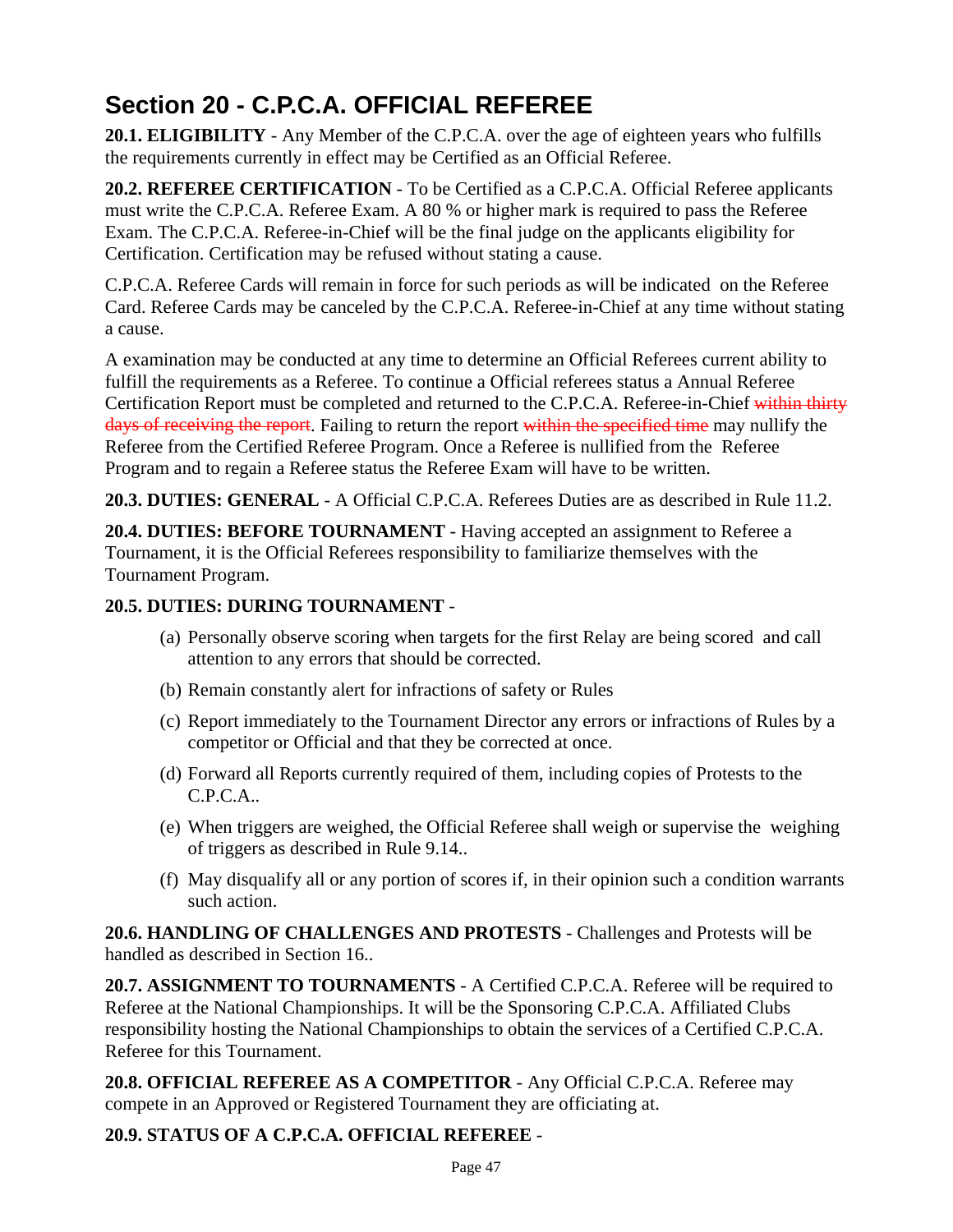# Section 20 - C.P.C.A. OFFICIAL REFEREE

**20.1. ELIGIBILITY** - Any Member of the C.P.C.A. over the age of eighteen years who fulfills the requirements currently in effect may be Certified as an Official Referee.

**20.2. REFEREE CERTIFICATION** - To be Certified as a C.P.C.A. Official Referee applicants must write the C.P.C.A. Referee Exam. A 80 % or higher mark is required to pass the Referee Exam. The C.P.C.A. Referee-in-Chief will be the final judge on the applicants eligibility for Certification. Certification may be refused without stating a cause.

C.P.C.A. Referee Cards will remain in force for such periods as will be indicated on the Referee Card. Referee Cards may be canceled by the C.P.C.A. Referee-in-Chief at any time without stating a cause.

A examination may be conducted at any time to determine an Official Referees current ability to fulfill the requirements as a Referee. To continue a Official referees status a Annual Referee Certification Report must be completed and returned to the C.P.C.A. Referee-in-Chief ~~within thirty days of receiving the report~~. Failing to return the report ~~within the specified time~~ may nullify the Referee from the Certified Referee Program. Once a Referee is nullified from the Referee Program and to regain a Referee status the Referee Exam will have to be written.

**20.3. DUTIES: GENERAL** - A Official C.P.C.A. Referees Duties are as described in Rule 11.2.

**20.4. DUTIES: BEFORE TOURNAMENT** - Having accepted an assignment to Referee a Tournament, it is the Official Referees responsibility to familiarize themselves with the Tournament Program.

**20.5. DUTIES: DURING TOURNAMENT** -

(a) Personally observe scoring when targets for the first Relay are being scored and call attention to any errors that should be corrected.

(b) Remain constantly alert for infractions of safety or Rules

(c) Report immediately to the Tournament Director any errors or infractions of Rules by a competitor or Official and that they be corrected at once.

(d) Forward all Reports currently required of them, including copies of Protests to the C.P.C.A..

(e) When triggers are weighed, the Official Referee shall weigh or supervise the weighing of triggers as described in Rule 9.14..

(f) May disqualify all or any portion of scores if, in their opinion such a condition warrants such action.

**20.6. HANDLING OF CHALLENGES AND PROTESTS** - Challenges and Protests will be handled as described in Section 16..

**20.7. ASSIGNMENT TO TOURNAMENTS** - A Certified C.P.C.A. Referee will be required to Referee at the National Championships. It will be the Sponsoring C.P.C.A. Affiliated Clubs responsibility hosting the National Championships to obtain the services of a Certified C.P.C.A. Referee for this Tournament.

**20.8. OFFICIAL REFEREE AS A COMPETITOR** - Any Official C.P.C.A. Referee may compete in an Approved or Registered Tournament they are officiating at.

**20.9. STATUS OF A C.P.C.A. OFFICIAL REFEREE** -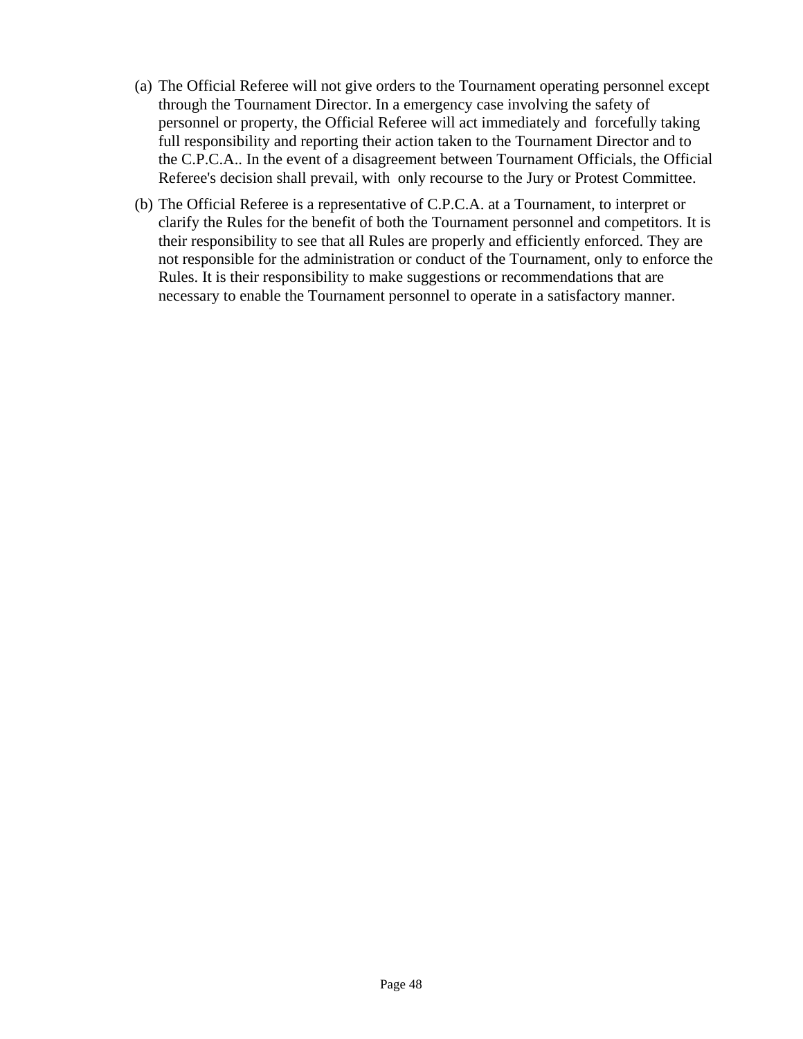(a) The Official Referee will not give orders to the Tournament operating personnel except through the Tournament Director. In a emergency case involving the safety of personnel or property, the Official Referee will act immediately and forcefully taking full responsibility and reporting their action taken to the Tournament Director and to the C.P.C.A.. In the event of a disagreement between Tournament Officials, the Official Referee's decision shall prevail, with only recourse to the Jury or Protest Committee.

(b) The Official Referee is a representative of C.P.C.A. at a Tournament, to interpret or clarify the Rules for the benefit of both the Tournament personnel and competitors. It is their responsibility to see that all Rules are properly and efficiently enforced. They are not responsible for the administration or conduct of the Tournament, only to enforce the Rules. It is their responsibility to make suggestions or recommendations that are necessary to enable the Tournament personnel to operate in a satisfactory manner.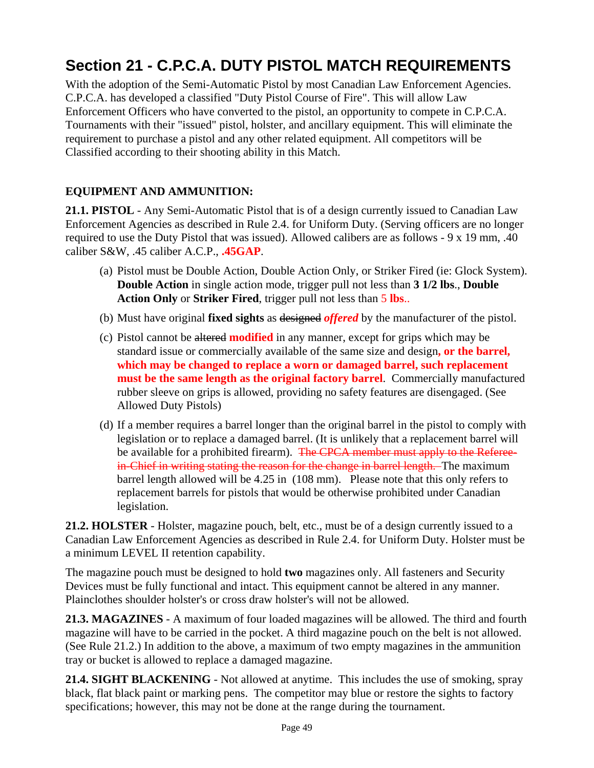# Section 21 - C.P.C.A. DUTY PISTOL MATCH REQUIREMENTS

With the adoption of the Semi-Automatic Pistol by most Canadian Law Enforcement Agencies. C.P.C.A. has developed a classified "Duty Pistol Course of Fire". This will allow Law Enforcement Officers who have converted to the pistol, an opportunity to compete in C.P.C.A. Tournaments with their "issued" pistol, holster, and ancillary equipment. This will eliminate the requirement to purchase a pistol and any other related equipment. All competitors will be Classified according to their shooting ability in this Match.

### EQUIPMENT AND AMMUNITION:

**21.1. PISTOL** - Any Semi-Automatic Pistol that is of a design currently issued to Canadian Law Enforcement Agencies as described in Rule 2.4. for Uniform Duty. (Serving officers are no longer required to use the Duty Pistol that was issued). Allowed calibers are as follows - 9 x 19 mm, .40 caliber S&W, .45 caliber A.C.P., **.45GAP**.

(a) Pistol must be Double Action, Double Action Only, or Striker Fired (ie: Glock System). **Double Action** in single action mode, trigger pull not less than **3 1/2 lbs**., **Double Action Only** or **Striker Fired**, trigger pull not less than **5 lbs**..

(b) Must have original **fixed sights** as ~~designed~~ ***offered*** by the manufacturer of the pistol.

(c) Pistol cannot be ~~altered~~ **modified** in any manner, except for grips which may be standard issue or commercially available of the same size and design**, or the barrel, which may be changed to replace a worn or damaged barrel, such replacement must be the same length as the original factory barrel**. Commercially manufactured rubber sleeve on grips is allowed, providing no safety features are disengaged. (See Allowed Duty Pistols)

(d) If a member requires a barrel longer than the original barrel in the pistol to comply with legislation or to replace a damaged barrel. (It is unlikely that a replacement barrel will be available for a prohibited firearm). ~~The CPCA member must apply to the Referee-in-Chief in writing stating the reason for the change in barrel length.~~ The maximum barrel length allowed will be 4.25 in (108 mm). Please note that this only refers to replacement barrels for pistols that would be otherwise prohibited under Canadian legislation.

**21.2. HOLSTER** - Holster, magazine pouch, belt, etc., must be of a design currently issued to a Canadian Law Enforcement Agencies as described in Rule 2.4. for Uniform Duty. Holster must be a minimum LEVEL II retention capability.

The magazine pouch must be designed to hold **two** magazines only. All fasteners and Security Devices must be fully functional and intact. This equipment cannot be altered in any manner. Plainclothes shoulder holster's or cross draw holster's will not be allowed.

**21.3. MAGAZINES** - A maximum of four loaded magazines will be allowed. The third and fourth magazine will have to be carried in the pocket. A third magazine pouch on the belt is not allowed. (See Rule 21.2.) In addition to the above, a maximum of two empty magazines in the ammunition tray or bucket is allowed to replace a damaged magazine.

**21.4. SIGHT BLACKENING** - Not allowed at anytime. This includes the use of smoking, spray black, flat black paint or marking pens. The competitor may blue or restore the sights to factory specifications; however, this may not be done at the range during the tournament.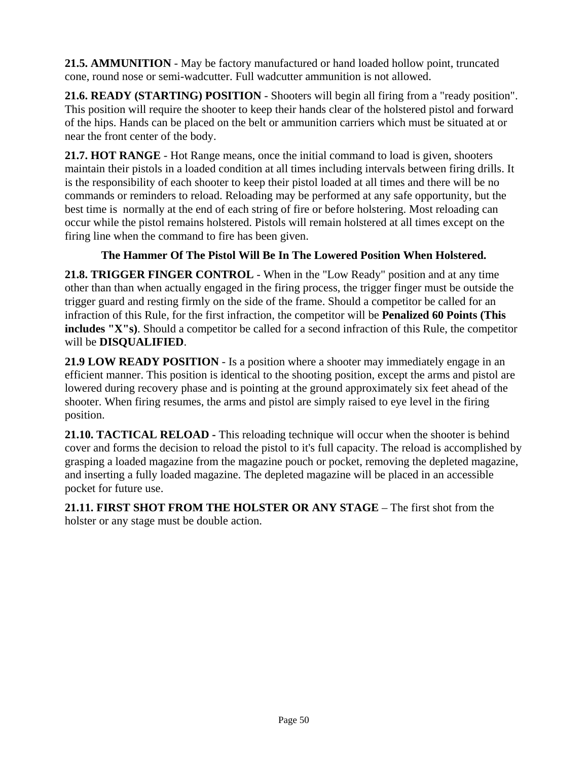**21.5. AMMUNITION** - May be factory manufactured or hand loaded hollow point, truncated cone, round nose or semi-wadcutter. Full wadcutter ammunition is not allowed.

**21.6. READY (STARTING) POSITION** - Shooters will begin all firing from a "ready position". This position will require the shooter to keep their hands clear of the holstered pistol and forward of the hips. Hands can be placed on the belt or ammunition carriers which must be situated at or near the front center of the body.

**21.7. HOT RANGE** - Hot Range means, once the initial command to load is given, shooters maintain their pistols in a loaded condition at all times including intervals between firing drills. It is the responsibility of each shooter to keep their pistol loaded at all times and there will be no commands or reminders to reload. Reloading may be performed at any safe opportunity, but the best time is normally at the end of each string of fire or before holstering. Most reloading can occur while the pistol remains holstered. Pistols will remain holstered at all times except on the firing line when the command to fire has been given.

**The Hammer Of The Pistol Will Be In The Lowered Position When Holstered.**

**21.8. TRIGGER FINGER CONTROL** - When in the "Low Ready" position and at any time other than than when actually engaged in the firing process, the trigger finger must be outside the trigger guard and resting firmly on the side of the frame. Should a competitor be called for an infraction of this Rule, for the first infraction, the competitor will be **Penalized 60 Points (This includes "X"s)**. Should a competitor be called for a second infraction of this Rule, the competitor will be **DISQUALIFIED**.

**21.9 LOW READY POSITION** - Is a position where a shooter may immediately engage in an efficient manner. This position is identical to the shooting position, except the arms and pistol are lowered during recovery phase and is pointing at the ground approximately six feet ahead of the shooter. When firing resumes, the arms and pistol are simply raised to eye level in the firing position.

**21.10. TACTICAL RELOAD -** This reloading technique will occur when the shooter is behind cover and forms the decision to reload the pistol to it's full capacity. The reload is accomplished by grasping a loaded magazine from the magazine pouch or pocket, removing the depleted magazine, and inserting a fully loaded magazine. The depleted magazine will be placed in an accessible pocket for future use.

**21.11. FIRST SHOT FROM THE HOLSTER OR ANY STAGE** – The first shot from the holster or any stage must be double action.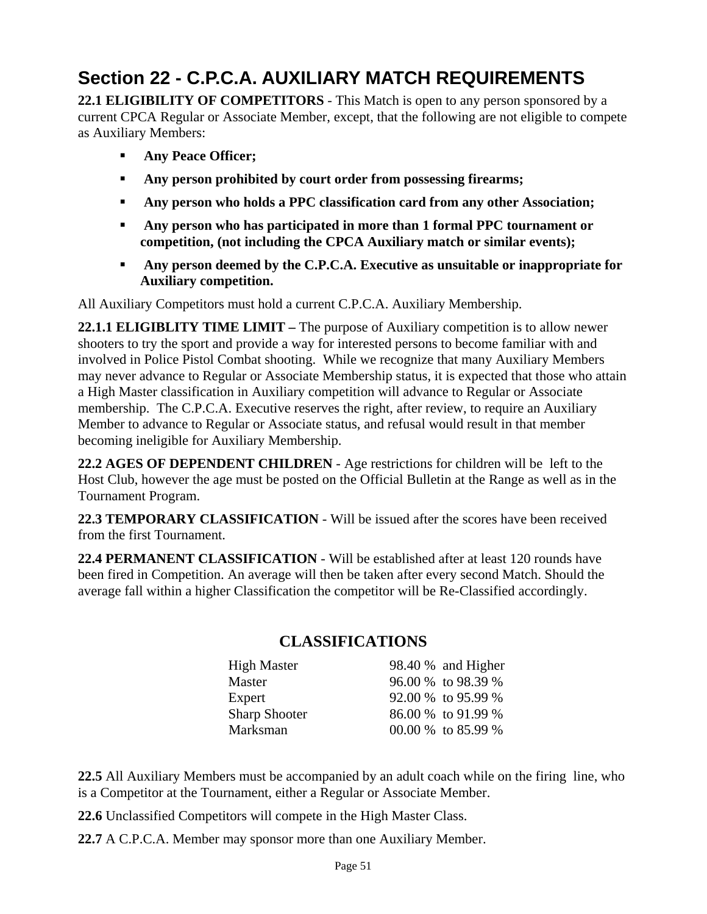# Section 22 - C.P.C.A. AUXILIARY MATCH REQUIREMENTS

**22.1 ELIGIBILITY OF COMPETITORS** - This Match is open to any person sponsored by a current CPCA Regular or Associate Member, except, that the following are not eligible to compete as Auxiliary Members:

- **Any Peace Officer;**
- **Any person prohibited by court order from possessing firearms;**
- **Any person who holds a PPC classification card from any other Association;**
- **Any person who has participated in more than 1 formal PPC tournament or competition, (not including the CPCA Auxiliary match or similar events);**
- **Any person deemed by the C.P.C.A. Executive as unsuitable or inappropriate for Auxiliary competition.**

All Auxiliary Competitors must hold a current C.P.C.A. Auxiliary Membership.

**22.1.1 ELIGIBLITY TIME LIMIT –** The purpose of Auxiliary competition is to allow newer shooters to try the sport and provide a way for interested persons to become familiar with and involved in Police Pistol Combat shooting. While we recognize that many Auxiliary Members may never advance to Regular or Associate Membership status, it is expected that those who attain a High Master classification in Auxiliary competition will advance to Regular or Associate membership. The C.P.C.A. Executive reserves the right, after review, to require an Auxiliary Member to advance to Regular or Associate status, and refusal would result in that member becoming ineligible for Auxiliary Membership.

**22.2 AGES OF DEPENDENT CHILDREN** - Age restrictions for children will be left to the Host Club, however the age must be posted on the Official Bulletin at the Range as well as in the Tournament Program.

**22.3 TEMPORARY CLASSIFICATION** - Will be issued after the scores have been received from the first Tournament.

**22.4 PERMANENT CLASSIFICATION** - Will be established after at least 120 rounds have been fired in Competition. An average will then be taken after every second Match. Should the average fall within a higher Classification the competitor will be Re-Classified accordingly.

## CLASSIFICATIONS

| | |
|---|---|
| High Master | 98.40 % and Higher |
| Master | 96.00 % to 98.39 % |
| Expert | 92.00 % to 95.99 % |
| Sharp Shooter | 86.00 % to 91.99 % |
| Marksman | 00.00 % to 85.99 % |

**22.5** All Auxiliary Members must be accompanied by an adult coach while on the firing line, who is a Competitor at the Tournament, either a Regular or Associate Member.

**22.6** Unclassified Competitors will compete in the High Master Class.

**22.7** A C.P.C.A. Member may sponsor more than one Auxiliary Member.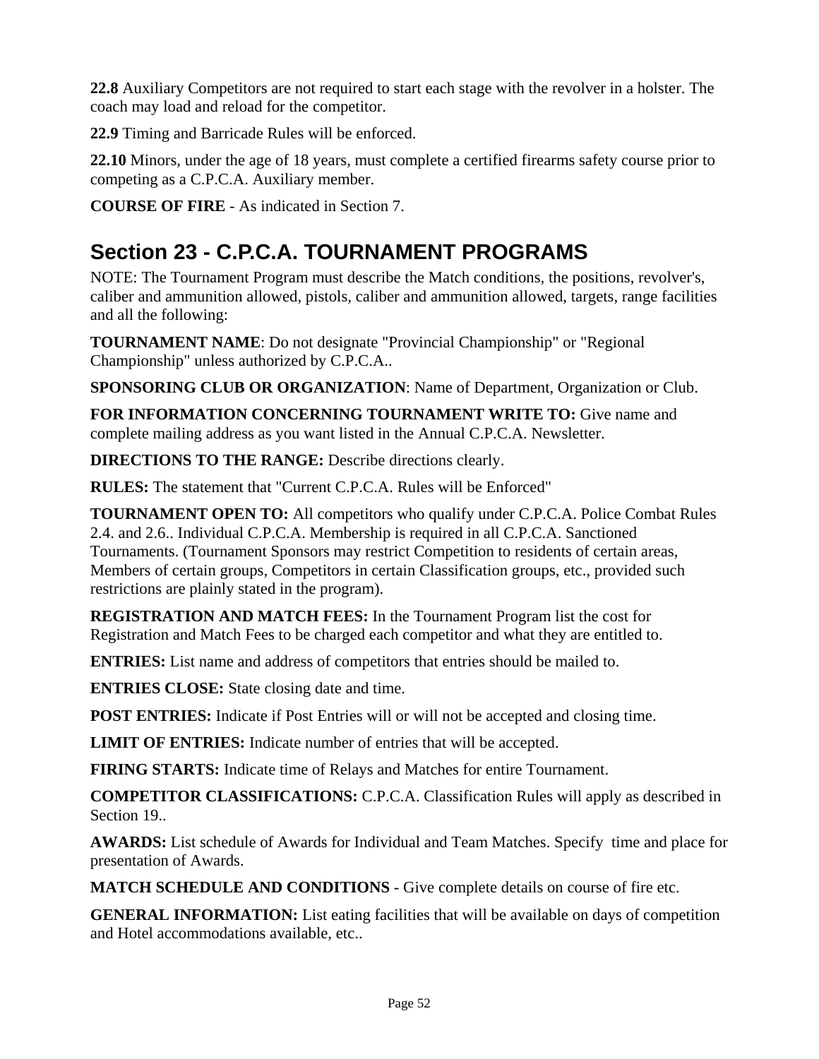**22.8** Auxiliary Competitors are not required to start each stage with the revolver in a holster. The coach may load and reload for the competitor.

**22.9** Timing and Barricade Rules will be enforced.

**22.10** Minors, under the age of 18 years, must complete a certified firearms safety course prior to competing as a C.P.C.A. Auxiliary member.

**COURSE OF FIRE** - As indicated in Section 7.

## Section 23 - C.P.C.A. TOURNAMENT PROGRAMS

NOTE: The Tournament Program must describe the Match conditions, the positions, revolver's, caliber and ammunition allowed, pistols, caliber and ammunition allowed, targets, range facilities and all the following:

**TOURNAMENT NAME**: Do not designate "Provincial Championship" or "Regional Championship" unless authorized by C.P.C.A..

**SPONSORING CLUB OR ORGANIZATION**: Name of Department, Organization or Club.

**FOR INFORMATION CONCERNING TOURNAMENT WRITE TO:** Give name and complete mailing address as you want listed in the Annual C.P.C.A. Newsletter.

**DIRECTIONS TO THE RANGE:** Describe directions clearly.

**RULES:** The statement that "Current C.P.C.A. Rules will be Enforced"

**TOURNAMENT OPEN TO:** All competitors who qualify under C.P.C.A. Police Combat Rules 2.4. and 2.6.. Individual C.P.C.A. Membership is required in all C.P.C.A. Sanctioned Tournaments. (Tournament Sponsors may restrict Competition to residents of certain areas, Members of certain groups, Competitors in certain Classification groups, etc., provided such restrictions are plainly stated in the program).

**REGISTRATION AND MATCH FEES:** In the Tournament Program list the cost for Registration and Match Fees to be charged each competitor and what they are entitled to.

**ENTRIES:** List name and address of competitors that entries should be mailed to.

**ENTRIES CLOSE:** State closing date and time.

**POST ENTRIES:** Indicate if Post Entries will or will not be accepted and closing time.

**LIMIT OF ENTRIES:** Indicate number of entries that will be accepted.

**FIRING STARTS:** Indicate time of Relays and Matches for entire Tournament.

**COMPETITOR CLASSIFICATIONS:** C.P.C.A. Classification Rules will apply as described in Section 19..

**AWARDS:** List schedule of Awards for Individual and Team Matches. Specify time and place for presentation of Awards.

**MATCH SCHEDULE AND CONDITIONS** - Give complete details on course of fire etc.

**GENERAL INFORMATION:** List eating facilities that will be available on days of competition and Hotel accommodations available, etc..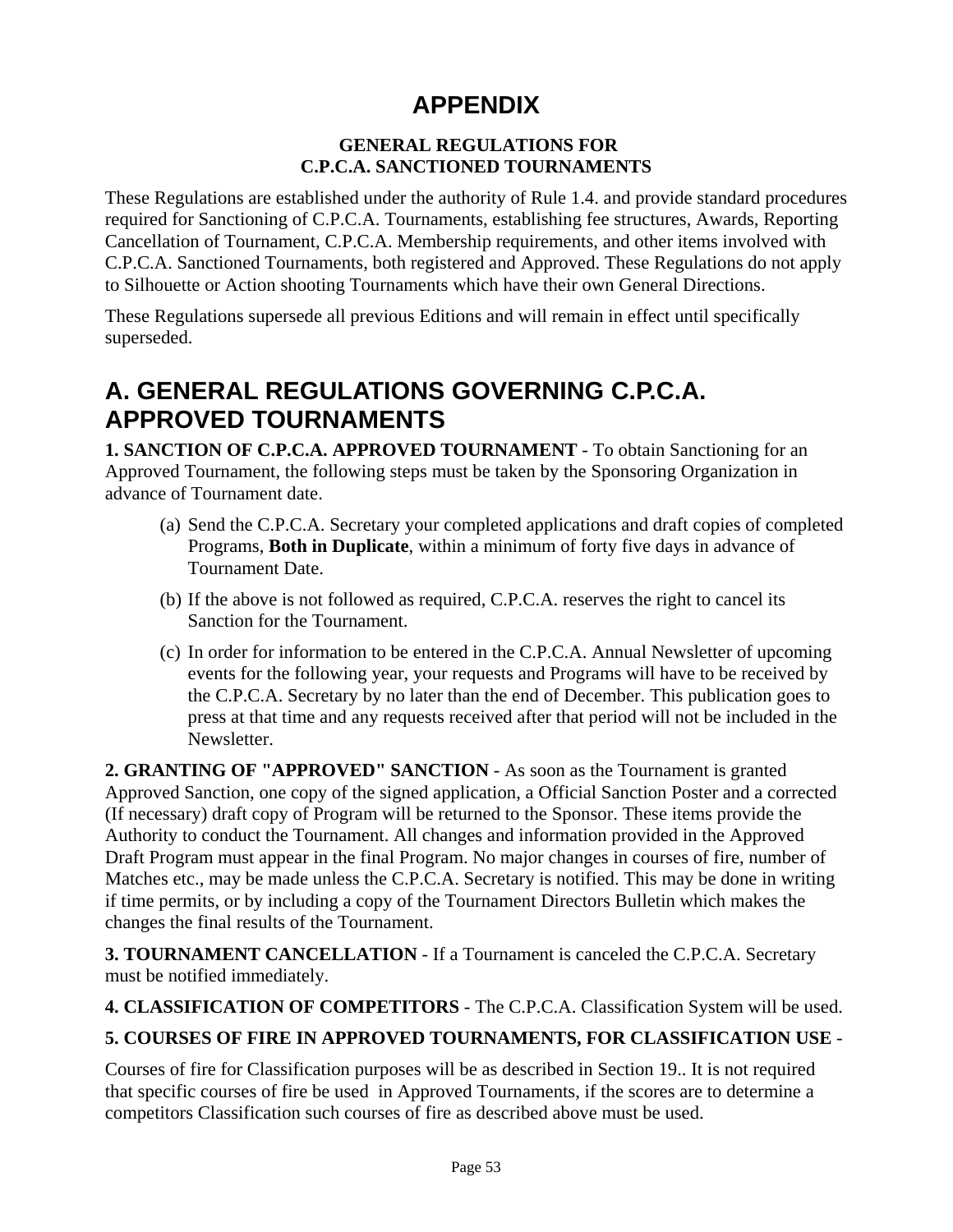# APPENDIX

### GENERAL REGULATIONS FOR C.P.C.A. SANCTIONED TOURNAMENTS

These Regulations are established under the authority of Rule 1.4. and provide standard procedures required for Sanctioning of C.P.C.A. Tournaments, establishing fee structures, Awards, Reporting Cancellation of Tournament, C.P.C.A. Membership requirements, and other items involved with C.P.C.A. Sanctioned Tournaments, both registered and Approved. These Regulations do not apply to Silhouette or Action shooting Tournaments which have their own General Directions.

These Regulations supersede all previous Editions and will remain in effect until specifically superseded.

## A. GENERAL REGULATIONS GOVERNING C.P.C.A. APPROVED TOURNAMENTS

**1. SANCTION OF C.P.C.A. APPROVED TOURNAMENT** - To obtain Sanctioning for an Approved Tournament, the following steps must be taken by the Sponsoring Organization in advance of Tournament date.

(a) Send the C.P.C.A. Secretary your completed applications and draft copies of completed Programs, **Both in Duplicate**, within a minimum of forty five days in advance of Tournament Date.

(b) If the above is not followed as required, C.P.C.A. reserves the right to cancel its Sanction for the Tournament.

(c) In order for information to be entered in the C.P.C.A. Annual Newsletter of upcoming events for the following year, your requests and Programs will have to be received by the C.P.C.A. Secretary by no later than the end of December. This publication goes to press at that time and any requests received after that period will not be included in the Newsletter.

**2. GRANTING OF "APPROVED" SANCTION** - As soon as the Tournament is granted Approved Sanction, one copy of the signed application, a Official Sanction Poster and a corrected (If necessary) draft copy of Program will be returned to the Sponsor. These items provide the Authority to conduct the Tournament. All changes and information provided in the Approved Draft Program must appear in the final Program. No major changes in courses of fire, number of Matches etc., may be made unless the C.P.C.A. Secretary is notified. This may be done in writing if time permits, or by including a copy of the Tournament Directors Bulletin which makes the changes the final results of the Tournament.

**3. TOURNAMENT CANCELLATION** - If a Tournament is canceled the C.P.C.A. Secretary must be notified immediately.

**4. CLASSIFICATION OF COMPETITORS** - The C.P.C.A. Classification System will be used.

**5. COURSES OF FIRE IN APPROVED TOURNAMENTS, FOR CLASSIFICATION USE** -

Courses of fire for Classification purposes will be as described in Section 19.. It is not required that specific courses of fire be used in Approved Tournaments, if the scores are to determine a competitors Classification such courses of fire as described above must be used.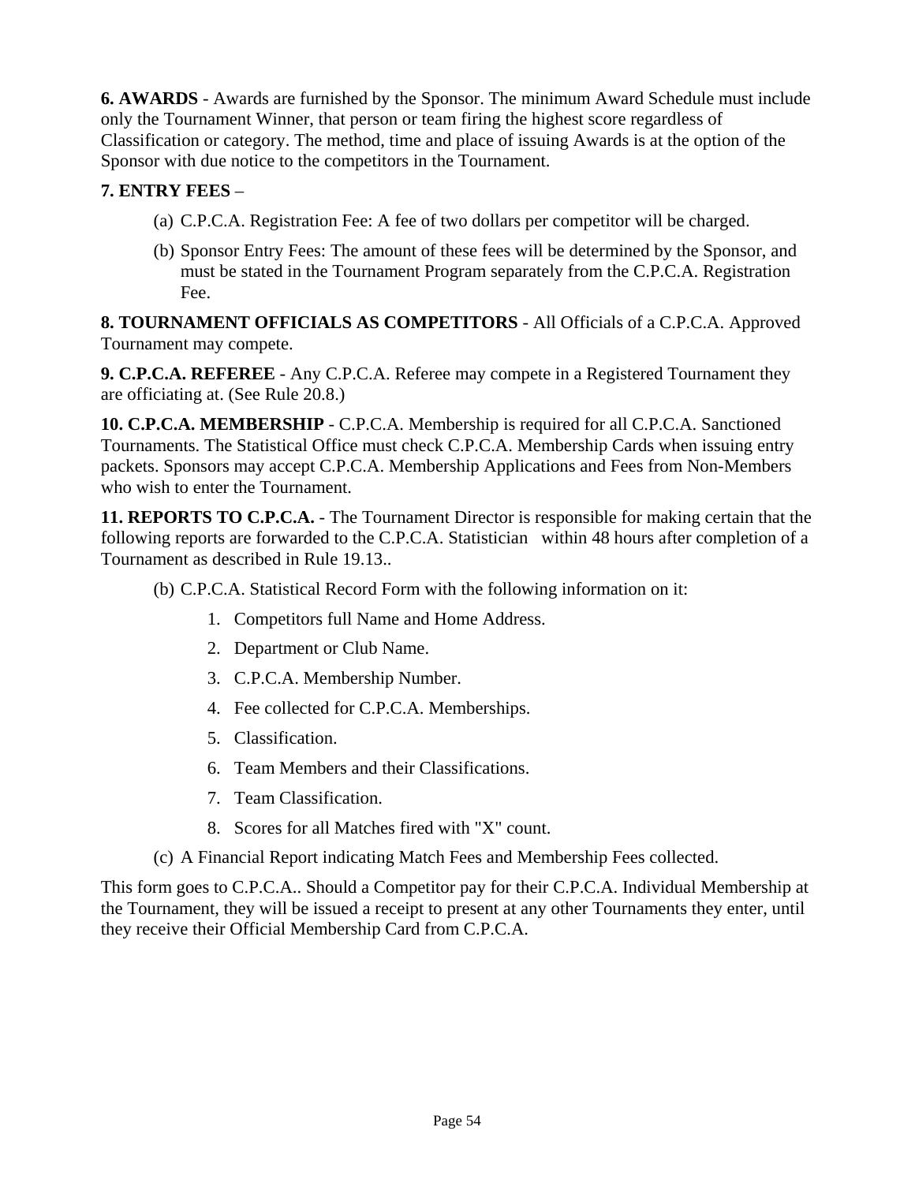**6. AWARDS** - Awards are furnished by the Sponsor. The minimum Award Schedule must include only the Tournament Winner, that person or team firing the highest score regardless of Classification or category. The method, time and place of issuing Awards is at the option of the Sponsor with due notice to the competitors in the Tournament.

**7. ENTRY FEES** –

(a) C.P.C.A. Registration Fee: A fee of two dollars per competitor will be charged.

(b) Sponsor Entry Fees: The amount of these fees will be determined by the Sponsor, and must be stated in the Tournament Program separately from the C.P.C.A. Registration Fee.

**8. TOURNAMENT OFFICIALS AS COMPETITORS** - All Officials of a C.P.C.A. Approved Tournament may compete.

**9. C.P.C.A. REFEREE** - Any C.P.C.A. Referee may compete in a Registered Tournament they are officiating at. (See Rule 20.8.)

**10. C.P.C.A. MEMBERSHIP** - C.P.C.A. Membership is required for all C.P.C.A. Sanctioned Tournaments. The Statistical Office must check C.P.C.A. Membership Cards when issuing entry packets. Sponsors may accept C.P.C.A. Membership Applications and Fees from Non-Members who wish to enter the Tournament.

**11. REPORTS TO C.P.C.A.** - The Tournament Director is responsible for making certain that the following reports are forwarded to the C.P.C.A. Statistician within 48 hours after completion of a Tournament as described in Rule 19.13..

(b) C.P.C.A. Statistical Record Form with the following information on it:

1. Competitors full Name and Home Address.
2. Department or Club Name.
3. C.P.C.A. Membership Number.
4. Fee collected for C.P.C.A. Memberships.
5. Classification.
6. Team Members and their Classifications.
7. Team Classification.
8. Scores for all Matches fired with "X" count.

(c) A Financial Report indicating Match Fees and Membership Fees collected.

This form goes to C.P.C.A.. Should a Competitor pay for their C.P.C.A. Individual Membership at the Tournament, they will be issued a receipt to present at any other Tournaments they enter, until they receive their Official Membership Card from C.P.C.A.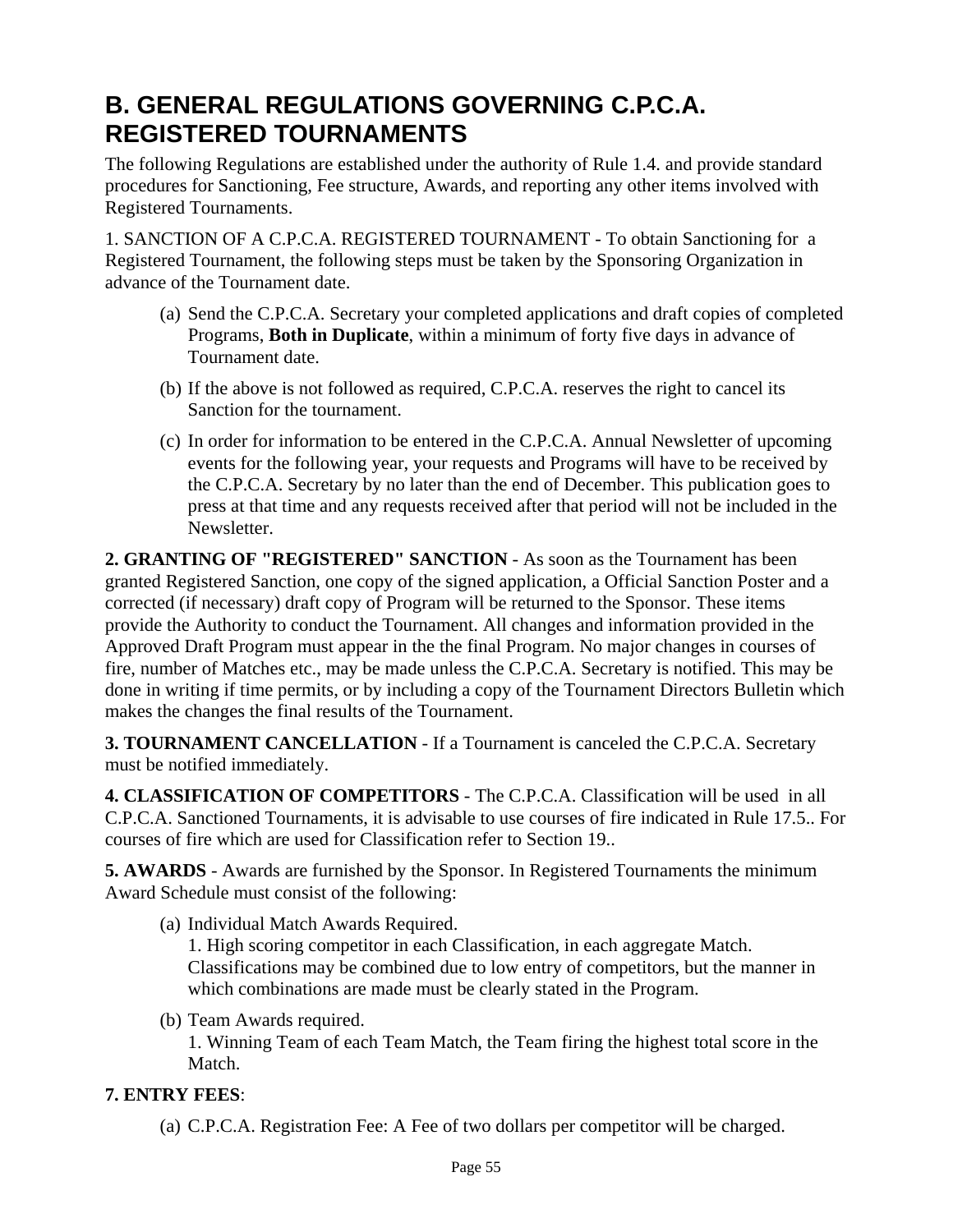## B. GENERAL REGULATIONS GOVERNING C.P.C.A. REGISTERED TOURNAMENTS

The following Regulations are established under the authority of Rule 1.4. and provide standard procedures for Sanctioning, Fee structure, Awards, and reporting any other items involved with Registered Tournaments.

1. SANCTION OF A C.P.C.A. REGISTERED TOURNAMENT - To obtain Sanctioning for a Registered Tournament, the following steps must be taken by the Sponsoring Organization in advance of the Tournament date.

(a) Send the C.P.C.A. Secretary your completed applications and draft copies of completed Programs, **Both in Duplicate**, within a minimum of forty five days in advance of Tournament date.

(b) If the above is not followed as required, C.P.C.A. reserves the right to cancel its Sanction for the tournament.

(c) In order for information to be entered in the C.P.C.A. Annual Newsletter of upcoming events for the following year, your requests and Programs will have to be received by the C.P.C.A. Secretary by no later than the end of December. This publication goes to press at that time and any requests received after that period will not be included in the Newsletter.

**2. GRANTING OF "REGISTERED" SANCTION** - As soon as the Tournament has been granted Registered Sanction, one copy of the signed application, a Official Sanction Poster and a corrected (if necessary) draft copy of Program will be returned to the Sponsor. These items provide the Authority to conduct the Tournament. All changes and information provided in the Approved Draft Program must appear in the the final Program. No major changes in courses of fire, number of Matches etc., may be made unless the C.P.C.A. Secretary is notified. This may be done in writing if time permits, or by including a copy of the Tournament Directors Bulletin which makes the changes the final results of the Tournament.

**3. TOURNAMENT CANCELLATION** - If a Tournament is canceled the C.P.C.A. Secretary must be notified immediately.

**4. CLASSIFICATION OF COMPETITORS** - The C.P.C.A. Classification will be used in all C.P.C.A. Sanctioned Tournaments, it is advisable to use courses of fire indicated in Rule 17.5.. For courses of fire which are used for Classification refer to Section 19..

**5. AWARDS** - Awards are furnished by the Sponsor. In Registered Tournaments the minimum Award Schedule must consist of the following:

(a) Individual Match Awards Required.
1. High scoring competitor in each Classification, in each aggregate Match. Classifications may be combined due to low entry of competitors, but the manner in which combinations are made must be clearly stated in the Program.

(b) Team Awards required.
1. Winning Team of each Team Match, the Team firing the highest total score in the Match.

**7. ENTRY FEES**:

(a) C.P.C.A. Registration Fee: A Fee of two dollars per competitor will be charged.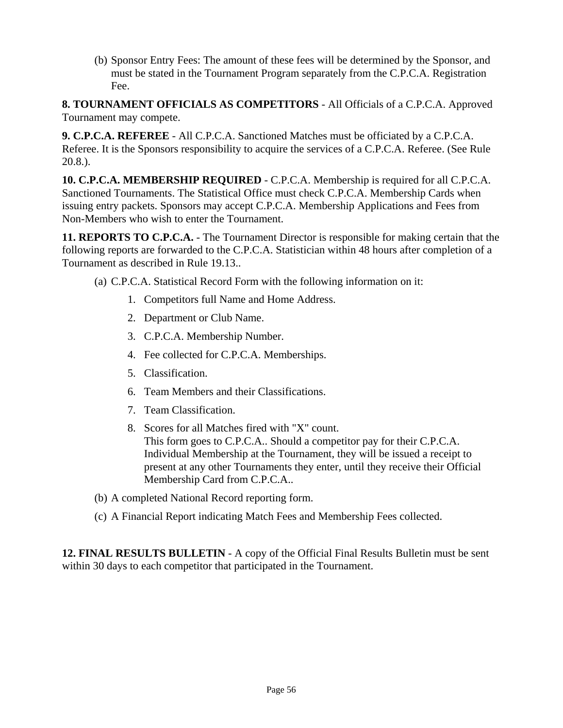(b) Sponsor Entry Fees: The amount of these fees will be determined by the Sponsor, and must be stated in the Tournament Program separately from the C.P.C.A. Registration Fee.

**8. TOURNAMENT OFFICIALS AS COMPETITORS** - All Officials of a C.P.C.A. Approved Tournament may compete.

**9. C.P.C.A. REFEREE** - All C.P.C.A. Sanctioned Matches must be officiated by a C.P.C.A. Referee. It is the Sponsors responsibility to acquire the services of a C.P.C.A. Referee. (See Rule 20.8.).

**10. C.P.C.A. MEMBERSHIP REQUIRED** - C.P.C.A. Membership is required for all C.P.C.A. Sanctioned Tournaments. The Statistical Office must check C.P.C.A. Membership Cards when issuing entry packets. Sponsors may accept C.P.C.A. Membership Applications and Fees from Non-Members who wish to enter the Tournament.

**11. REPORTS TO C.P.C.A.** - The Tournament Director is responsible for making certain that the following reports are forwarded to the C.P.C.A. Statistician within 48 hours after completion of a Tournament as described in Rule 19.13..

(a) C.P.C.A. Statistical Record Form with the following information on it:

1. Competitors full Name and Home Address.
2. Department or Club Name.
3. C.P.C.A. Membership Number.
4. Fee collected for C.P.C.A. Memberships.
5. Classification.
6. Team Members and their Classifications.
7. Team Classification.
8. Scores for all Matches fired with "X" count.
   This form goes to C.P.C.A.. Should a competitor pay for their C.P.C.A. Individual Membership at the Tournament, they will be issued a receipt to present at any other Tournaments they enter, until they receive their Official Membership Card from C.P.C.A..

(b) A completed National Record reporting form.

(c) A Financial Report indicating Match Fees and Membership Fees collected.

**12. FINAL RESULTS BULLETIN** - A copy of the Official Final Results Bulletin must be sent within 30 days to each competitor that participated in the Tournament.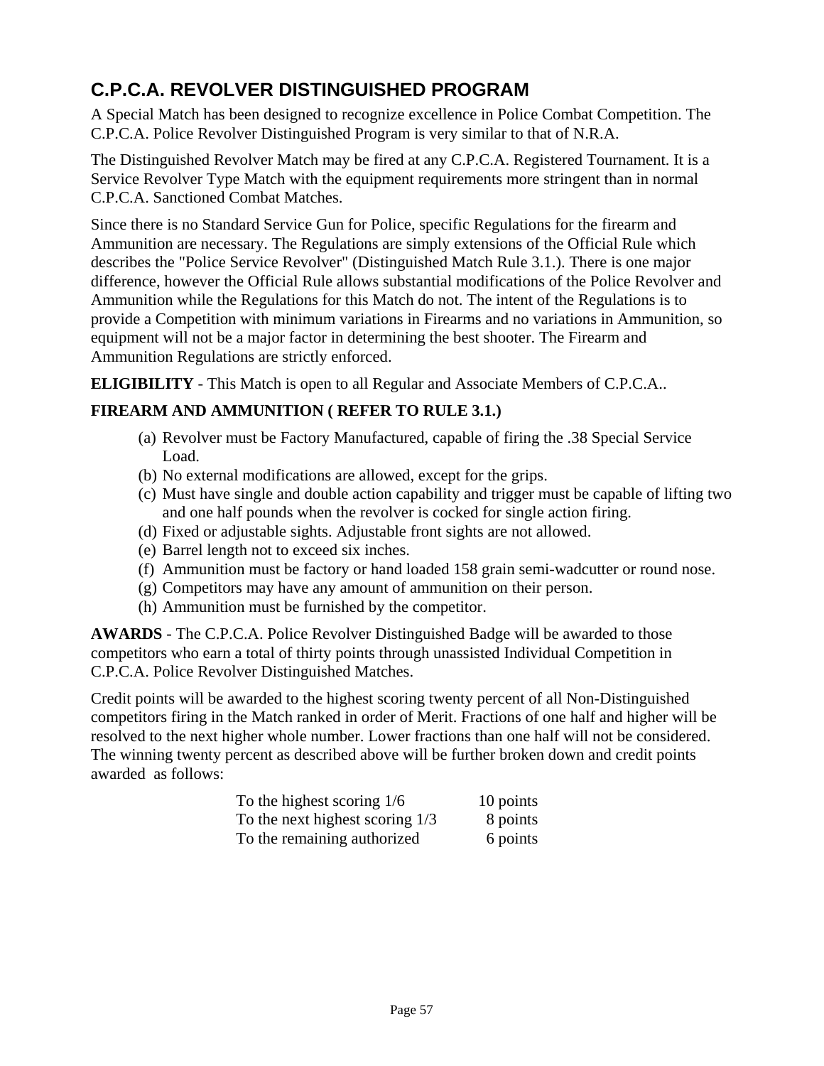## C.P.C.A. REVOLVER DISTINGUISHED PROGRAM

A Special Match has been designed to recognize excellence in Police Combat Competition. The C.P.C.A. Police Revolver Distinguished Program is very similar to that of N.R.A.

The Distinguished Revolver Match may be fired at any C.P.C.A. Registered Tournament. It is a Service Revolver Type Match with the equipment requirements more stringent than in normal C.P.C.A. Sanctioned Combat Matches.

Since there is no Standard Service Gun for Police, specific Regulations for the firearm and Ammunition are necessary. The Regulations are simply extensions of the Official Rule which describes the "Police Service Revolver" (Distinguished Match Rule 3.1.). There is one major difference, however the Official Rule allows substantial modifications of the Police Revolver and Ammunition while the Regulations for this Match do not. The intent of the Regulations is to provide a Competition with minimum variations in Firearms and no variations in Ammunition, so equipment will not be a major factor in determining the best shooter. The Firearm and Ammunition Regulations are strictly enforced.

**ELIGIBILITY** - This Match is open to all Regular and Associate Members of C.P.C.A..

**FIREARM AND AMMUNITION ( REFER TO RULE 3.1.)**

(a) Revolver must be Factory Manufactured, capable of firing the .38 Special Service Load.
(b) No external modifications are allowed, except for the grips.
(c) Must have single and double action capability and trigger must be capable of lifting two and one half pounds when the revolver is cocked for single action firing.
(d) Fixed or adjustable sights. Adjustable front sights are not allowed.
(e) Barrel length not to exceed six inches.
(f) Ammunition must be factory or hand loaded 158 grain semi-wadcutter or round nose.
(g) Competitors may have any amount of ammunition on their person.
(h) Ammunition must be furnished by the competitor.

**AWARDS** - The C.P.C.A. Police Revolver Distinguished Badge will be awarded to those competitors who earn a total of thirty points through unassisted Individual Competition in C.P.C.A. Police Revolver Distinguished Matches.

Credit points will be awarded to the highest scoring twenty percent of all Non-Distinguished competitors firing in the Match ranked in order of Merit. Fractions of one half and higher will be resolved to the next higher whole number. Lower fractions than one half will not be considered. The winning twenty percent as described above will be further broken down and credit points awarded as follows:

| | |
|---|---|
| To the highest scoring 1/6 | 10 points |
| To the next highest scoring 1/3 | 8 points |
| To the remaining authorized | 6 points |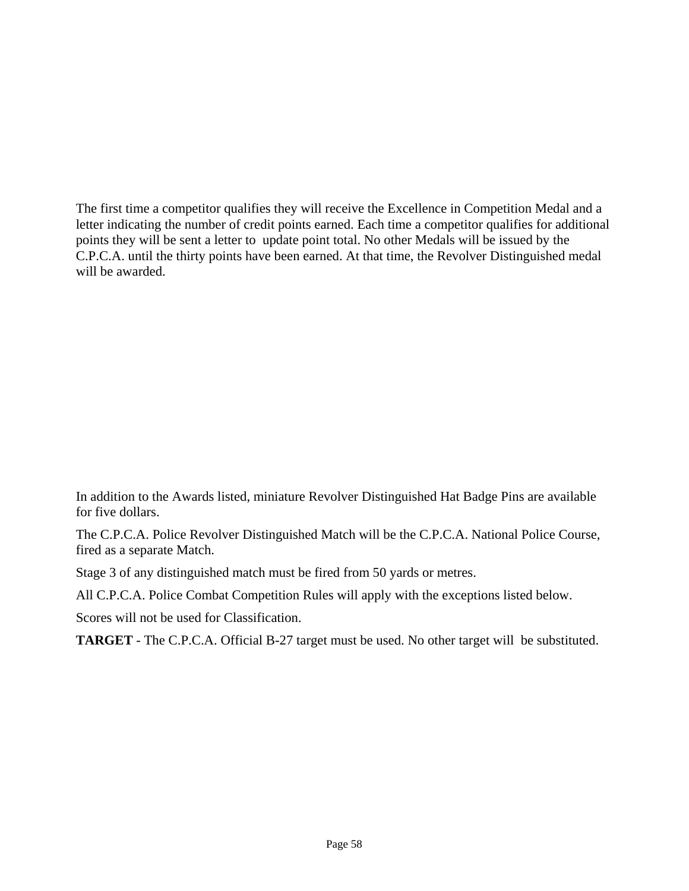The first time a competitor qualifies they will receive the Excellence in Competition Medal and a letter indicating the number of credit points earned. Each time a competitor qualifies for additional points they will be sent a letter to update point total. No other Medals will be issued by the C.P.C.A. until the thirty points have been earned. At that time, the Revolver Distinguished medal will be awarded.

In addition to the Awards listed, miniature Revolver Distinguished Hat Badge Pins are available for five dollars.

The C.P.C.A. Police Revolver Distinguished Match will be the C.P.C.A. National Police Course, fired as a separate Match.

Stage 3 of any distinguished match must be fired from 50 yards or metres.

All C.P.C.A. Police Combat Competition Rules will apply with the exceptions listed below.

Scores will not be used for Classification.

**TARGET** - The C.P.C.A. Official B-27 target must be used. No other target will be substituted.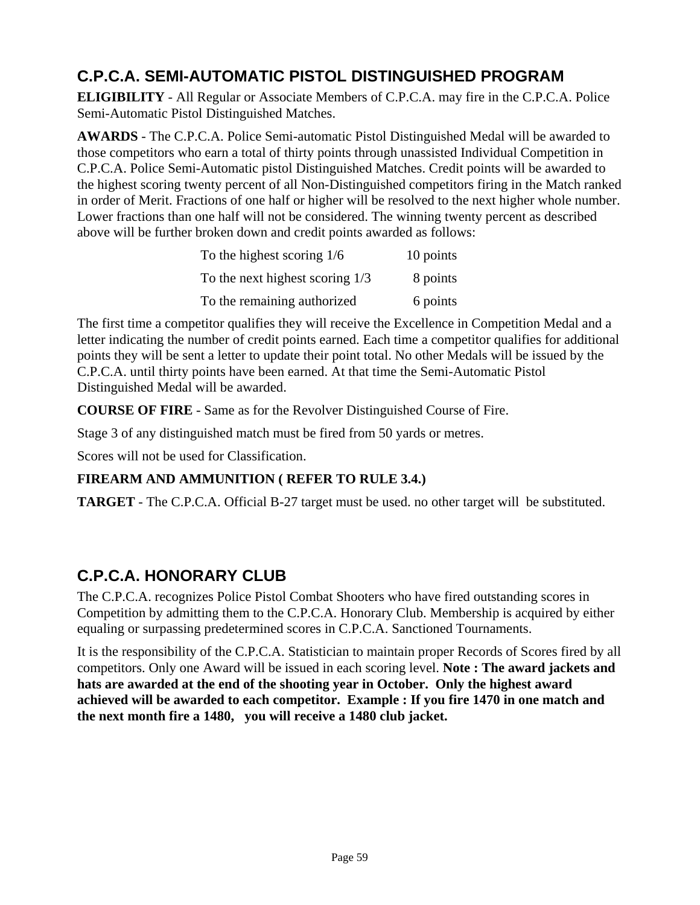## C.P.C.A. SEMI-AUTOMATIC PISTOL DISTINGUISHED PROGRAM

**ELIGIBILITY** - All Regular or Associate Members of C.P.C.A. may fire in the C.P.C.A. Police Semi-Automatic Pistol Distinguished Matches.

**AWARDS** - The C.P.C.A. Police Semi-automatic Pistol Distinguished Medal will be awarded to those competitors who earn a total of thirty points through unassisted Individual Competition in C.P.C.A. Police Semi-Automatic pistol Distinguished Matches. Credit points will be awarded to the highest scoring twenty percent of all Non-Distinguished competitors firing in the Match ranked in order of Merit. Fractions of one half or higher will be resolved to the next higher whole number. Lower fractions than one half will not be considered. The winning twenty percent as described above will be further broken down and credit points awarded as follows:

| | |
|---|---|
| To the highest scoring 1/6 | 10 points |
| To the next highest scoring 1/3 | 8 points |
| To the remaining authorized | 6 points |

The first time a competitor qualifies they will receive the Excellence in Competition Medal and a letter indicating the number of credit points earned. Each time a competitor qualifies for additional points they will be sent a letter to update their point total. No other Medals will be issued by the C.P.C.A. until thirty points have been earned. At that time the Semi-Automatic Pistol Distinguished Medal will be awarded.

**COURSE OF FIRE** - Same as for the Revolver Distinguished Course of Fire.

Stage 3 of any distinguished match must be fired from 50 yards or metres.

Scores will not be used for Classification.

**FIREARM AND AMMUNITION ( REFER TO RULE 3.4.)**

**TARGET** - The C.P.C.A. Official B-27 target must be used. no other target will be substituted.

## C.P.C.A. HONORARY CLUB

The C.P.C.A. recognizes Police Pistol Combat Shooters who have fired outstanding scores in Competition by admitting them to the C.P.C.A. Honorary Club. Membership is acquired by either equaling or surpassing predetermined scores in C.P.C.A. Sanctioned Tournaments.

It is the responsibility of the C.P.C.A. Statistician to maintain proper Records of Scores fired by all competitors. Only one Award will be issued in each scoring level. **Note : The award jackets and hats are awarded at the end of the shooting year in October. Only the highest award achieved will be awarded to each competitor. Example : If you fire 1470 in one match and the next month fire a 1480, you will receive a 1480 club jacket.**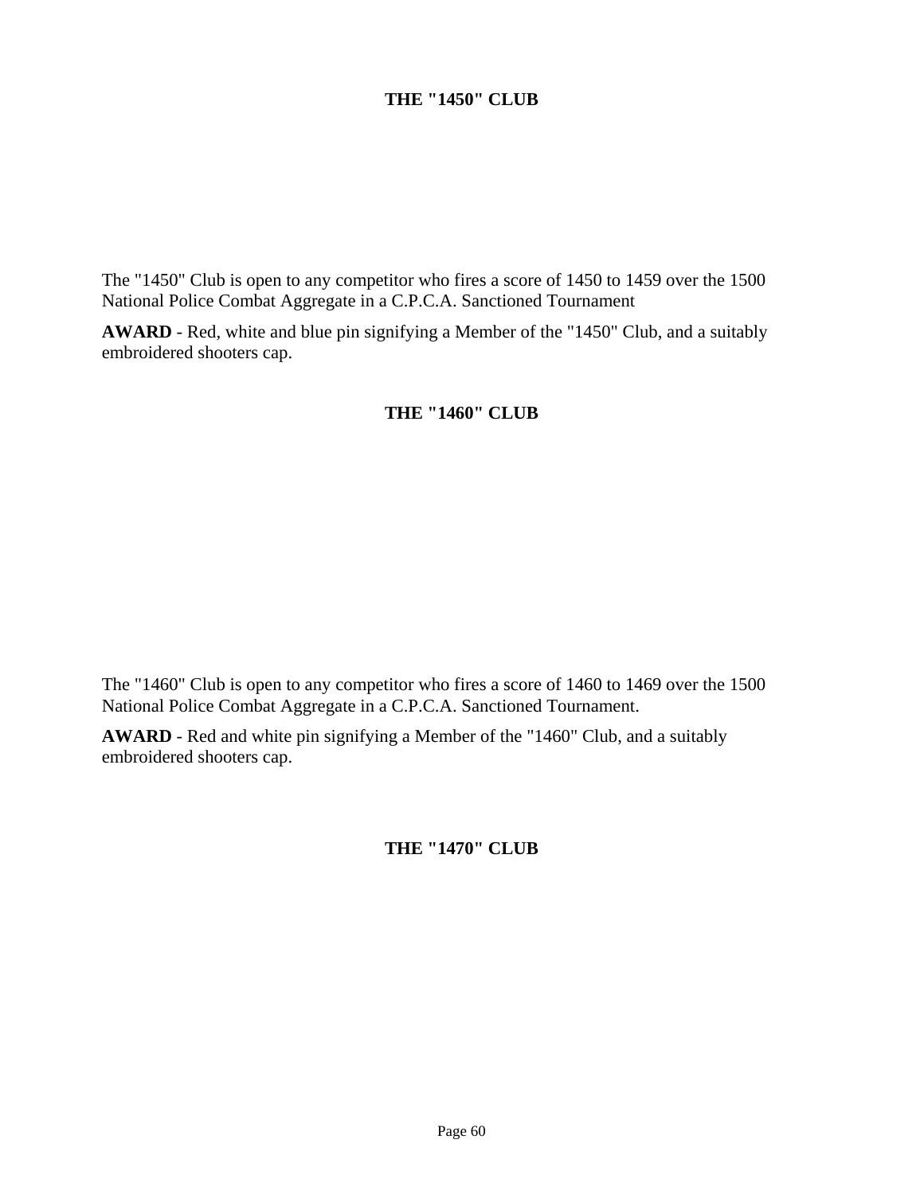## THE "1450" CLUB

The "1450" Club is open to any competitor who fires a score of 1450 to 1459 over the 1500 National Police Combat Aggregate in a C.P.C.A. Sanctioned Tournament

**AWARD** - Red, white and blue pin signifying a Member of the "1450" Club, and a suitably embroidered shooters cap.

## THE "1460" CLUB

The "1460" Club is open to any competitor who fires a score of 1460 to 1469 over the 1500 National Police Combat Aggregate in a C.P.C.A. Sanctioned Tournament.

**AWARD** - Red and white pin signifying a Member of the "1460" Club, and a suitably embroidered shooters cap.

## THE "1470" CLUB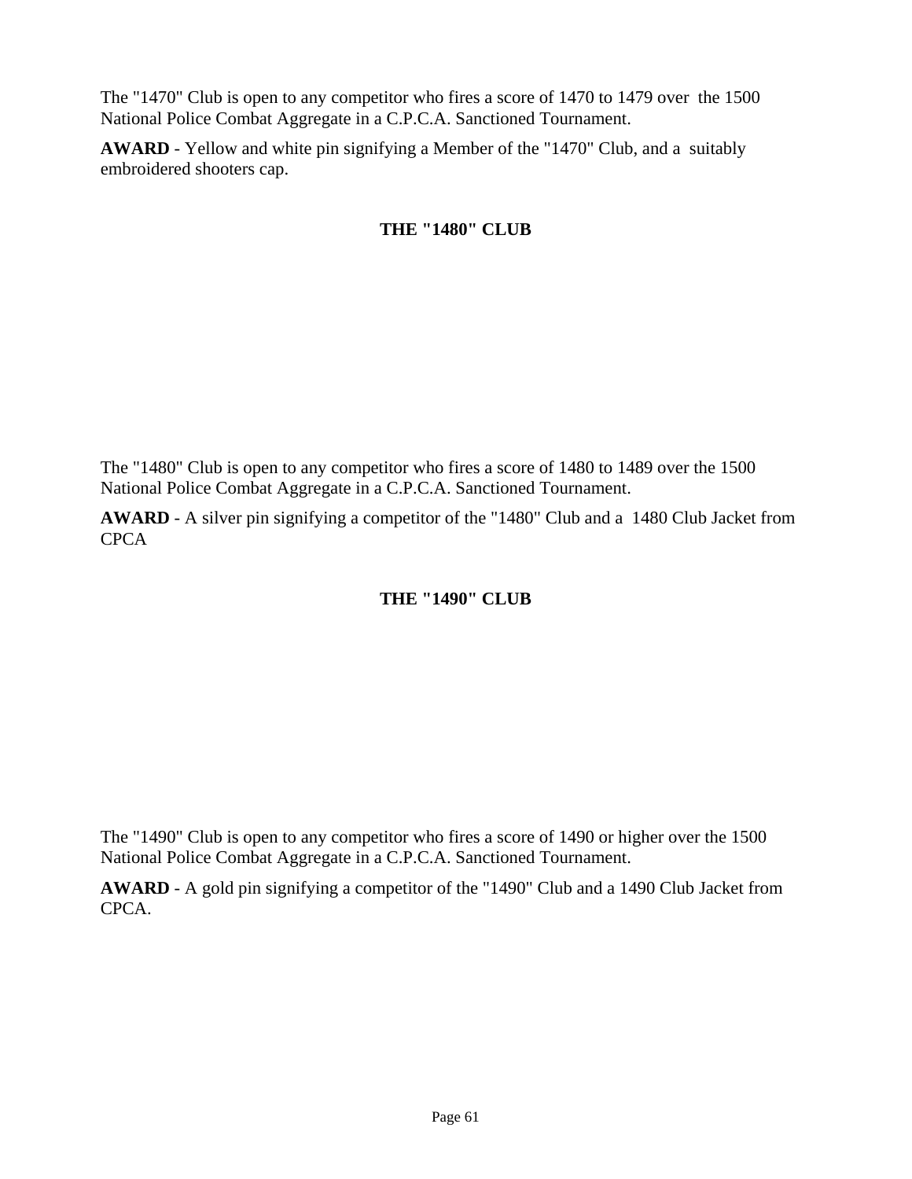The "1470" Club is open to any competitor who fires a score of 1470 to 1479 over the 1500 National Police Combat Aggregate in a C.P.C.A. Sanctioned Tournament.

**AWARD** - Yellow and white pin signifying a Member of the "1470" Club, and a suitably embroidered shooters cap.

## THE "1480" CLUB

The "1480" Club is open to any competitor who fires a score of 1480 to 1489 over the 1500 National Police Combat Aggregate in a C.P.C.A. Sanctioned Tournament.

**AWARD** - A silver pin signifying a competitor of the "1480" Club and a 1480 Club Jacket from CPCA

## THE "1490" CLUB

The "1490" Club is open to any competitor who fires a score of 1490 or higher over the 1500 National Police Combat Aggregate in a C.P.C.A. Sanctioned Tournament.

**AWARD** - A gold pin signifying a competitor of the "1490" Club and a 1490 Club Jacket from CPCA.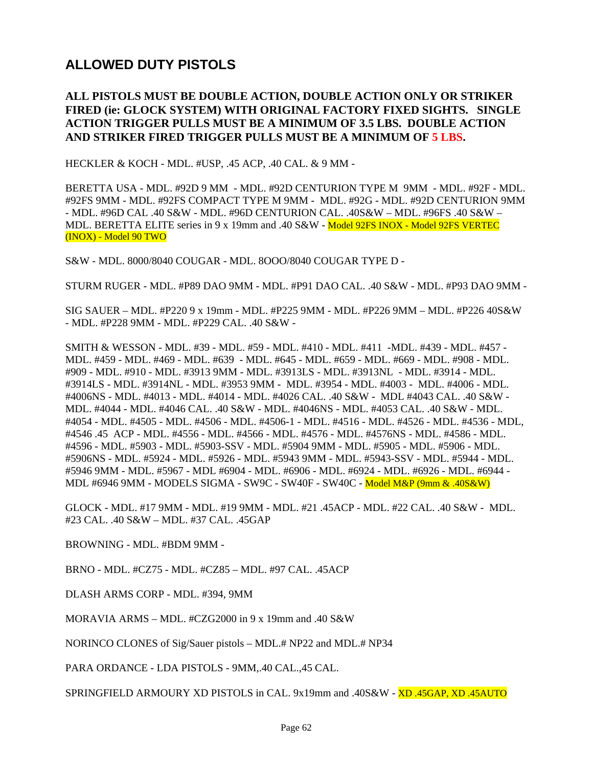## ALLOWED DUTY PISTOLS

**ALL PISTOLS MUST BE DOUBLE ACTION, DOUBLE ACTION ONLY OR STRIKER FIRED (ie: GLOCK SYSTEM) WITH ORIGINAL FACTORY FIXED SIGHTS. SINGLE ACTION TRIGGER PULLS MUST BE A MINIMUM OF 3.5 LBS. DOUBLE ACTION AND STRIKER FIRED TRIGGER PULLS MUST BE A MINIMUM OF 5 LBS.**

HECKLER & KOCH - MDL. #USP, .45 ACP, .40 CAL. & 9 MM -

BERETTA USA - MDL. #92D 9 MM - MDL. #92D CENTURION TYPE M 9MM - MDL. #92F - MDL. #92FS 9MM - MDL. #92FS COMPACT TYPE M 9MM - MDL. #92G - MDL. #92D CENTURION 9MM - MDL. #96D CAL .40 S&W - MDL. #96D CENTURION CAL. .40S&W – MDL. #96FS .40 S&W – MDL. BERETTA ELITE series in 9 x 19mm and .40 S&W - Model 92FS INOX - Model 92FS VERTEC (INOX) - Model 90 TWO

S&W - MDL. 8000/8040 COUGAR - MDL. 8OOO/8040 COUGAR TYPE D -

STURM RUGER - MDL. #P89 DAO 9MM - MDL. #P91 DAO CAL. .40 S&W - MDL. #P93 DAO 9MM -

SIG SAUER – MDL. #P220 9 x 19mm - MDL. #P225 9MM - MDL. #P226 9MM – MDL. #P226 40S&W - MDL. #P228 9MM - MDL. #P229 CAL. .40 S&W -

SMITH & WESSON - MDL. #39 - MDL. #59 - MDL. #410 - MDL. #411 -MDL. #439 - MDL. #457 - MDL. #459 - MDL. #469 - MDL. #639 - MDL. #645 - MDL. #659 - MDL. #669 - MDL. #908 - MDL. #909 - MDL. #910 - MDL. #3913 9MM - MDL. #3913LS - MDL. #3913NL - MDL. #3914 - MDL. #3914LS - MDL. #3914NL - MDL. #3953 9MM - MDL. #3954 - MDL. #4003 - MDL. #4006 - MDL. #4006NS - MDL. #4013 - MDL. #4014 - MDL. #4026 CAL. .40 S&W - MDL #4043 CAL. .40 S&W - MDL. #4044 - MDL. #4046 CAL. .40 S&W - MDL. #4046NS - MDL. #4053 CAL. .40 S&W - MDL. #4054 - MDL. #4505 - MDL. #4506 - MDL. #4506-1 - MDL. #4516 - MDL. #4526 - MDL. #4536 - MDL, #4546 .45 ACP - MDL. #4556 - MDL. #4566 - MDL. #4576 - MDL. #4576NS - MDL. #4586 - MDL. #4596 - MDL. #5903 - MDL. #5903-SSV - MDL. #5904 9MM - MDL. #5905 - MDL. #5906 - MDL. #5906NS - MDL. #5924 - MDL. #5926 - MDL. #5943 9MM - MDL. #5943-SSV - MDL. #5944 - MDL. #5946 9MM - MDL. #5967 - MDL #6904 - MDL. #6906 - MDL. #6924 - MDL. #6926 - MDL. #6944 - MDL #6946 9MM - MODELS SIGMA - SW9C - SW40F - SW40C - Model M&P (9mm & .40S&W)

GLOCK - MDL. #17 9MM - MDL. #19 9MM - MDL. #21 .45ACP - MDL. #22 CAL. .40 S&W - MDL. #23 CAL. .40 S&W – MDL. #37 CAL. .45GAP

BROWNING - MDL. #BDM 9MM -

BRNO - MDL. #CZ75 - MDL. #CZ85 – MDL. #97 CAL. .45ACP

DLASH ARMS CORP - MDL. #394, 9MM

MORAVIA ARMS – MDL. #CZG2000 in 9 x 19mm and .40 S&W

NORINCO CLONES of Sig/Sauer pistols – MDL.# NP22 and MDL.# NP34

PARA ORDANCE - LDA PISTOLS - 9MM,.40 CAL.,45 CAL.

SPRINGFIELD ARMOURY XD PISTOLS in CAL. 9x19mm and .40S&W - XD .45GAP, XD .45AUTO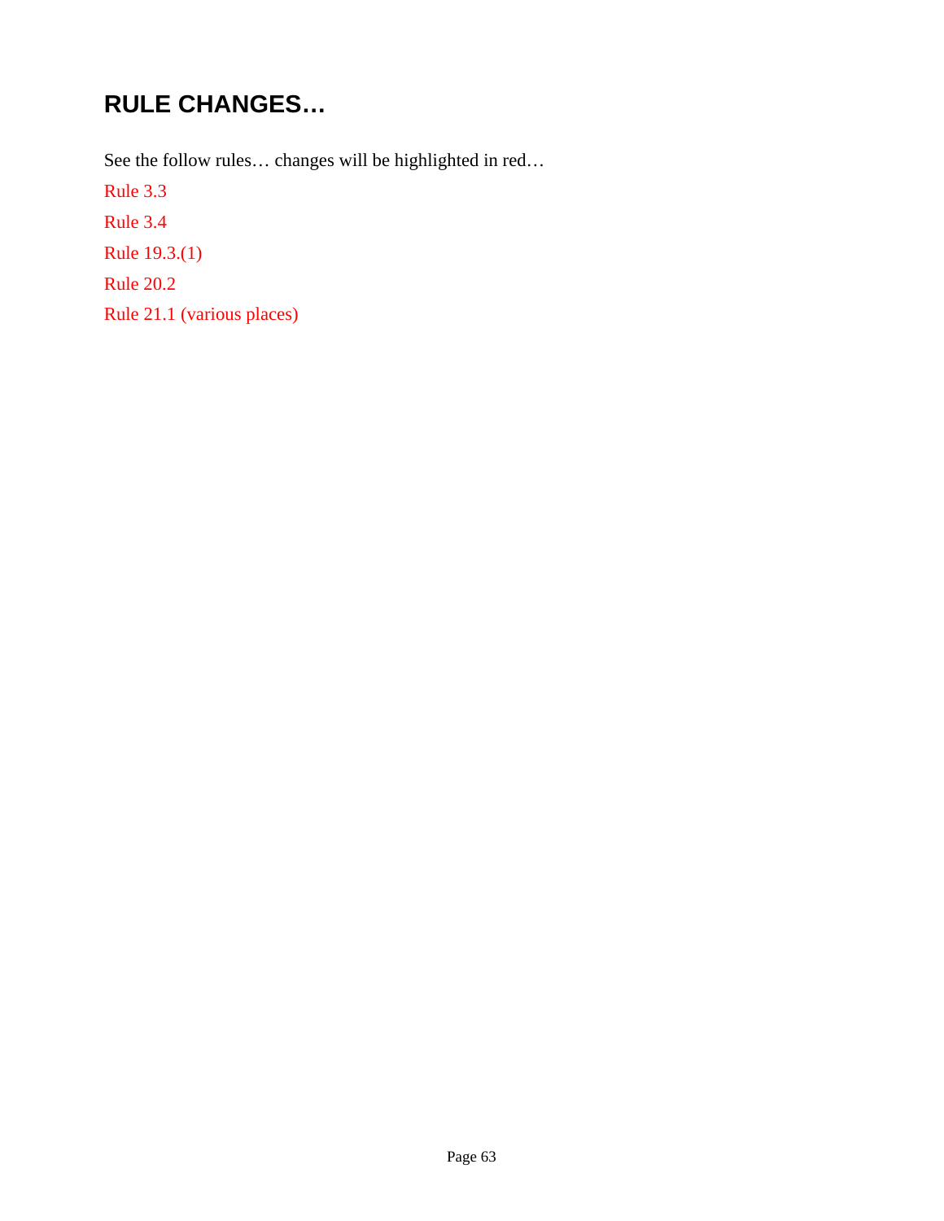## RULE CHANGES…

See the follow rules… changes will be highlighted in red…

Rule 3.3

Rule 3.4

Rule 19.3.(1)

Rule 20.2

Rule 21.1 (various places)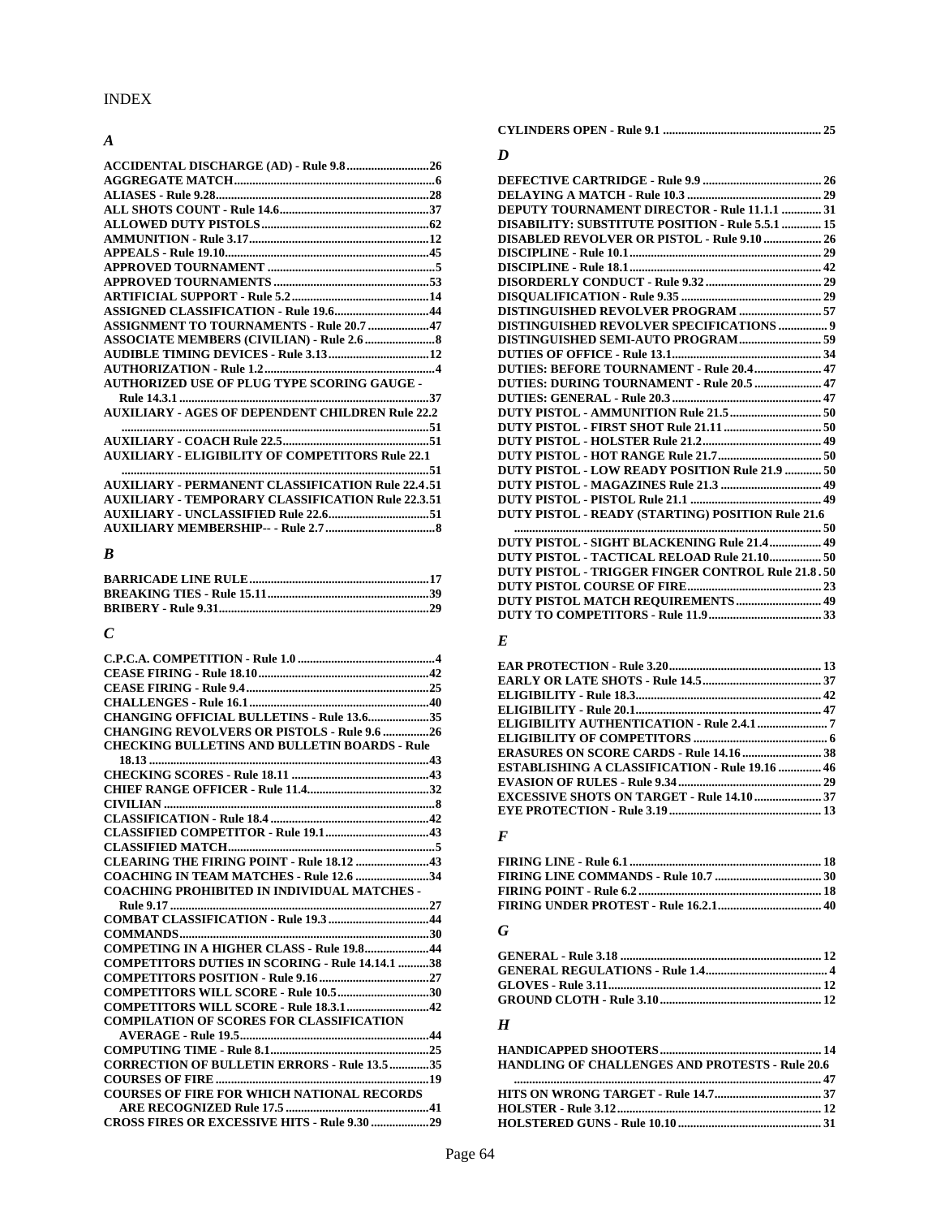INDEX

### *A*

**ACCIDENTAL DISCHARGE (AD) - Rule 9.8 .......................... 26**
**AGGREGATE MATCH ................................................................ 6**
**ALIASES - Rule 9.28 .................................................................. 28**
**ALL SHOTS COUNT - Rule 14.6 ............................................... 37**
**ALLOWED DUTY PISTOLS ....................................................... 62**
**AMMUNITION - Rule 3.17 ......................................................... 12**
**APPEALS - Rule 19.10 ................................................................ 45**
**APPROVED TOURNAMENT ........................................................ 5**
**APPROVED TOURNAMENTS ..................................................... 53**
**ARTIFICIAL SUPPORT - Rule 5.2 ............................................. 14**
**ASSIGNED CLASSIFICATION - Rule 19.6 .................................. 44**
**ASSIGNMENT TO TOURNAMENTS - Rule 20.7 ...................... 47**
**ASSOCIATE MEMBERS (CIVILIAN) - Rule 2.6 .......................... 8**
**AUDIBLE TIMING DEVICES - Rule 3.13 .................................. 12**
**AUTHORIZATION - Rule 1.2 ....................................................... 4**
**AUTHORIZED USE OF PLUG TYPE SCORING GAUGE - Rule 14.3.1 ....................................................................................... 37**
**AUXILIARY - AGES OF DEPENDENT CHILDREN Rule 22.2 ....................................................................................................... 51**
**AUXILIARY - COACH Rule 22.5 ................................................ 51**
**AUXILIARY - ELIGIBILITY OF COMPETITORS Rule 22.1 ....................................................................................................... 51**
**AUXILIARY - PERMANENT CLASSIFICATION Rule 22.4 . 51**
**AUXILIARY - TEMPORARY CLASSIFICATION Rule 22.3 . 51**
**AUXILIARY - UNCLASSIFIED Rule 22.6 .................................. 51**
**AUXILIARY MEMBERSHIP-- - Rule 2.7 ..................................... 8**

### *B*

**BARRICADE LINE RULE ............................................................ 17**
**BREAKING TIES - Rule 15.11 ..................................................... 39**
**BRIBERY - Rule 9.31 ................................................................... 29**

### *C*

**C.P.C.A. COMPETITION - Rule 1.0 ............................................. 4**
**CEASE FIRING - Rule 18.10 ........................................................ 42**
**CEASE FIRING - Rule 9.4 ............................................................ 25**
**CHALLENGES - Rule 16.1 ........................................................... 40**
**CHANGING OFFICIAL BULLETINS - Rule 13.6 ...................... 35**
**CHANGING REVOLVERS OR PISTOLS - Rule 9.6 ................ 26**
**CHECKING BULLETINS AND BULLETIN BOARDS - Rule 18.13 ........................................................................................... 43**
**CHECKING SCORES - Rule 18.11 .............................................. 43**
**CHIEF RANGE OFFICER - Rule 11.4 ......................................... 32**
**CIVILIAN ......................................................................................... 8**
**CLASSIFICATION - Rule 18.4 .................................................... 42**
**CLASSIFIED COMPETITOR - Rule 19.1 ................................... 43**
**CLASSIFIED MATCH ..................................................................... 5**
**CLEARING THE FIRING POINT - Rule 18.12 ......................... 43**
**COACHING IN TEAM MATCHES - Rule 12.6 ......................... 34**
**COACHING PROHIBITED IN INDIVIDUAL MATCHES - Rule 9.17 ..................................................................................... 27**
**COMBAT CLASSIFICATION - Rule 19.3 .................................. 44**
**COMMANDS .................................................................................. 30**
**COMPETING IN A HIGHER CLASS - Rule 19.8 ...................... 44**
**COMPETITORS DUTIES IN SCORING - Rule 14.14.1 ........... 38**
**COMPETITORS POSITION - Rule 9.16 ..................................... 27**
**COMPETITORS WILL SCORE - Rule 10.5 ............................... 30**
**COMPETITORS WILL SCORE - Rule 18.3.1 ............................ 42**
**COMPILATION OF SCORES FOR CLASSIFICATION AVERAGE - Rule 19.5 .............................................................. 44**
**COMPUTING TIME - Rule 8.1 ..................................................... 25**
**CORRECTION OF BULLETIN ERRORS - Rule 13.5 ............. 35**
**COURSES OF FIRE ....................................................................... 19**
**COURSES OF FIRE FOR WHICH NATIONAL RECORDS ARE RECOGNIZED Rule 17.5 ................................................ 41**
**CROSS FIRES OR EXCESSIVE HITS - Rule 9.30 .................... 29**
**CYLINDERS OPEN - Rule 9.1 ...................................................... 25**

### *D*

**DEFECTIVE CARTRIDGE - Rule 9.9 ......................................... 26**
**DELAYING A MATCH - Rule 10.3 ............................................. 29**
**DEPUTY TOURNAMENT DIRECTOR - Rule 11.1.1 ............... 31**
**DISABILITY: SUBSTITUTE POSITION - Rule 5.5.1 ............. 15**
**DISABLED REVOLVER OR PISTOL - Rule 9.10 .................... 26**
**DISCIPLINE - Rule 10.1 ................................................................ 29**
**DISCIPLINE - Rule 18.1 ................................................................ 42**
**DISORDERLY CONDUCT - Rule 9.32 ....................................... 29**
**DISQUALIFICATION - Rule 9.35 ............................................... 29**
**DISTINGUISHED REVOLVER PROGRAM ............................. 57**
**DISTINGUISHED REVOLVER SPECIFICATIONS ................... 9**
**DISTINGUISHED SEMI-AUTO PROGRAM ............................. 59**
**DUTIES OF OFFICE - Rule 13.1 .................................................. 34**
**DUTIES: BEFORE TOURNAMENT - Rule 20.4 ....................... 47**
**DUTIES: DURING TOURNAMENT - Rule 20.5 ....................... 47**
**DUTIES: GENERAL - Rule 20.3 .................................................. 47**
**DUTY PISTOL - AMMUNITION Rule 21.5 ............................... 50**
**DUTY PISTOL - FIRST SHOT Rule 21.11 ................................. 50**
**DUTY PISTOL - HOLSTER Rule 21.2 ........................................ 49**
**DUTY PISTOL - HOT RANGE Rule 21.7 ................................... 50**
**DUTY PISTOL - LOW READY POSITION Rule 21.9 ............. 50**
**DUTY PISTOL - MAGAZINES Rule 21.3 .................................. 49**
**DUTY PISTOL - PISTOL Rule 21.1 ............................................ 49**
**DUTY PISTOL - READY (STARTING) POSITION Rule 21.6 ....................................................................................................... 50**
**DUTY PISTOL - SIGHT BLACKENING Rule 21.4 .................. 49**
**DUTY PISTOL - TACTICAL RELOAD Rule 21.10 .................. 50**
**DUTY PISTOL - TRIGGER FINGER CONTROL Rule 21.8 . 50**
**DUTY PISTOL COURSE OF FIRE ............................................. 23**
**DUTY PISTOL MATCH REQUIREMENTS ............................. 49**
**DUTY TO COMPETITORS - Rule 11.9 ...................................... 33**

### *E*

**EAR PROTECTION - Rule 3.20 ................................................... 13**
**EARLY OR LATE SHOTS - Rule 14.5 ........................................ 37**
**ELIGIBILITY - Rule 18.3 .............................................................. 42**
**ELIGIBILITY - Rule 20.1 .............................................................. 47**
**ELIGIBILITY AUTHENTICATION - Rule 2.4.1 .......................... 7**
**ELIGIBILITY OF COMPETITORS ................................................ 6**
**ERASURES ON SCORE CARDS - Rule 14.16 ........................... 38**
**ESTABLISHING A CLASSIFICATION - Rule 19.16 ............... 46**
**EVASION OF RULES - Rule 9.34 ................................................ 29**
**EXCESSIVE SHOTS ON TARGET - Rule 14.10 ....................... 37**
**EYE PROTECTION - Rule 3.19 ................................................... 13**

### *F*

**FIRING LINE - Rule 6.1 ................................................................ 18**
**FIRING LINE COMMANDS - Rule 10.7 .................................... 30**
**FIRING POINT - Rule 6.2 ............................................................. 18**
**FIRING UNDER PROTEST - Rule 16.2.1 .................................. 40**

### *G*

**GENERAL - Rule 3.18 ................................................................... 12**
**GENERAL REGULATIONS - Rule 1.4 ......................................... 4**
**GLOVES - Rule 3.11 ...................................................................... 12**
**GROUND CLOTH - Rule 3.10 ...................................................... 12**

### *H*

**HANDICAPPED SHOOTERS ........................................................ 14**
**HANDLING OF CHALLENGES AND PROTESTS - Rule 20.6 ....................................................................................................... 47**
**HITS ON WRONG TARGET - Rule 14.7 ................................... 37**
**HOLSTER - Rule 3.12 ................................................................... 12**
**HOLSTERED GUNS - Rule 10.10 ............................................... 31**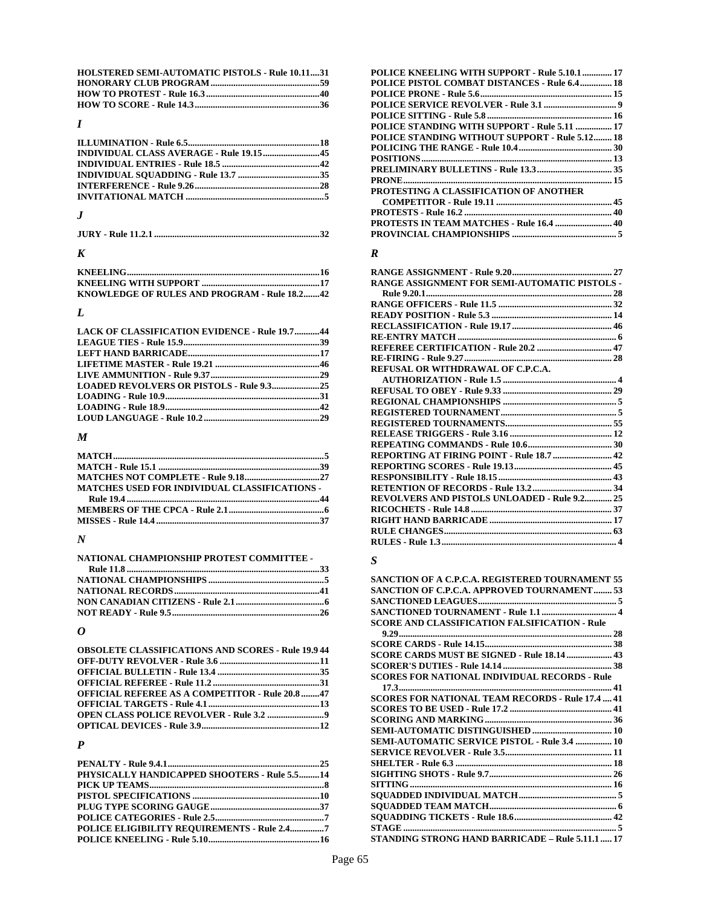**HOLSTERED SEMI-AUTOMATIC PISTOLS - Rule 10.11....31**
**HONORARY CLUB PROGRAM................................................59**
**HOW TO PROTEST - Rule 16.3..................................................40**
**HOW TO SCORE - Rule 14.3.......................................................36**

### *I*

**ILLUMINATION - Rule 6.5...........................................................18**
**INDIVIDUAL CLASS AVERAGE - Rule 19.15.........................45**
**INDIVIDUAL ENTRIES - Rule 18.5 ...........................................42**
**INDIVIDUAL SQUADDING - Rule 13.7 ....................................35**
**INTERFERENCE - Rule 9.26.......................................................28**
**INVITATIONAL MATCH ............................................................5**

### *J*

**JURY - Rule 11.2.1 ........................................................................32**

### *K*

**KNEELING....................................................................................16**
**KNEELING WITH SUPPORT ....................................................17**
**KNOWLEDGE OF RULES AND PROGRAM - Rule 18.2.......42**

### *L*

**LACK OF CLASSIFICATION EVIDENCE - Rule 19.7...........44**
**LEAGUE TIES - Rule 15.9............................................................39**
**LEFT HAND BARRICADE.........................................................17**
**LIFETIME MASTER - Rule 19.21 .............................................46**
**LIVE AMMUNITION - Rule 9.37................................................29**
**LOADED REVOLVERS OR PISTOLS - Rule 9.3.....................25**
**LOADING - Rule 10.9...................................................................31**
**LOADING - Rule 18.9...................................................................42**
**LOUD LANGUAGE - Rule 10.2...................................................29**

### *M*

**MATCH............................................................................................5**
**MATCH - Rule 15.1 .......................................................................39**
**MATCHES NOT COMPLETE - Rule 9.18.................................27**
**MATCHES USED FOR INDIVIDUAL CLASSIFICATIONS - Rule 19.4 ....................................................................................44**
**MEMBERS OF THE CPCA - Rule 2.1..........................................6**
**MISSES - Rule 14.4 .......................................................................37**

### *N*

**NATIONAL CHAMPIONSHIP PROTEST COMMITTEE - Rule 11.8 ....................................................................................33**
**NATIONAL CHAMPIONSHIPS ...................................................5**
**NATIONAL RECORDS................................................................41**
**NON CANADIAN CITIZENS - Rule 2.1......................................6**
**NOT READY - Rule 9.5.................................................................26**

### *O*

**OBSOLETE CLASSIFICATIONS AND SCORES - Rule 19.9 44**
**OFF-DUTY REVOLVER - Rule 3.6 ............................................11**
**OFFICIAL BULLETIN - Rule 13.4 .............................................35**
**OFFICIAL REFEREE - Rule 11.2 ...............................................31**
**OFFICIAL REFEREE AS A COMPETITOR - Rule 20.8 ........47**
**OFFICIAL TARGETS - Rule 4.1.................................................13**
**OPEN CLASS POLICE REVOLVER - Rule 3.2 .........................9**
**OPTICAL DEVICES - Rule 3.9....................................................12**

### *P*

**PENALTY - Rule 9.4.1..................................................................25**
**PHYSICALLY HANDICAPPED SHOOTERS - Rule 5.5.........14**
**PICK UP TEAMS............................................................................8**
**PISTOL SPECIFICATIONS .......................................................10**
**PLUG TYPE SCORING GAUGE................................................37**
**POLICE CATEGORIES - Rule 2.5................................................7**
**POLICE ELIGIBILITY REQUIREMENTS - Rule 2.4...............7**
**POLICE KNEELING - Rule 5.10.................................................16**
**POLICE KNEELING WITH SUPPORT - Rule 5.10.1 ............. 17**
**POLICE PISTOL COMBAT DISTANCES - Rule 6.4.............. 18**
**POLICE PRONE - Rule 5.6.......................................................... 15**
**POLICE SERVICE REVOLVER - Rule 3.1 ................................ 9**
**POLICE SITTING - Rule 5.8 ....................................................... 16**
**POLICE STANDING WITH SUPPORT - Rule 5.11 ................ 17**
**POLICE STANDING WITHOUT SUPPORT - Rule 5.12........ 18**
**POLICING THE RANGE - Rule 10.4......................................... 30**
**POSITIONS.................................................................................... 13**
**PRELIMINARY BULLETINS - Rule 13.3................................. 35**
**PRONE............................................................................................ 15**
**PROTESTING A CLASSIFICATION OF ANOTHER COMPETITOR - Rule 19.11 .................................................... 45**
**PROTESTS - Rule 16.2 ................................................................. 40**
**PROTESTS IN TEAM MATCHES - Rule 16.4 ......................... 40**
**PROVINCIAL CHAMPIONSHIPS ............................................. 5**

### *R*

**RANGE ASSIGNMENT - Rule 9.20............................................ 27**
**RANGE ASSIGNMENT FOR SEMI-AUTOMATIC PISTOLS - Rule 9.20.1.................................................................................. 28**
**RANGE OFFICERS - Rule 11.5 .................................................. 32**
**READY POSITION - Rule 5.3 ..................................................... 14**
**RECLASSIFICATION - Rule 19.17............................................. 46**
**RE-ENTRY MATCH ...................................................................... 6**
**REFEREE CERTIFICATION - Rule 20.2 ................................. 47**
**RE-FIRING - Rule 9.27................................................................. 28**
**REFUSAL OR WITHDRAWAL OF C.P.C.A. AUTHORIZATION - Rule 1.5 ................................................. 4**
**REFUSAL TO OBEY - Rule 9.33 ................................................ 29**
**REGIONAL CHAMPIONSHIPS .................................................. 5**
**REGISTERED TOURNAMENT................................................... 5**
**REGISTERED TOURNAMENTS............................................... 55**
**RELEASE TRIGGERS - Rule 3.16 ............................................. 12**
**REPEATING COMMANDS - Rule 10.6..................................... 30**
**REPORTING AT FIRING POINT - Rule 18.7 .......................... 42**
**REPORTING SCORES - Rule 19.13........................................... 45**
**RESPONSIBILITY - Rule 18.15.................................................. 43**
**RETENTION OF RECORDS - Rule 13.2................................... 34**
**REVOLVERS AND PISTOLS UNLOADED - Rule 9.2............ 25**
**RICOCHETS - Rule 14.8 .............................................................. 37**
**RIGHT HAND BARRICADE ...................................................... 17**
**RULE CHANGES.......................................................................... 63**
**RULES - Rule 1.3............................................................................ 4**

### *S*

**SANCTION OF A C.P.C.A. REGISTERED TOURNAMENT 55**
**SANCTION OF C.P.C.A. APPROVED TOURNAMENT........ 53**
**SANCTIONED LEAGUES............................................................ 5**
**SANCTIONED TOURNAMENT - Rule 1.1 ................................. 4**
**SCORE AND CLASSIFICATION FALSIFICATION - Rule 9.29.............................................................................................. 28**
**SCORE CARDS - Rule 14.15........................................................ 38**
**SCORE CARDS MUST BE SIGNED - Rule 18.14 .................... 43**
**SCORER'S DUTIES - Rule 14.14................................................ 38**
**SCORES FOR NATIONAL INDIVIDUAL RECORDS - Rule 17.3.............................................................................................. 41**
**SCORES FOR NATIONAL TEAM RECORDS - Rule 17.4 .... 41**
**SCORES TO BE USED - Rule 17.2 ............................................. 41**
**SCORING AND MARKING........................................................ 36**
**SEMI-AUTOMATIC DISTINGUISHED ................................... 10**
**SEMI-AUTOMATIC SERVICE PISTOL - Rule 3.4 ................ 10**
**SERVICE REVOLVER - Rule 3.5............................................... 11**
**SHELTER - Rule 6.3 .................................................................... 18**
**SIGHTING SHOTS - Rule 9.7...................................................... 26**
**SITTING......................................................................................... 16**
**SQUADDED INDIVIDUAL MATCH........................................... 5**
**SQUADDED TEAM MATCH........................................................ 6**
**SQUADDING TICKETS - Rule 18.6........................................... 42**
**STAGE .............................................................................................. 5**
**STANDING STRONG HAND BARRICADE – Rule 5.11.1 ..... 17**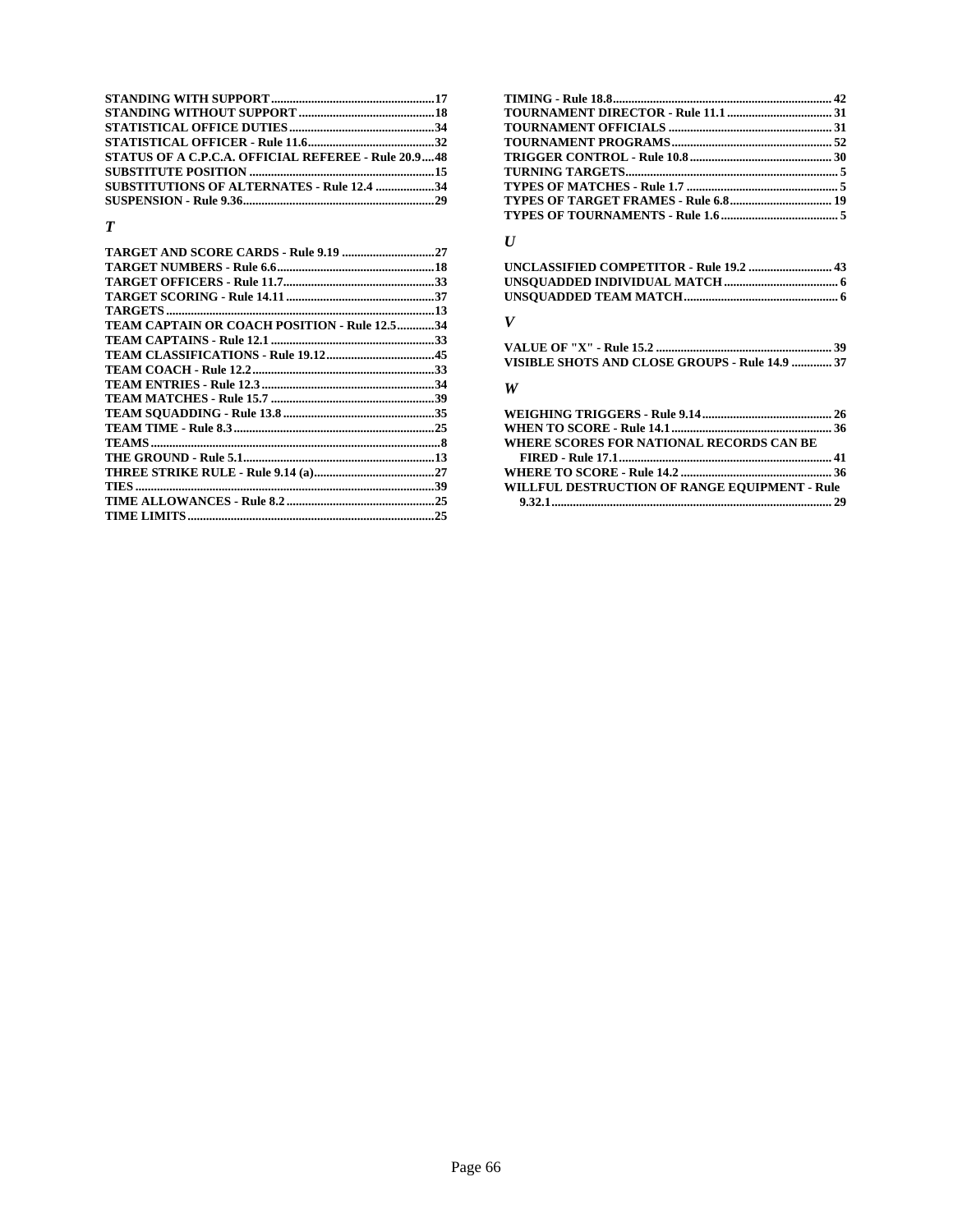**STANDING WITH SUPPORT** ..... 17
**STANDING WITHOUT SUPPORT** ..... 18
**STATISTICAL OFFICE DUTIES** ..... 34
**STATISTICAL OFFICER - Rule 11.6** ..... 32
**STATUS OF A C.P.C.A. OFFICIAL REFEREE - Rule 20.9** ..... 48
**SUBSTITUTE POSITION** ..... 15
**SUBSTITUTIONS OF ALTERNATES - Rule 12.4** ..... 34
**SUSPENSION - Rule 9.36** ..... 29

### *T*

**TARGET AND SCORE CARDS - Rule 9.19** ..... 27
**TARGET NUMBERS - Rule 6.6** ..... 18
**TARGET OFFICERS - Rule 11.7** ..... 33
**TARGET SCORING - Rule 14.11** ..... 37
**TARGETS** ..... 13
**TEAM CAPTAIN OR COACH POSITION - Rule 12.5** ..... 34
**TEAM CAPTAINS - Rule 12.1** ..... 33
**TEAM CLASSIFICATIONS - Rule 19.12** ..... 45
**TEAM COACH - Rule 12.2** ..... 33
**TEAM ENTRIES - Rule 12.3** ..... 34
**TEAM MATCHES - Rule 15.7** ..... 39
**TEAM SQUADDING - Rule 13.8** ..... 35
**TEAM TIME - Rule 8.3** ..... 25
**TEAMS** ..... 8
**THE GROUND - Rule 5.1** ..... 13
**THREE STRIKE RULE - Rule 9.14 (a)** ..... 27
**TIES** ..... 39
**TIME ALLOWANCES - Rule 8.2** ..... 25
**TIME LIMITS** ..... 25
**TIMING - Rule 18.8** ..... 42
**TOURNAMENT DIRECTOR - Rule 11.1** ..... 31
**TOURNAMENT OFFICIALS** ..... 31
**TOURNAMENT PROGRAMS** ..... 52
**TRIGGER CONTROL - Rule 10.8** ..... 30
**TURNING TARGETS** ..... 5
**TYPES OF MATCHES - Rule 1.7** ..... 5
**TYPES OF TARGET FRAMES - Rule 6.8** ..... 19
**TYPES OF TOURNAMENTS - Rule 1.6** ..... 5

### *U*

**UNCLASSIFIED COMPETITOR - Rule 19.2** ..... 43
**UNSQUADDED INDIVIDUAL MATCH** ..... 6
**UNSQUADDED TEAM MATCH** ..... 6

### *V*

**VALUE OF "X" - Rule 15.2** ..... 39
**VISIBLE SHOTS AND CLOSE GROUPS - Rule 14.9** ..... 37

### *W*

**WEIGHING TRIGGERS - Rule 9.14** ..... 26
**WHEN TO SCORE - Rule 14.1** ..... 36
**WHERE SCORES FOR NATIONAL RECORDS CAN BE FIRED - Rule 17.1** ..... 41
**WHERE TO SCORE - Rule 14.2** ..... 36
**WILLFUL DESTRUCTION OF RANGE EQUIPMENT - Rule 9.32.1** ..... 29